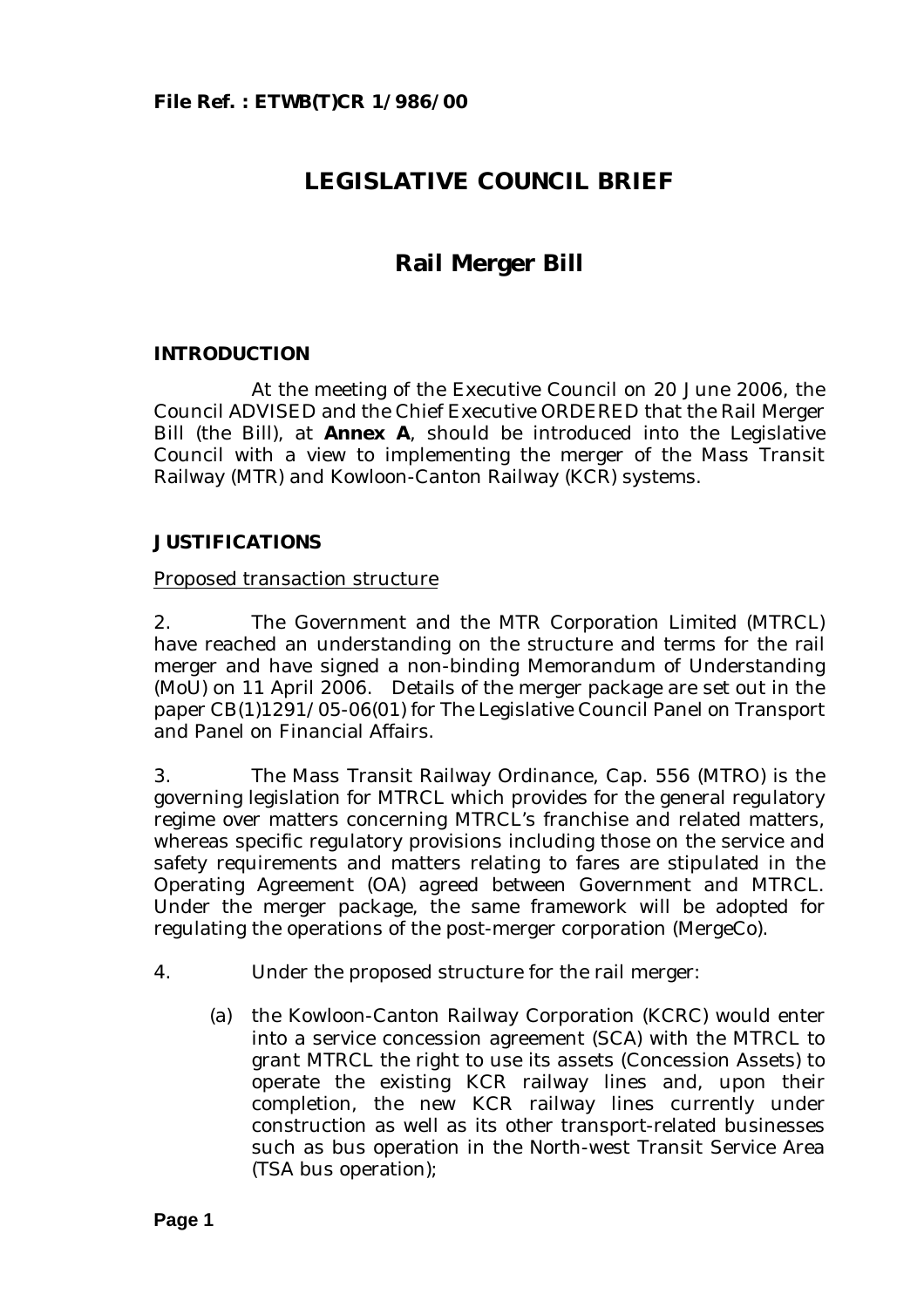**File Ref. : ETWB(T)CR 1/986/00**

# LEGISLATIVE COUNCIL BRIEF

# Rail Merger Bill

## INTRODUCTION

At the meeting of the Executive Council on 20 June 2006, the Council ADVISED and the Chief Executive ORDERED that the Rail Merger Bill (the Bill), at **Annex A**, should be introduced into the Legislative Council with a view to implementing the merger of the Mass Transit Railway (MTR) and Kowloon-Canton Railway (KCR) systems.

## JUSTIFICATIONS

Proposed transaction structure

2. The Government and the MTR Corporation Limited (MTRCL) have reached an understanding on the structure and terms for the rail merger and have signed a non-binding Memorandum of Understanding (MoU) on 11 April 2006. Details of the merger package are set out in the paper CB(1)1291/05-06(01) for The Legislative Council Panel on Transport and Panel on Financial Affairs.

3. The Mass Transit Railway Ordinance, Cap. 556 (MTRO) is the governing legislation for MTRCL which provides for the general regulatory regime over matters concerning MTRCL's franchise and related matters, whereas specific regulatory provisions including those on the service and safety requirements and matters relating to fares are stipulated in the Operating Agreement (OA) agreed between Government and MTRCL. Under the merger package, the same framework will be adopted for regulating the operations of the post-merger corporation (MergeCo).

4. Under the proposed structure for the rail merger:

(a) the Kowloon-Canton Railway Corporation (KCRC) would enter into a service concession agreement (SCA) with the MTRCL to grant MTRCL the right to use its assets (Concession Assets) to operate the existing KCR railway lines and, upon their completion, the new KCR railway lines currently under construction as well as its other transport-related businesses such as bus operation in the North-west Transit Service Area (TSA bus operation);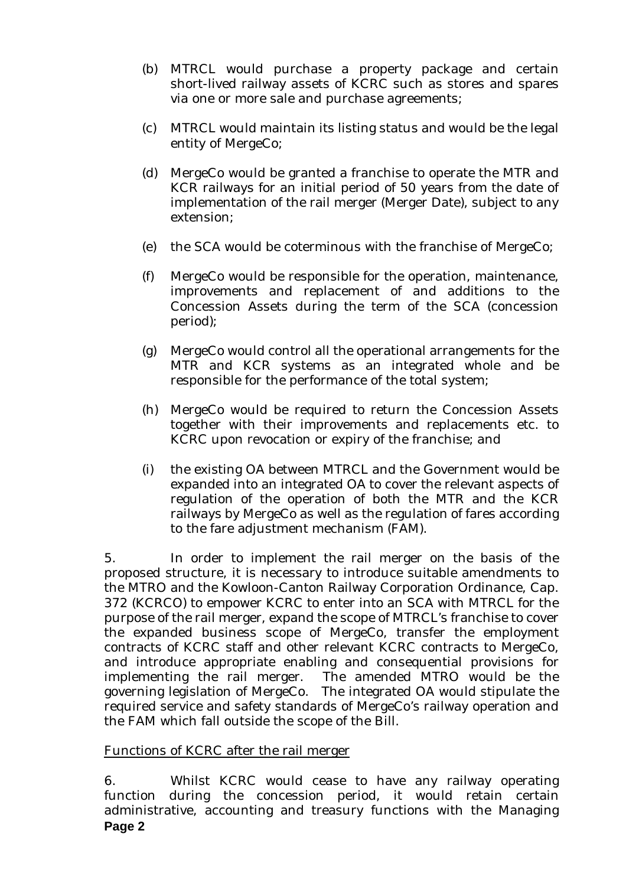(b) MTRCL would purchase a property package and certain short-lived railway assets of KCRC such as stores and spares via one or more sale and purchase agreements;

(c) MTRCL would maintain its listing status and would be the legal entity of MergeCo;

(d) MergeCo would be granted a franchise to operate the MTR and KCR railways for an initial period of 50 years from the date of implementation of the rail merger (Merger Date), subject to any extension;

(e) the SCA would be coterminous with the franchise of MergeCo;

(f) MergeCo would be responsible for the operation, maintenance, improvements and replacement of and additions to the Concession Assets during the term of the SCA (concession period);

(g) MergeCo would control all the operational arrangements for the MTR and KCR systems as an integrated whole and be responsible for the performance of the total system;

(h) MergeCo would be required to return the Concession Assets together with their improvements and replacements etc. to KCRC upon revocation or expiry of the franchise; and

(i) the existing OA between MTRCL and the Government would be expanded into an integrated OA to cover the relevant aspects of regulation of the operation of both the MTR and the KCR railways by MergeCo as well as the regulation of fares according to the fare adjustment mechanism (FAM).

5. In order to implement the rail merger on the basis of the proposed structure, it is necessary to introduce suitable amendments to the MTRO and the Kowloon-Canton Railway Corporation Ordinance, Cap. 372 (KCRCO) to empower KCRC to enter into an SCA with MTRCL for the purpose of the rail merger, expand the scope of MTRCL's franchise to cover the expanded business scope of MergeCo, transfer the employment contracts of KCRC staff and other relevant KCRC contracts to MergeCo, and introduce appropriate enabling and consequential provisions for implementing the rail merger. The amended MTRO would be the governing legislation of MergeCo. The integrated OA would stipulate the required service and safety standards of MergeCo's railway operation and the FAM which fall outside the scope of the Bill.

<u>Functions of KCRC after the rail merger</u>

6. Whilst KCRC would cease to have any railway operating function during the concession period, it would retain certain administrative, accounting and treasury functions with the Managing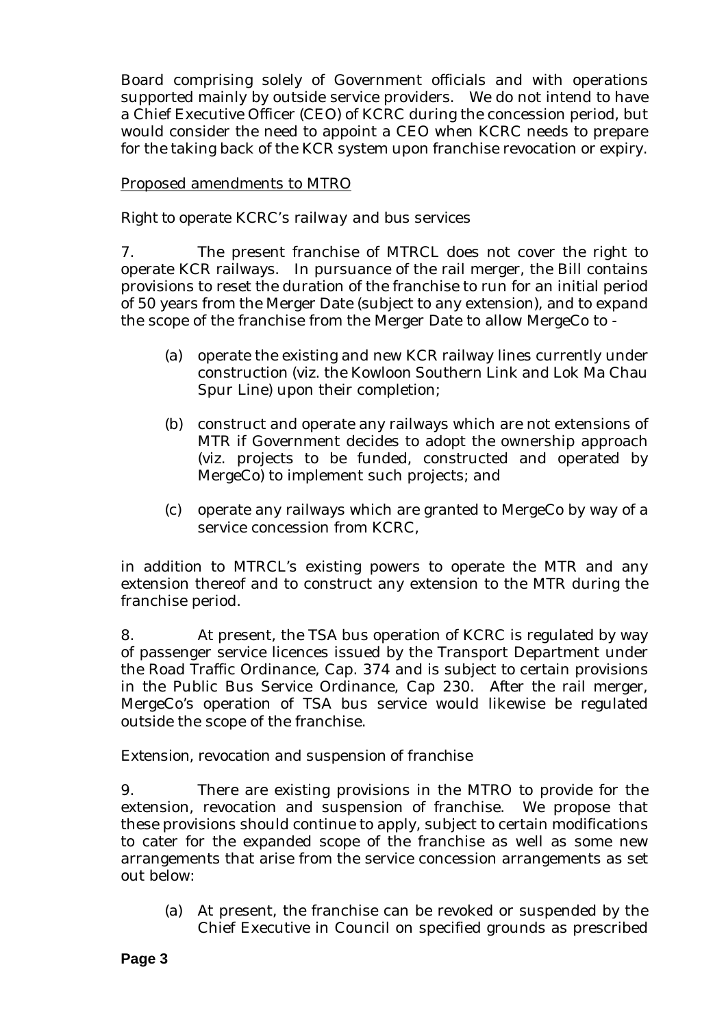Board comprising solely of Government officials and with operations supported mainly by outside service providers. We do not intend to have a Chief Executive Officer (CEO) of KCRC during the concession period, but would consider the need to appoint a CEO when KCRC needs to prepare for the taking back of the KCR system upon franchise revocation or expiry.

<u>Proposed amendments to MTRO</u>

*Right to operate KCRC's railway and bus services*

7. The present franchise of MTRCL does not cover the right to operate KCR railways. In pursuance of the rail merger, the Bill contains provisions to reset the duration of the franchise to run for an initial period of 50 years from the Merger Date (subject to any extension), and to expand the scope of the franchise from the Merger Date to allow MergeCo to -

(a) operate the existing and new KCR railway lines currently under construction (viz. the Kowloon Southern Link and Lok Ma Chau Spur Line) upon their completion;

(b) construct and operate any railways which are not extensions of MTR if Government decides to adopt the ownership approach (viz. projects to be funded, constructed and operated by MergeCo) to implement such projects; and

(c) operate any railways which are granted to MergeCo by way of a service concession from KCRC,

in addition to MTRCL's existing powers to operate the MTR and any extension thereof and to construct any extension to the MTR during the franchise period.

8. At present, the TSA bus operation of KCRC is regulated by way of passenger service licences issued by the Transport Department under the Road Traffic Ordinance, Cap. 374 and is subject to certain provisions in the Public Bus Service Ordinance, Cap 230. After the rail merger, MergeCo's operation of TSA bus service would likewise be regulated outside the scope of the franchise.

*Extension, revocation and suspension of franchise*

9. There are existing provisions in the MTRO to provide for the extension, revocation and suspension of franchise. We propose that these provisions should continue to apply, subject to certain modifications to cater for the expanded scope of the franchise as well as some new arrangements that arise from the service concession arrangements as set out below:

(a) At present, the franchise can be revoked or suspended by the Chief Executive in Council on specified grounds as prescribed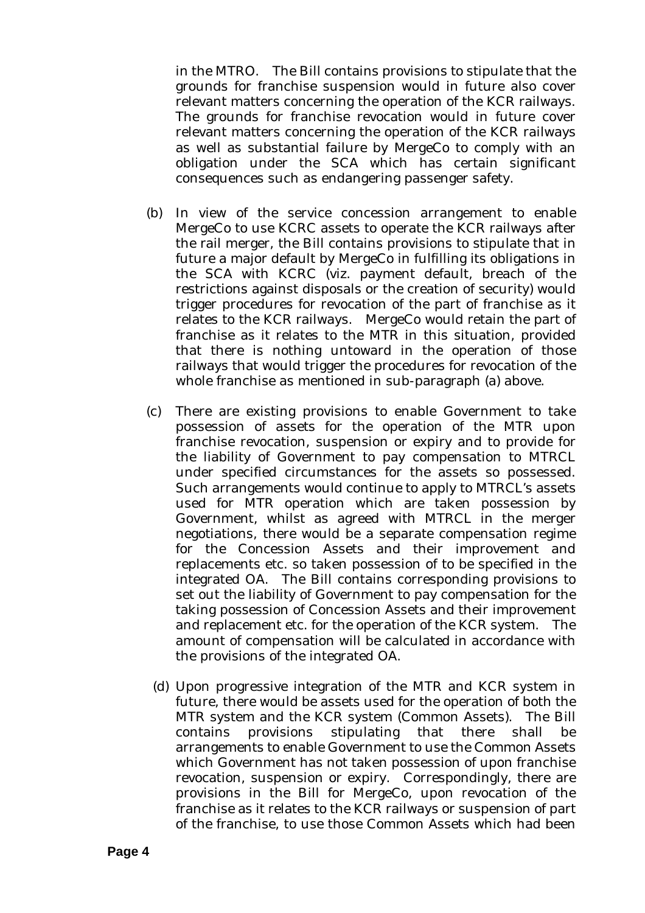in the MTRO. The Bill contains provisions to stipulate that the grounds for franchise suspension would in future also cover relevant matters concerning the operation of the KCR railways. The grounds for franchise revocation would in future cover relevant matters concerning the operation of the KCR railways as well as substantial failure by MergeCo to comply with an obligation under the SCA which has certain significant consequences such as endangering passenger safety.

(b) In view of the service concession arrangement to enable MergeCo to use KCRC assets to operate the KCR railways after the rail merger, the Bill contains provisions to stipulate that in future a major default by MergeCo in fulfilling its obligations in the SCA with KCRC (viz. payment default, breach of the restrictions against disposals or the creation of security) would trigger procedures for revocation of the part of franchise as it relates to the KCR railways. MergeCo would retain the part of franchise as it relates to the MTR in this situation, provided that there is nothing untoward in the operation of those railways that would trigger the procedures for revocation of the whole franchise as mentioned in sub-paragraph (a) above.

(c) There are existing provisions to enable Government to take possession of assets for the operation of the MTR upon franchise revocation, suspension or expiry and to provide for the liability of Government to pay compensation to MTRCL under specified circumstances for the assets so possessed. Such arrangements would continue to apply to MTRCL's assets used for MTR operation which are taken possession by Government, whilst as agreed with MTRCL in the merger negotiations, there would be a separate compensation regime for the Concession Assets and their improvement and replacements etc. so taken possession of to be specified in the integrated OA. The Bill contains corresponding provisions to set out the liability of Government to pay compensation for the taking possession of Concession Assets and their improvement and replacement etc. for the operation of the KCR system. The amount of compensation will be calculated in accordance with the provisions of the integrated OA.

(d) Upon progressive integration of the MTR and KCR system in future, there would be assets used for the operation of both the MTR system and the KCR system (Common Assets). The Bill contains provisions stipulating that there shall be arrangements to enable Government to use the Common Assets which Government has not taken possession of upon franchise revocation, suspension or expiry. Correspondingly, there are provisions in the Bill for MergeCo, upon revocation of the franchise as it relates to the KCR railways or suspension of part of the franchise, to use those Common Assets which had been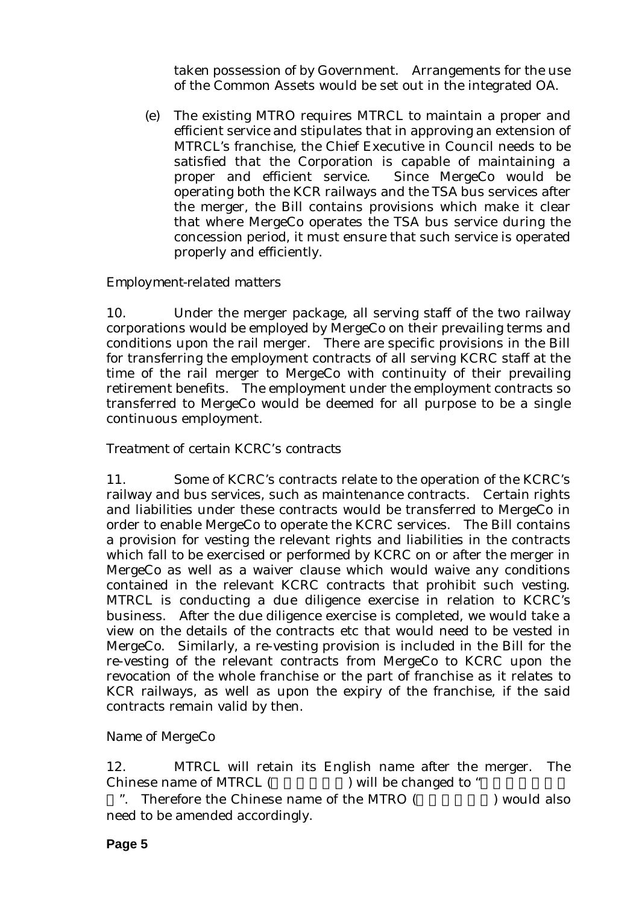taken possession of by Government. Arrangements for the use of the Common Assets would be set out in the integrated OA.

(e) The existing MTRO requires MTRCL to maintain a proper and efficient service and stipulates that in approving an extension of MTRCL's franchise, the Chief Executive in Council needs to be satisfied that the Corporation is capable of maintaining a proper and efficient service. Since MergeCo would be operating both the KCR railways and the TSA bus services after the merger, the Bill contains provisions which make it clear that where MergeCo operates the TSA bus service during the concession period, it must ensure that such service is operated properly and efficiently.

*Employment-related matters*

10. Under the merger package, all serving staff of the two railway corporations would be employed by MergeCo on their prevailing terms and conditions upon the rail merger. There are specific provisions in the Bill for transferring the employment contracts of all serving KCRC staff at the time of the rail merger to MergeCo with continuity of their prevailing retirement benefits. The employment under the employment contracts so transferred to MergeCo would be deemed for all purpose to be a single continuous employment.

*Treatment of certain KCRC's contracts*

11. Some of KCRC's contracts relate to the operation of the KCRC's railway and bus services, such as maintenance contracts. Certain rights and liabilities under these contracts would be transferred to MergeCo in order to enable MergeCo to operate the KCRC services. The Bill contains a provision for vesting the relevant rights and liabilities in the contracts which fall to be exercised or performed by KCRC on or after the merger in MergeCo as well as a waiver clause which would waive any conditions contained in the relevant KCRC contracts that prohibit such vesting. MTRCL is conducting a due diligence exercise in relation to KCRC's business. After the due diligence exercise is completed, we would take a view on the details of the contracts etc that would need to be vested in MergeCo. Similarly, a re-vesting provision is included in the Bill for the re-vesting of the relevant contracts from MergeCo to KCRC upon the revocation of the whole franchise or the part of franchise as it relates to KCR railways, as well as upon the expiry of the franchise, if the said contracts remain valid by then.

*Name of MergeCo*

12. MTRCL will retain its English name after the merger. The Chinese name of MTRCL (地下鐵路公司) will be changed to "香港鐵路有限公司". Therefore the Chinese name of the MTRO (地下鐵路條例) would also need to be amended accordingly.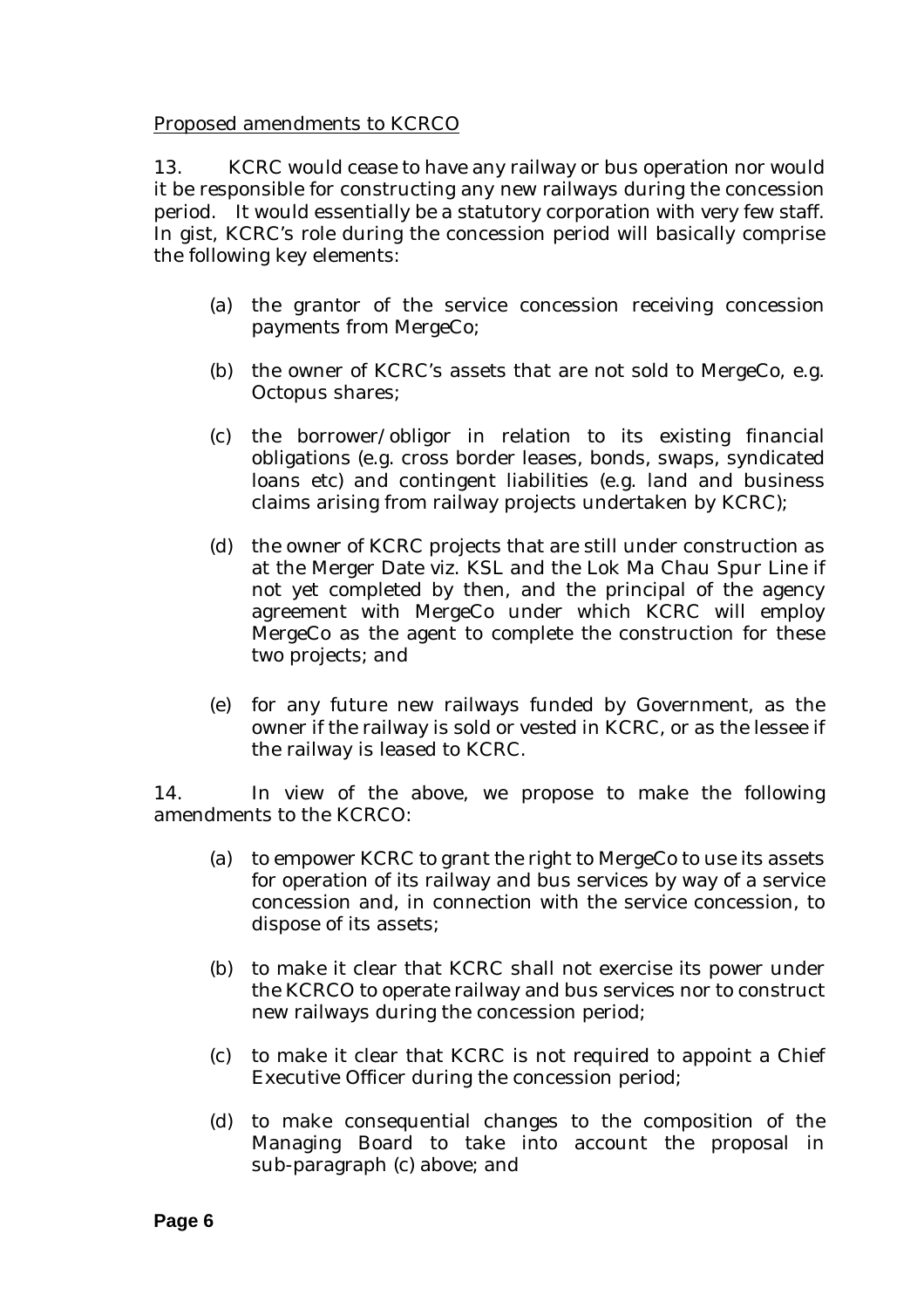Proposed amendments to KCRCO

13. KCRC would cease to have any railway or bus operation nor would it be responsible for constructing any new railways during the concession period. It would essentially be a statutory corporation with very few staff. In gist, KCRC's role during the concession period will basically comprise the following key elements:

(a) the grantor of the service concession receiving concession payments from MergeCo;

(b) the owner of KCRC's assets that are not sold to MergeCo, e.g. Octopus shares;

(c) the borrower/obligor in relation to its existing financial obligations (e.g. cross border leases, bonds, swaps, syndicated loans etc) and contingent liabilities (e.g. land and business claims arising from railway projects undertaken by KCRC);

(d) the owner of KCRC projects that are still under construction as at the Merger Date viz. KSL and the Lok Ma Chau Spur Line if not yet completed by then, and the principal of the agency agreement with MergeCo under which KCRC will employ MergeCo as the agent to complete the construction for these two projects; and

(e) for any future new railways funded by Government, as the owner if the railway is sold or vested in KCRC, or as the lessee if the railway is leased to KCRC.

14. In view of the above, we propose to make the following amendments to the KCRCO:

(a) to empower KCRC to grant the right to MergeCo to use its assets for operation of its railway and bus services by way of a service concession and, in connection with the service concession, to dispose of its assets;

(b) to make it clear that KCRC shall not exercise its power under the KCRCO to operate railway and bus services nor to construct new railways during the concession period;

(c) to make it clear that KCRC is not required to appoint a Chief Executive Officer during the concession period;

(d) to make consequential changes to the composition of the Managing Board to take into account the proposal in sub-paragraph (c) above; and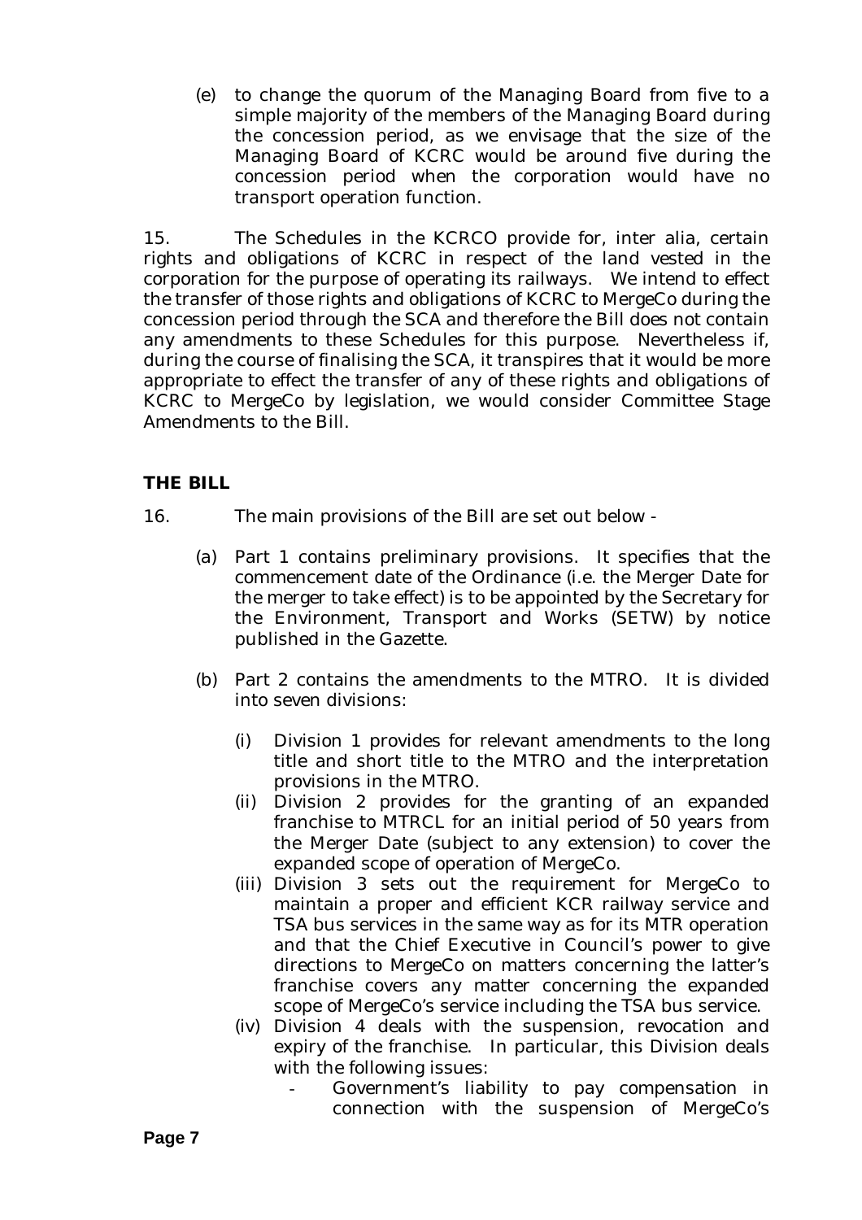(e) to change the quorum of the Managing Board from five to a simple majority of the members of the Managing Board during the concession period, as we envisage that the size of the Managing Board of KCRC would be around five during the concession period when the corporation would have no transport operation function.

15. The Schedules in the KCRCO provide for, inter alia, certain rights and obligations of KCRC in respect of the land vested in the corporation for the purpose of operating its railways. We intend to effect the transfer of those rights and obligations of KCRC to MergeCo during the concession period through the SCA and therefore the Bill does not contain any amendments to these Schedules for this purpose. Nevertheless if, during the course of finalising the SCA, it transpires that it would be more appropriate to effect the transfer of any of these rights and obligations of KCRC to MergeCo by legislation, we would consider Committee Stage Amendments to the Bill.

## THE BILL

16. The main provisions of the Bill are set out below -

(a) Part 1 contains preliminary provisions. It specifies that the commencement date of the Ordinance (i.e. the Merger Date for the merger to take effect) is to be appointed by the Secretary for the Environment, Transport and Works (SETW) by notice published in the Gazette.

(b) Part 2 contains the amendments to the MTRO. It is divided into seven divisions:

   (i) Division 1 provides for relevant amendments to the long title and short title to the MTRO and the interpretation provisions in the MTRO.
   
   (ii) Division 2 provides for the granting of an expanded franchise to MTRCL for an initial period of 50 years from the Merger Date (subject to any extension) to cover the expanded scope of operation of MergeCo.
   
   (iii) Division 3 sets out the requirement for MergeCo to maintain a proper and efficient KCR railway service and TSA bus services in the same way as for its MTR operation and that the Chief Executive in Council's power to give directions to MergeCo on matters concerning the latter's franchise covers any matter concerning the expanded scope of MergeCo's service including the TSA bus service.
   
   (iv) Division 4 deals with the suspension, revocation and expiry of the franchise. In particular, this Division deals with the following issues:
   
   - Government's liability to pay compensation in connection with the suspension of MergeCo's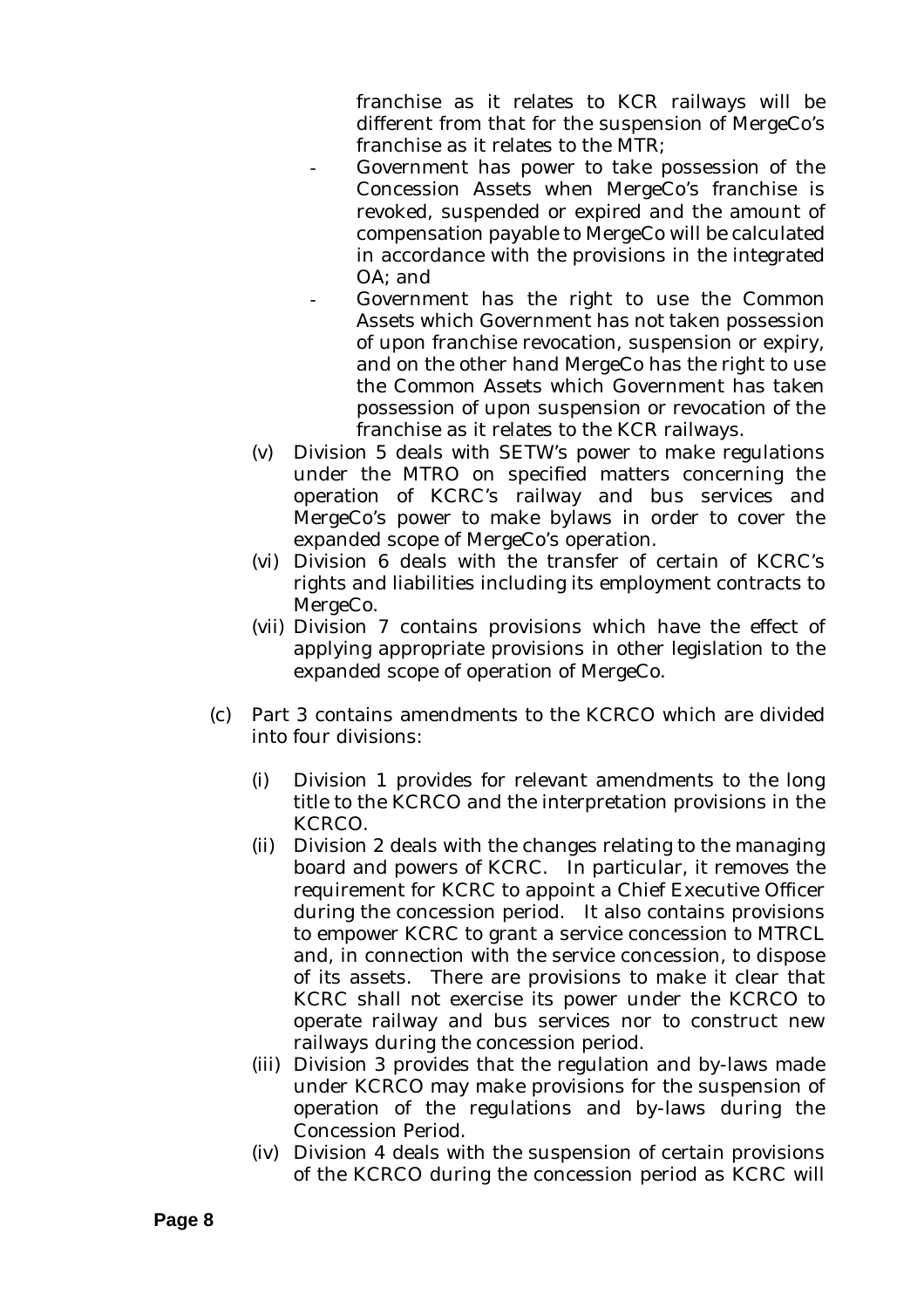franchise as it relates to KCR railways will be different from that for the suspension of MergeCo's franchise as it relates to the MTR;

- Government has power to take possession of the Concession Assets when MergeCo's franchise is revoked, suspended or expired and the amount of compensation payable to MergeCo will be calculated in accordance with the provisions in the integrated OA; and
- Government has the right to use the Common Assets which Government has not taken possession of upon franchise revocation, suspension or expiry, and on the other hand MergeCo has the right to use the Common Assets which Government has taken possession of upon suspension or revocation of the franchise as it relates to the KCR railways.

(v) Division 5 deals with SETW's power to make regulations under the MTRO on specified matters concerning the operation of KCRC's railway and bus services and MergeCo's power to make bylaws in order to cover the expanded scope of MergeCo's operation.

(vi) Division 6 deals with the transfer of certain of KCRC's rights and liabilities including its employment contracts to MergeCo.

(vii) Division 7 contains provisions which have the effect of applying appropriate provisions in other legislation to the expanded scope of operation of MergeCo.

(c) Part 3 contains amendments to the KCRCO which are divided into four divisions:

(i) Division 1 provides for relevant amendments to the long title to the KCRCO and the interpretation provisions in the KCRCO.

(ii) Division 2 deals with the changes relating to the managing board and powers of KCRC. In particular, it removes the requirement for KCRC to appoint a Chief Executive Officer during the concession period. It also contains provisions to empower KCRC to grant a service concession to MTRCL and, in connection with the service concession, to dispose of its assets. There are provisions to make it clear that KCRC shall not exercise its power under the KCRCO to operate railway and bus services nor to construct new railways during the concession period.

(iii) Division 3 provides that the regulation and by-laws made under KCRCO may make provisions for the suspension of operation of the regulations and by-laws during the Concession Period.

(iv) Division 4 deals with the suspension of certain provisions of the KCRCO during the concession period as KCRC will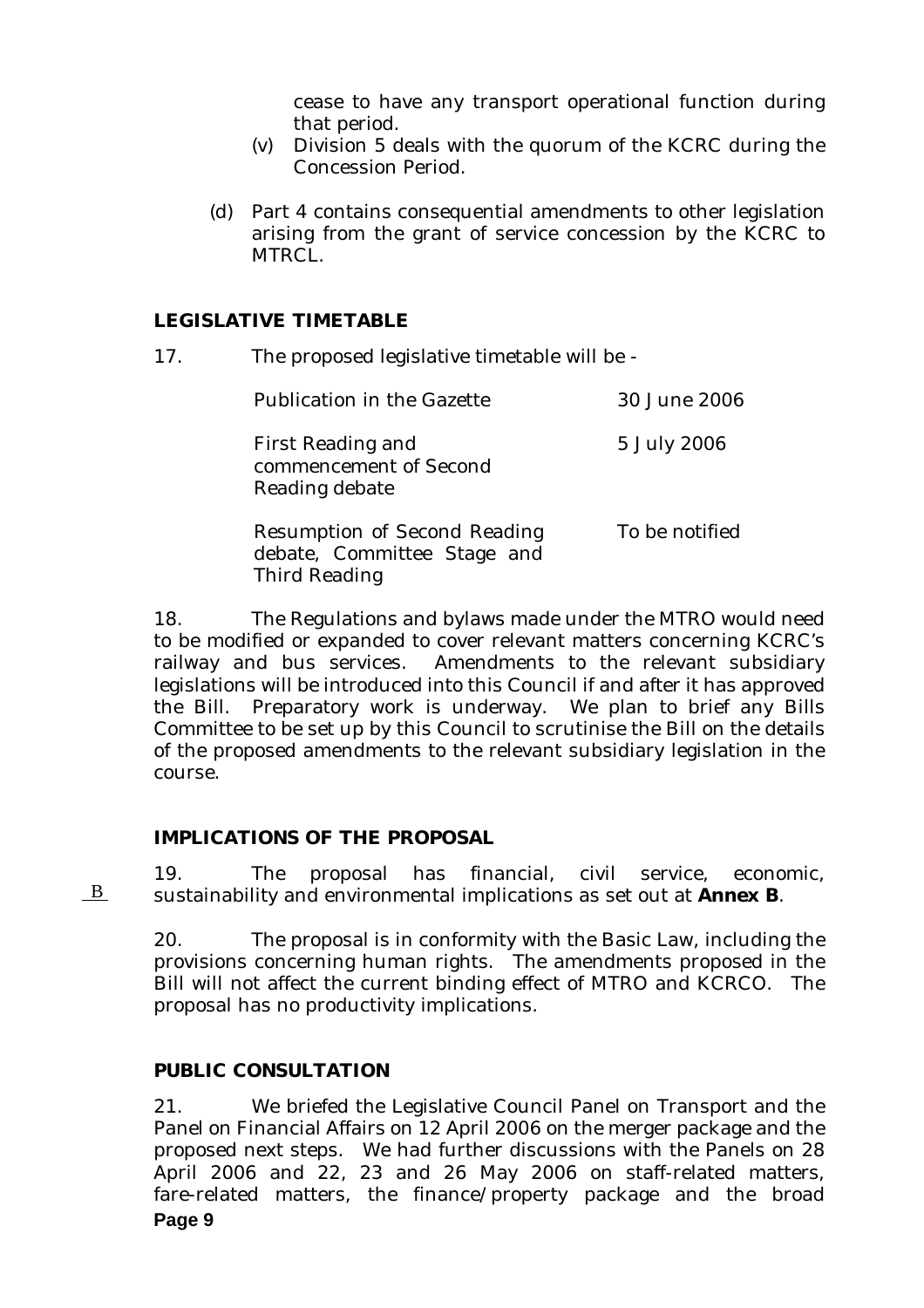cease to have any transport operational function during that period.

(v) Division 5 deals with the quorum of the KCRC during the Concession Period.

(d) Part 4 contains consequential amendments to other legislation arising from the grant of service concession by the KCRC to MTRCL.

## LEGISLATIVE TIMETABLE

17. The proposed legislative timetable will be -

| | |
|---|---|
| Publication in the Gazette | 30 June 2006 |
| First Reading and commencement of Second Reading debate | 5 July 2006 |
| Resumption of Second Reading debate, Committee Stage and Third Reading | To be notified |

18. The Regulations and bylaws made under the MTRO would need to be modified or expanded to cover relevant matters concerning KCRC's railway and bus services. Amendments to the relevant subsidiary legislations will be introduced into this Council if and after it has approved the Bill. Preparatory work is underway. We plan to brief any Bills Committee to be set up by this Council to scrutinise the Bill on the details of the proposed amendments to the relevant subsidiary legislation in the course.

## IMPLICATIONS OF THE PROPOSAL

B

19. The proposal has financial, civil service, economic, sustainability and environmental implications as set out at **Annex B**.

20. The proposal is in conformity with the Basic Law, including the provisions concerning human rights. The amendments proposed in the Bill will not affect the current binding effect of MTRO and KCRCO. The proposal has no productivity implications.

## PUBLIC CONSULTATION

21. We briefed the Legislative Council Panel on Transport and the Panel on Financial Affairs on 12 April 2006 on the merger package and the proposed next steps. We had further discussions with the Panels on 28 April 2006 and 22, 23 and 26 May 2006 on staff-related matters, fare-related matters, the finance/property package and the broad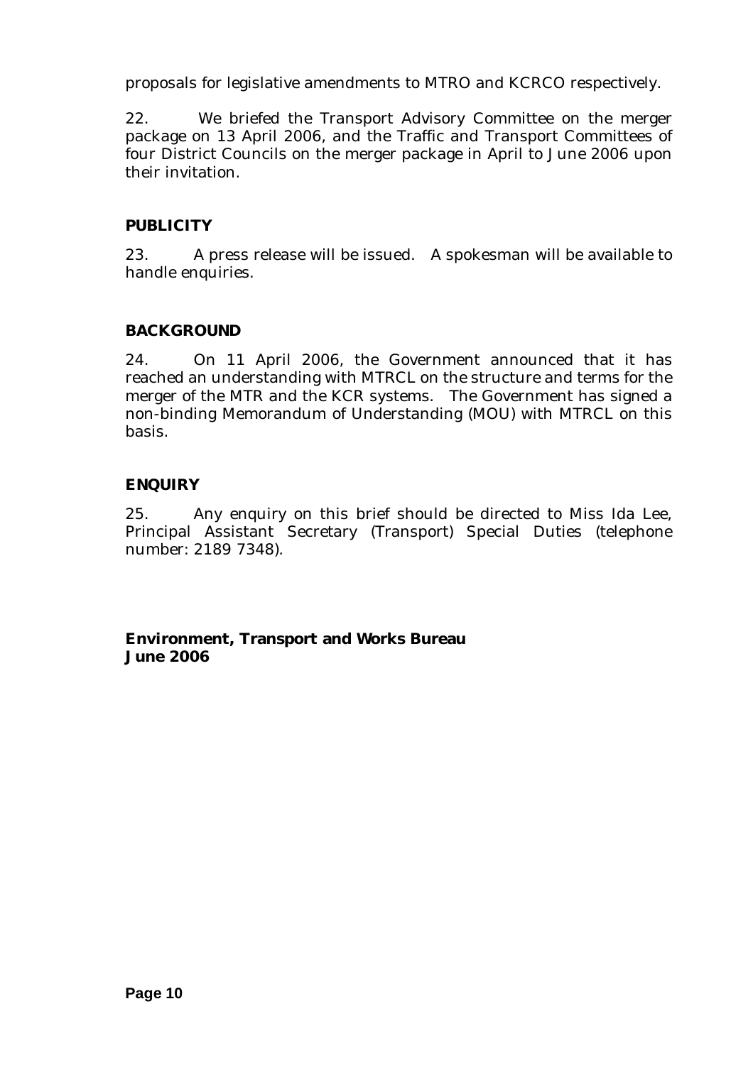proposals for legislative amendments to MTRO and KCRCO respectively.

22. We briefed the Transport Advisory Committee on the merger package on 13 April 2006, and the Traffic and Transport Committees of four District Councils on the merger package in April to June 2006 upon their invitation.

## PUBLICITY

23. A press release will be issued. A spokesman will be available to handle enquiries.

## BACKGROUND

24. On 11 April 2006, the Government announced that it has reached an understanding with MTRCL on the structure and terms for the merger of the MTR and the KCR systems. The Government has signed a non-binding Memorandum of Understanding (MOU) with MTRCL on this basis.

## ENQUIRY

25. Any enquiry on this brief should be directed to Miss Ida Lee, Principal Assistant Secretary (Transport) Special Duties (telephone number: 2189 7348).

**Environment, Transport and Works Bureau**
**June 2006**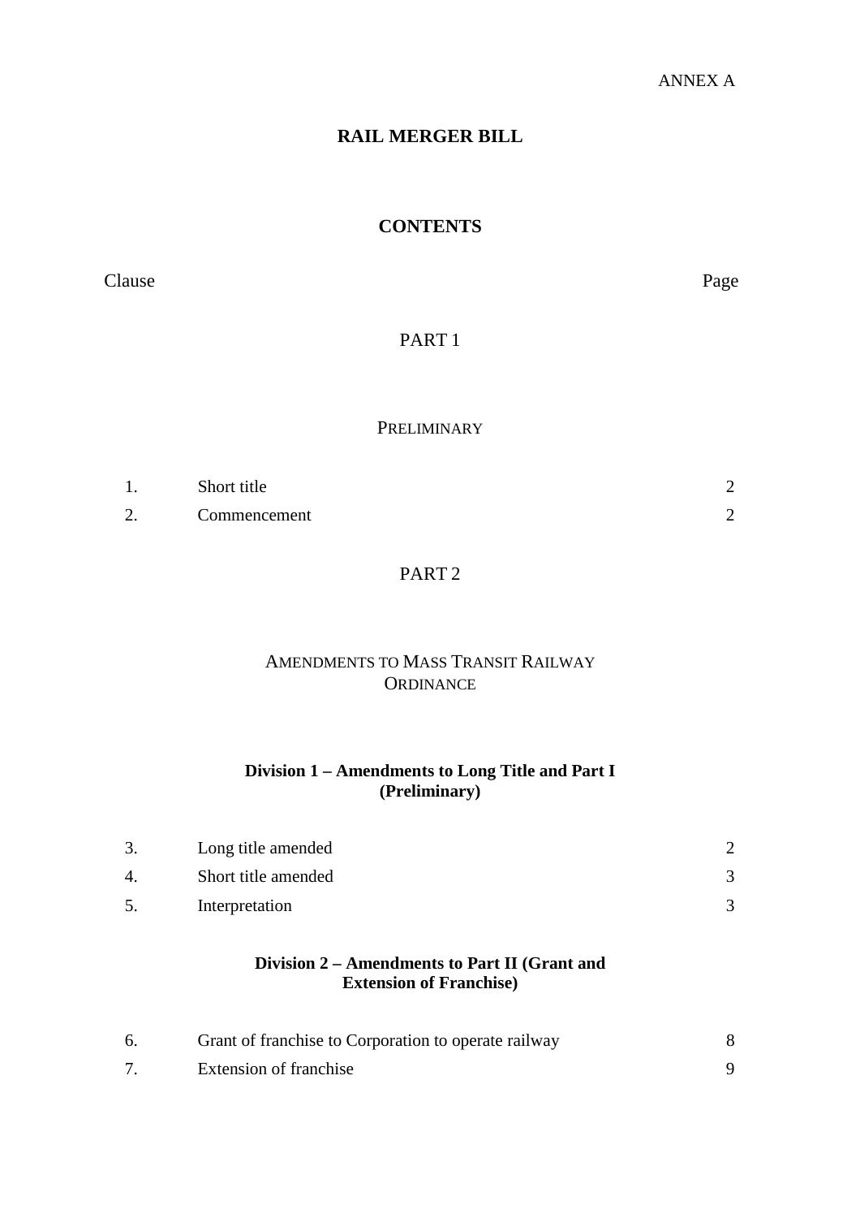ANNEX A

# RAIL MERGER BILL

## CONTENTS

| Clause | | Page |
|---|---|---|

PART 1

PRELIMINARY

| | | |
|---|---|---|
| 1. | Short title | 2 |
| 2. | Commencement | 2 |

PART 2

AMENDMENTS TO MASS TRANSIT RAILWAY ORDINANCE

**Division 1 – Amendments to Long Title and Part I (Preliminary)**

| | | |
|---|---|---|
| 3. | Long title amended | 2 |
| 4. | Short title amended | 3 |
| 5. | Interpretation | 3 |

**Division 2 – Amendments to Part II (Grant and Extension of Franchise)**

| | | |
|---|---|---|
| 6. | Grant of franchise to Corporation to operate railway | 8 |
| 7. | Extension of franchise | 9 |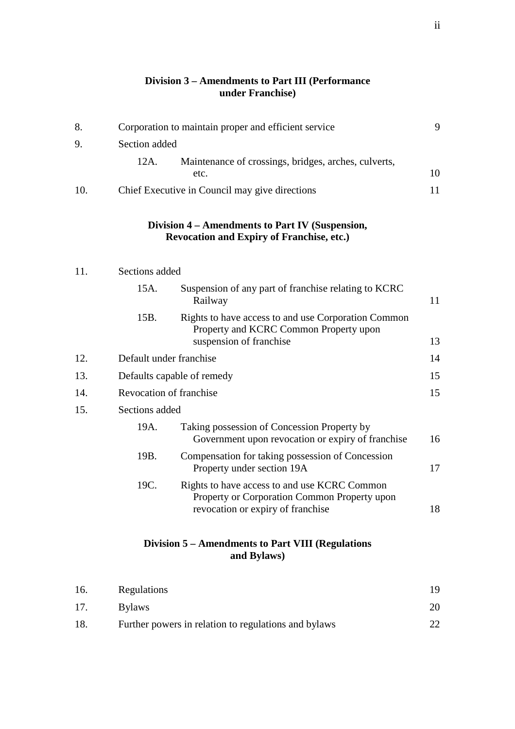### Division 3 – Amendments to Part III (Performance under Franchise)

| | | |
|---|---|---|
| 8. | Corporation to maintain proper and efficient service | 9 |
| 9. | Section added | |
| | 12A. Maintenance of crossings, bridges, arches, culverts, etc. | 10 |
| 10. | Chief Executive in Council may give directions | 11 |

### Division 4 – Amendments to Part IV (Suspension, Revocation and Expiry of Franchise, etc.)

| | | |
|---|---|---|
| 11. | Sections added | |
| | 15A. Suspension of any part of franchise relating to KCRC Railway | 11 |
| | 15B. Rights to have access to and use Corporation Common Property and KCRC Common Property upon suspension of franchise | 13 |
| 12. | Default under franchise | 14 |
| 13. | Defaults capable of remedy | 15 |
| 14. | Revocation of franchise | 15 |
| 15. | Sections added | |
| | 19A. Taking possession of Concession Property by Government upon revocation or expiry of franchise | 16 |
| | 19B. Compensation for taking possession of Concession Property under section 19A | 17 |
| | 19C. Rights to have access to and use KCRC Common Property or Corporation Common Property upon revocation or expiry of franchise | 18 |

### Division 5 – Amendments to Part VIII (Regulations and Bylaws)

| | | |
|---|---|---|
| 16. | Regulations | 19 |
| 17. | Bylaws | 20 |
| 18. | Further powers in relation to regulations and bylaws | 22 |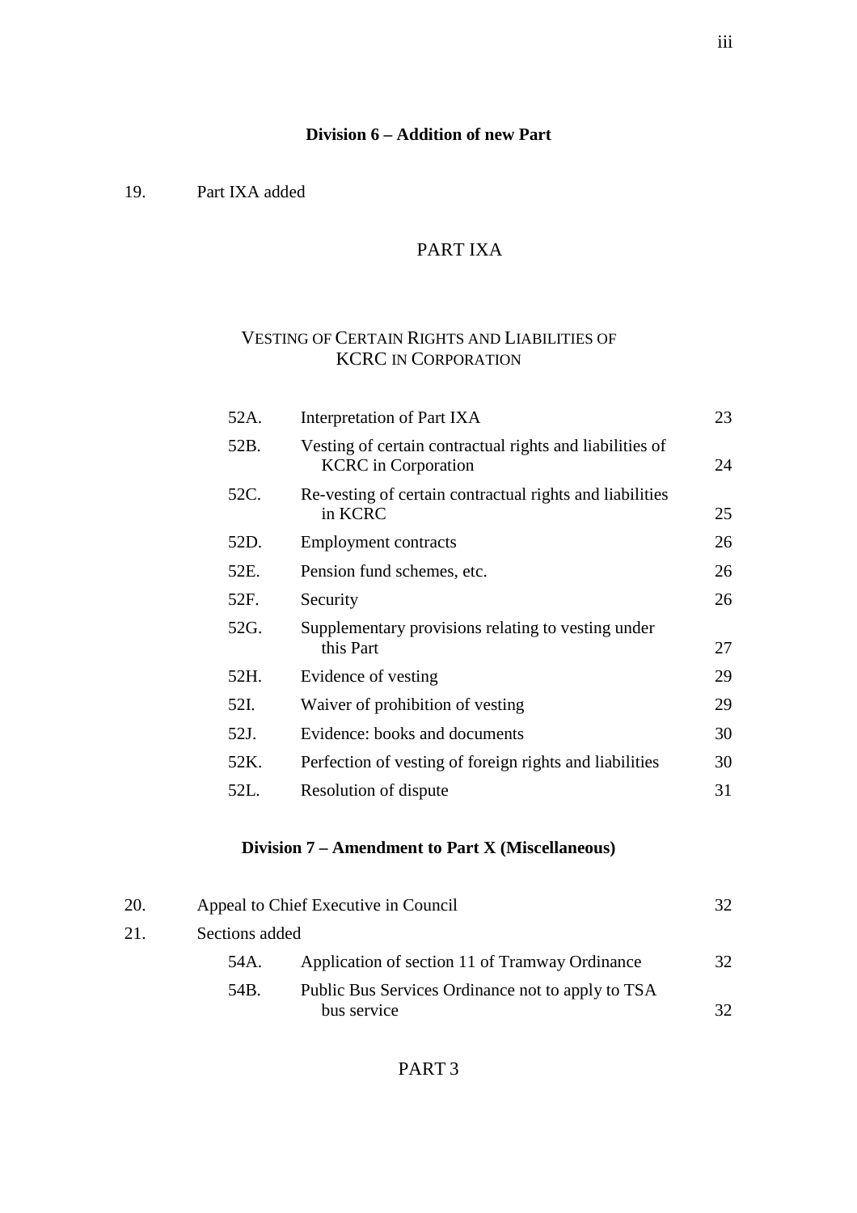**Division 6 – Addition of new Part**

19. Part IXA added

PART IXA

VESTING OF CERTAIN RIGHTS AND LIABILITIES OF KCRC IN CORPORATION

| | | |
|---|---|---|
| 52A. | Interpretation of Part IXA | 23 |
| 52B. | Vesting of certain contractual rights and liabilities of KCRC in Corporation | 24 |
| 52C. | Re-vesting of certain contractual rights and liabilities in KCRC | 25 |
| 52D. | Employment contracts | 26 |
| 52E. | Pension fund schemes, etc. | 26 |
| 52F. | Security | 26 |
| 52G. | Supplementary provisions relating to vesting under this Part | 27 |
| 52H. | Evidence of vesting | 29 |
| 52I. | Waiver of prohibition of vesting | 29 |
| 52J. | Evidence: books and documents | 30 |
| 52K. | Perfection of vesting of foreign rights and liabilities | 30 |
| 52L. | Resolution of dispute | 31 |

**Division 7 – Amendment to Part X (Miscellaneous)**

| | | |
|---|---|---|
| 20. | Appeal to Chief Executive in Council | 32 |
| 21. | Sections added | |
| 54A. | Application of section 11 of Tramway Ordinance | 32 |
| 54B. | Public Bus Services Ordinance not to apply to TSA bus service | 32 |

PART 3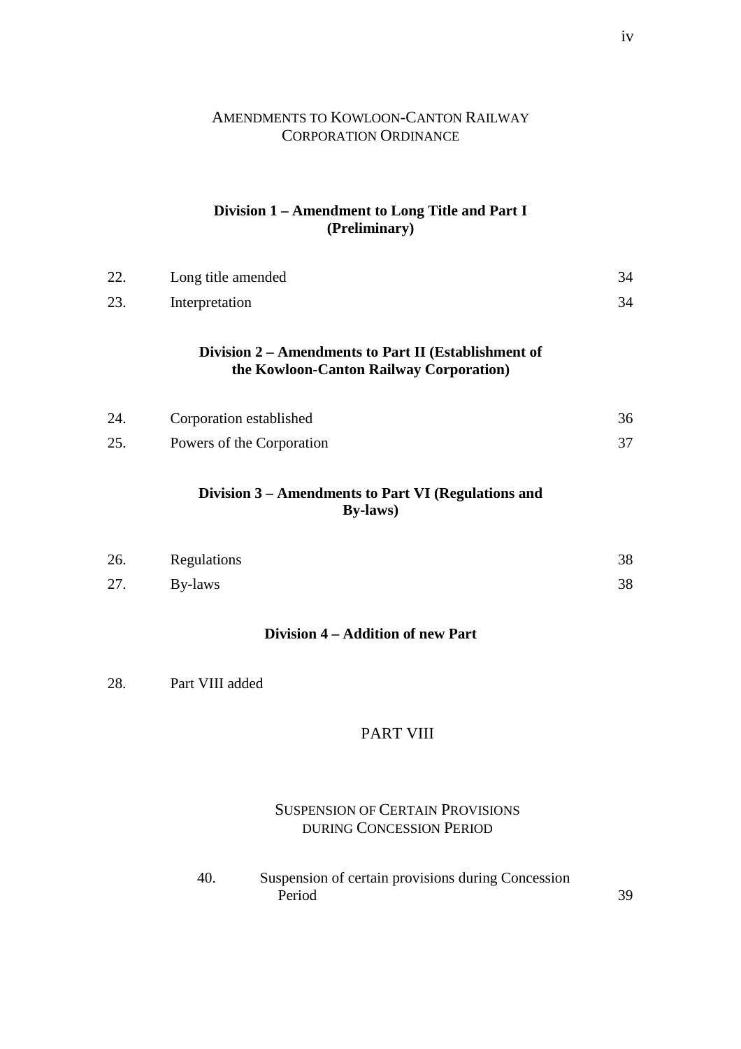## AMENDMENTS TO KOWLOON-CANTON RAILWAY CORPORATION ORDINANCE

### Division 1 – Amendment to Long Title and Part I (Preliminary)

| | | |
|---|---|---|
| 22. | Long title amended | 34 |
| 23. | Interpretation | 34 |

### Division 2 – Amendments to Part II (Establishment of the Kowloon-Canton Railway Corporation)

| | | |
|---|---|---|
| 24. | Corporation established | 36 |
| 25. | Powers of the Corporation | 37 |

### Division 3 – Amendments to Part VI (Regulations and By-laws)

| | | |
|---|---|---|
| 26. | Regulations | 38 |
| 27. | By-laws | 38 |

### Division 4 – Addition of new Part

| | | |
|---|---|---|
| 28. | Part VIII added | |

## PART VIII

### SUSPENSION OF CERTAIN PROVISIONS DURING CONCESSION PERIOD

| | | |
|---|---|---|
| 40. | Suspension of certain provisions during Concession Period | 39 |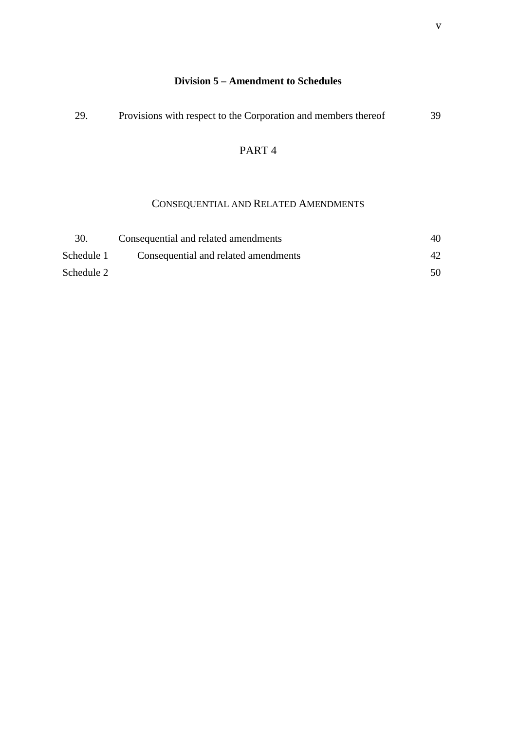**Division 5 – Amendment to Schedules**

| | | |
|---|---|---|
| 29. | Provisions with respect to the Corporation and members thereof | 39 |

PART 4

CONSEQUENTIAL AND RELATED AMENDMENTS

| | | |
|---|---|---|
| 30. | Consequential and related amendments | 40 |
| Schedule 1 | Consequential and related amendments | 42 |
| Schedule 2 | | 50 |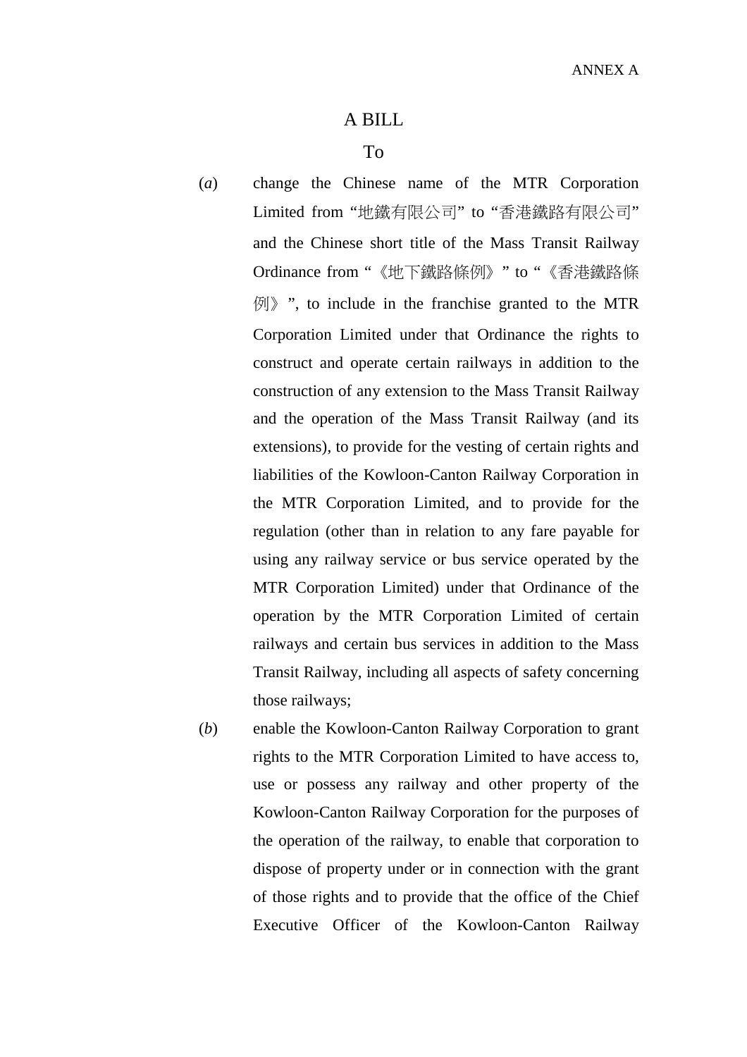ANNEX A

# A BILL

To

(*a*) change the Chinese name of the MTR Corporation Limited from “地鐵有限公司” to “香港鐵路有限公司” and the Chinese short title of the Mass Transit Railway Ordinance from “《地下鐵路條例》” to “《香港鐵路條例》”, to include in the franchise granted to the MTR Corporation Limited under that Ordinance the rights to construct and operate certain railways in addition to the construction of any extension to the Mass Transit Railway and the operation of the Mass Transit Railway (and its extensions), to provide for the vesting of certain rights and liabilities of the Kowloon-Canton Railway Corporation in the MTR Corporation Limited, and to provide for the regulation (other than in relation to any fare payable for using any railway service or bus service operated by the MTR Corporation Limited) under that Ordinance of the operation by the MTR Corporation Limited of certain railways and certain bus services in addition to the Mass Transit Railway, including all aspects of safety concerning those railways;

(*b*) enable the Kowloon-Canton Railway Corporation to grant rights to the MTR Corporation Limited to have access to, use or possess any railway and other property of the Kowloon-Canton Railway Corporation for the purposes of the operation of the railway, to enable that corporation to dispose of property under or in connection with the grant of those rights and to provide that the office of the Chief Executive Officer of the Kowloon-Canton Railway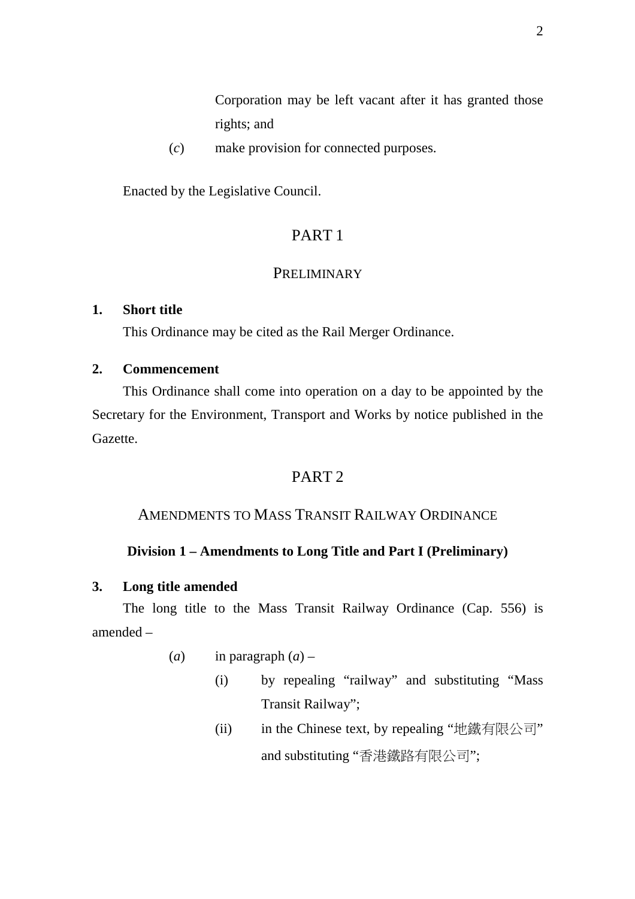Corporation may be left vacant after it has granted those rights; and

(*c*) make provision for connected purposes.

Enacted by the Legislative Council.

## PART 1

### PRELIMINARY

**1. Short title**

This Ordinance may be cited as the Rail Merger Ordinance.

**2. Commencement**

This Ordinance shall come into operation on a day to be appointed by the Secretary for the Environment, Transport and Works by notice published in the Gazette.

## PART 2

### AMENDMENTS TO MASS TRANSIT RAILWAY ORDINANCE

**Division 1 – Amendments to Long Title and Part I (Preliminary)**

**3. Long title amended**

The long title to the Mass Transit Railway Ordinance (Cap. 556) is amended –

(*a*) in paragraph (*a*) –

(i) by repealing "railway" and substituting "Mass Transit Railway";

(ii) in the Chinese text, by repealing "地鐵有限公司" and substituting "香港鐵路有限公司";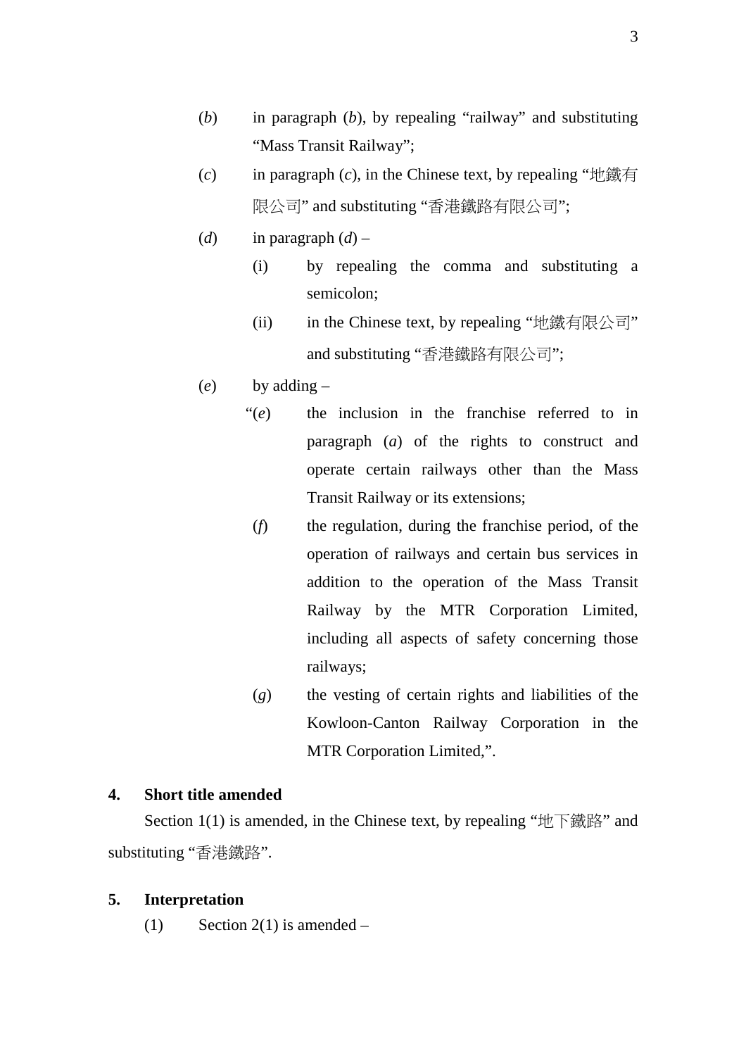(*b*) in paragraph (*b*), by repealing "railway" and substituting "Mass Transit Railway";

(*c*) in paragraph (*c*), in the Chinese text, by repealing "地鐵有限公司" and substituting "香港鐵路有限公司";

(*d*) in paragraph (*d*) –

  (i) by repealing the comma and substituting a semicolon;

  (ii) in the Chinese text, by repealing "地鐵有限公司" and substituting "香港鐵路有限公司";

(*e*) by adding –

  "(*e*) the inclusion in the franchise referred to in paragraph (*a*) of the rights to construct and operate certain railways other than the Mass Transit Railway or its extensions;

  (*f*) the regulation, during the franchise period, of the operation of railways and certain bus services in addition to the operation of the Mass Transit Railway by the MTR Corporation Limited, including all aspects of safety concerning those railways;

  (*g*) the vesting of certain rights and liabilities of the Kowloon-Canton Railway Corporation in the MTR Corporation Limited,".

**4. Short title amended**

Section 1(1) is amended, in the Chinese text, by repealing "地下鐵路" and substituting "香港鐵路".

**5. Interpretation**

(1) Section 2(1) is amended –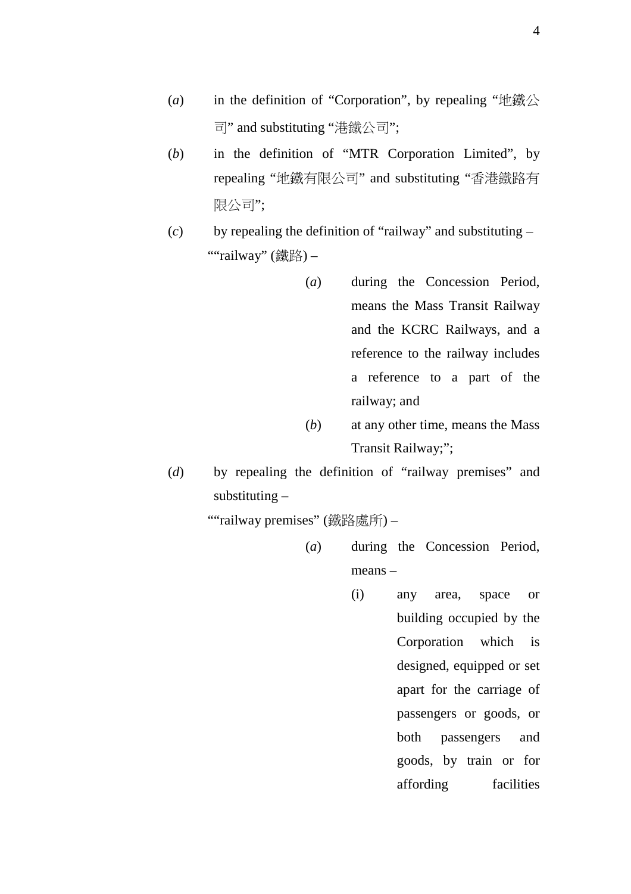(*a*) in the definition of "Corporation", by repealing "地鐵公司" and substituting "港鐵公司";

(*b*) in the definition of "MTR Corporation Limited", by repealing "地鐵有限公司" and substituting "香港鐵路有限公司";

(*c*) by repealing the definition of "railway" and substituting –

""railway" (鐵路) –

> (*a*) during the Concession Period, means the Mass Transit Railway and the KCRC Railways, and a reference to the railway includes a reference to a part of the railway; and
>
> (*b*) at any other time, means the Mass Transit Railway;";

(*d*) by repealing the definition of "railway premises" and substituting –

""railway premises" (鐵路處所) –

> (*a*) during the Concession Period, means –
>
> > (i) any area, space or building occupied by the Corporation which is designed, equipped or set apart for the carriage of passengers or goods, or both passengers and goods, by train or for affording facilities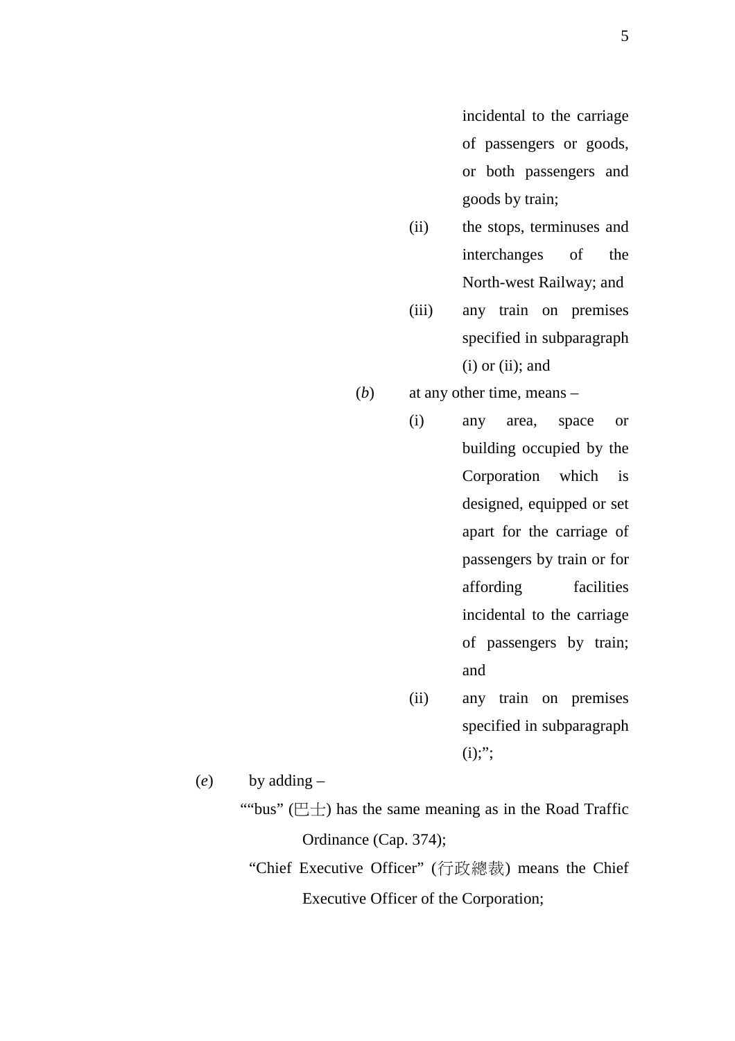incidental to the carriage of passengers or goods, or both passengers and goods by train;

(ii) the stops, terminuses and interchanges of the North-west Railway; and

(iii) any train on premises specified in subparagraph (i) or (ii); and

(*b*) at any other time, means –

(i) any area, space or building occupied by the Corporation which is designed, equipped or set apart for the carriage of passengers by train or for affording facilities incidental to the carriage of passengers by train; and

(ii) any train on premises specified in subparagraph (i);";

(*e*) by adding –

""bus" (巴士) has the same meaning as in the Road Traffic Ordinance (Cap. 374);

"Chief Executive Officer" (行政總裁) means the Chief Executive Officer of the Corporation;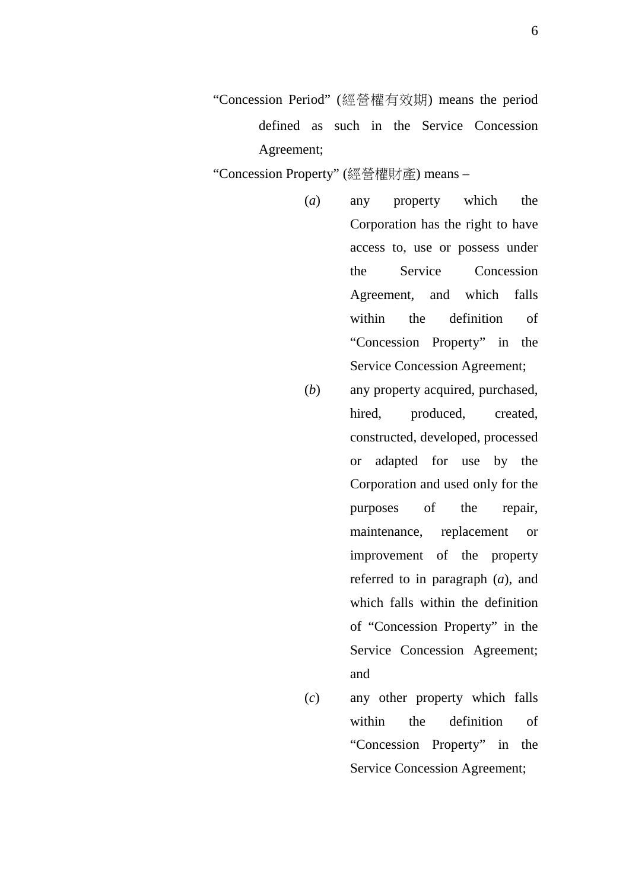"Concession Period" (經營權有效期) means the period defined as such in the Service Concession Agreement;

"Concession Property" (經營權財產) means –

(*a*) any property which the Corporation has the right to have access to, use or possess under the Service Concession Agreement, and which falls within the definition of "Concession Property" in the Service Concession Agreement;

(*b*) any property acquired, purchased, hired, produced, created, constructed, developed, processed or adapted for use by the Corporation and used only for the purposes of the repair, maintenance, replacement or improvement of the property referred to in paragraph (*a*), and which falls within the definition of "Concession Property" in the Service Concession Agreement; and

(*c*) any other property which falls within the definition of "Concession Property" in the Service Concession Agreement;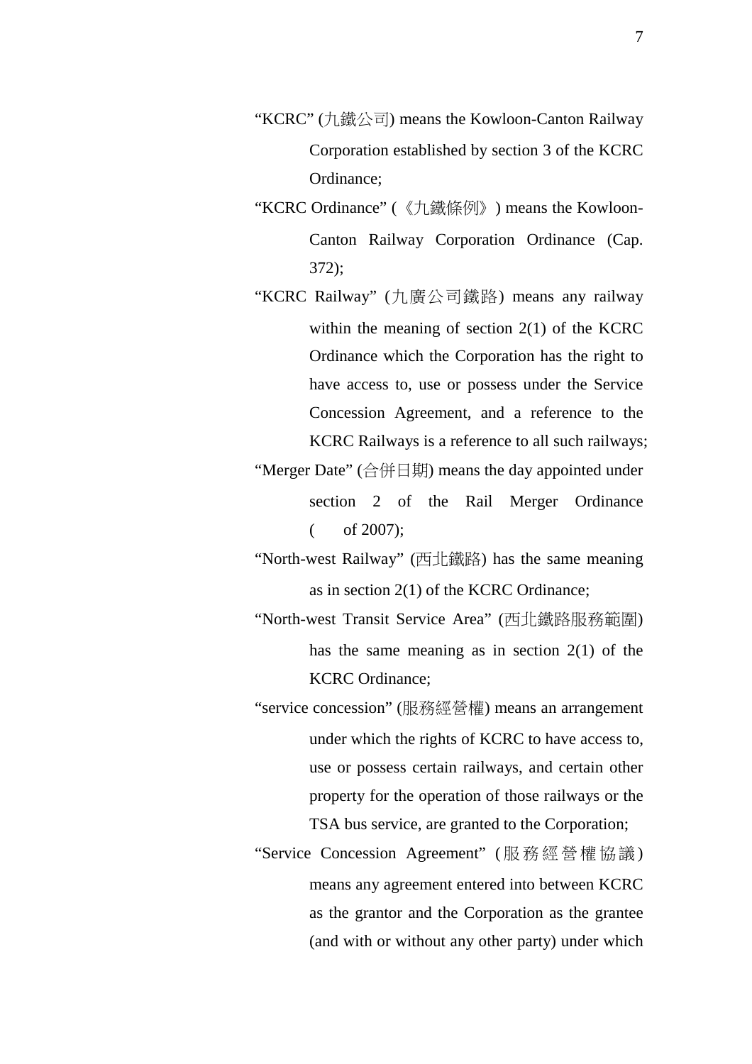"KCRC" (九鐵公司) means the Kowloon-Canton Railway Corporation established by section 3 of the KCRC Ordinance;

"KCRC Ordinance" (《九鐵條例》) means the Kowloon-Canton Railway Corporation Ordinance (Cap. 372);

"KCRC Railway" (九廣公司鐵路) means any railway within the meaning of section 2(1) of the KCRC Ordinance which the Corporation has the right to have access to, use or possess under the Service Concession Agreement, and a reference to the KCRC Railways is a reference to all such railways;

"Merger Date" (合併日期) means the day appointed under section 2 of the Rail Merger Ordinance (    of 2007);

"North-west Railway" (西北鐵路) has the same meaning as in section 2(1) of the KCRC Ordinance;

"North-west Transit Service Area" (西北鐵路服務範圍) has the same meaning as in section 2(1) of the KCRC Ordinance;

"service concession" (服務經營權) means an arrangement under which the rights of KCRC to have access to, use or possess certain railways, and certain other property for the operation of those railways or the TSA bus service, are granted to the Corporation;

"Service Concession Agreement" (服務經營權協議) means any agreement entered into between KCRC as the grantor and the Corporation as the grantee (and with or without any other party) under which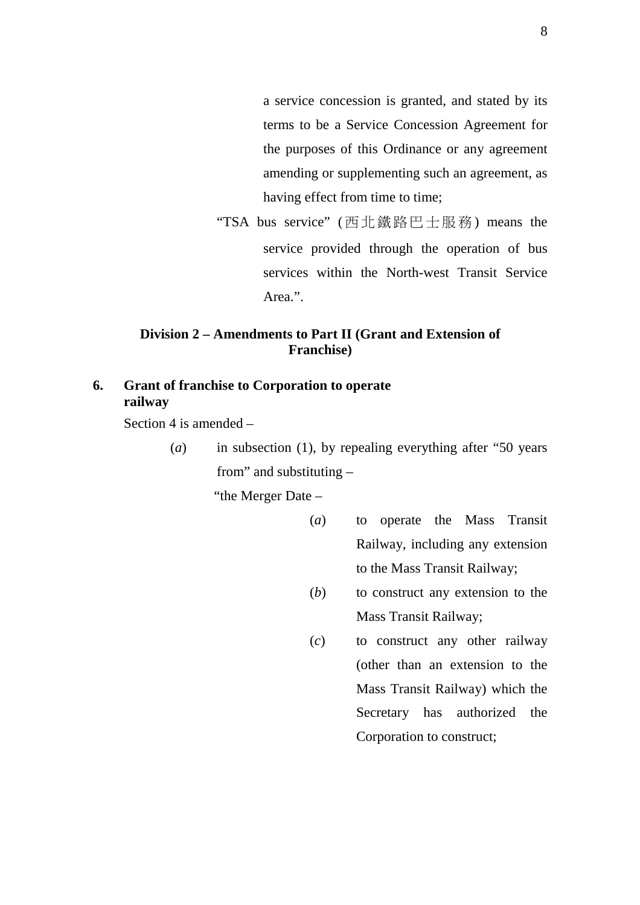a service concession is granted, and stated by its terms to be a Service Concession Agreement for the purposes of this Ordinance or any agreement amending or supplementing such an agreement, as having effect from time to time;

"TSA bus service" (西北鐵路巴士服務) means the service provided through the operation of bus services within the North-west Transit Service Area.".

### Division 2 – Amendments to Part II (Grant and Extension of Franchise)

**6. Grant of franchise to Corporation to operate railway**

Section 4 is amended –

(*a*) in subsection (1), by repealing everything after "50 years from" and substituting –

"the Merger Date –

(*a*) to operate the Mass Transit Railway, including any extension to the Mass Transit Railway;

(*b*) to construct any extension to the Mass Transit Railway;

(*c*) to construct any other railway (other than an extension to the Mass Transit Railway) which the Secretary has authorized the Corporation to construct;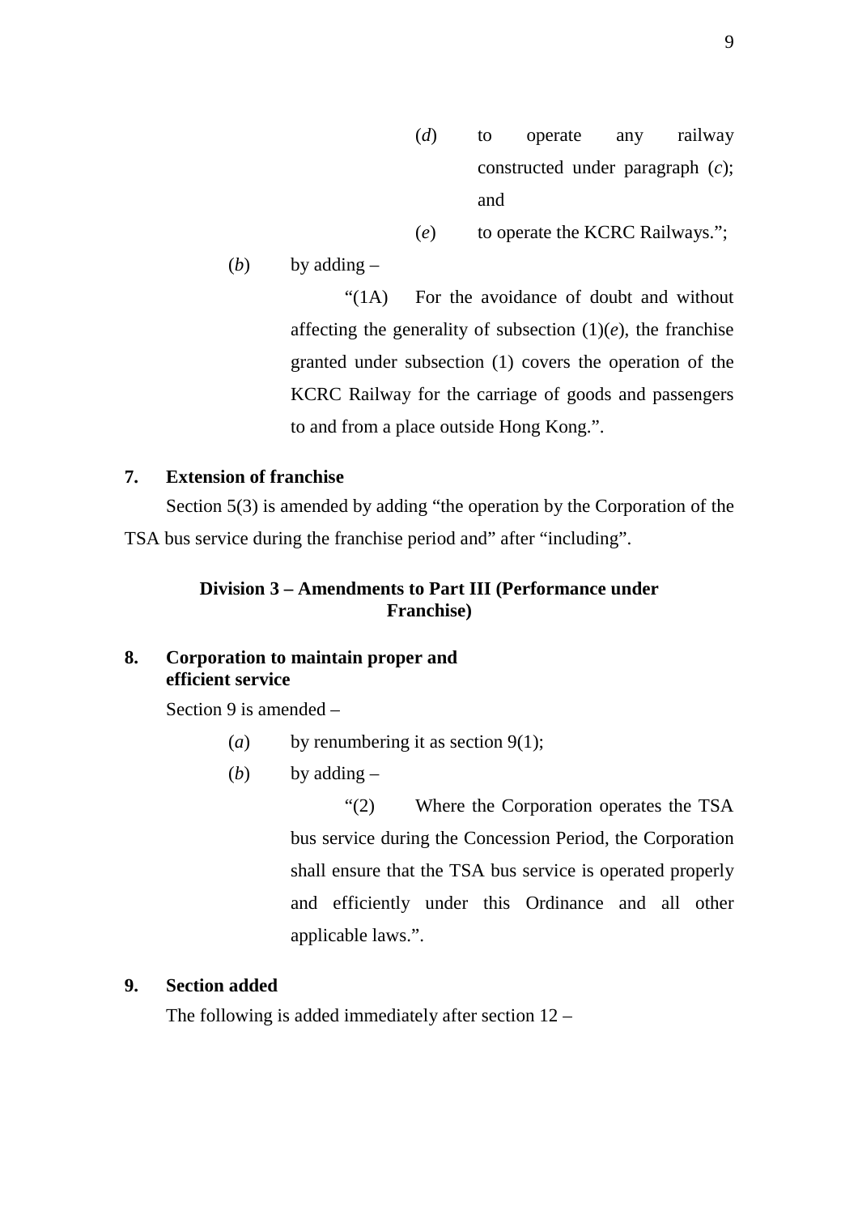(*d*) to operate any railway constructed under paragraph (*c*); and

(*e*) to operate the KCRC Railways.";

(*b*) by adding –

"(1A) For the avoidance of doubt and without affecting the generality of subsection (1)(*e*), the franchise granted under subsection (1) covers the operation of the KCRC Railway for the carriage of goods and passengers to and from a place outside Hong Kong.".

**7. Extension of franchise**

Section 5(3) is amended by adding "the operation by the Corporation of the TSA bus service during the franchise period and" after "including".

**Division 3 – Amendments to Part III (Performance under Franchise)**

**8. Corporation to maintain proper and efficient service**

Section 9 is amended –

(*a*) by renumbering it as section 9(1);

(*b*) by adding –

"(2) Where the Corporation operates the TSA bus service during the Concession Period, the Corporation shall ensure that the TSA bus service is operated properly and efficiently under this Ordinance and all other applicable laws.".

**9. Section added**

The following is added immediately after section 12 –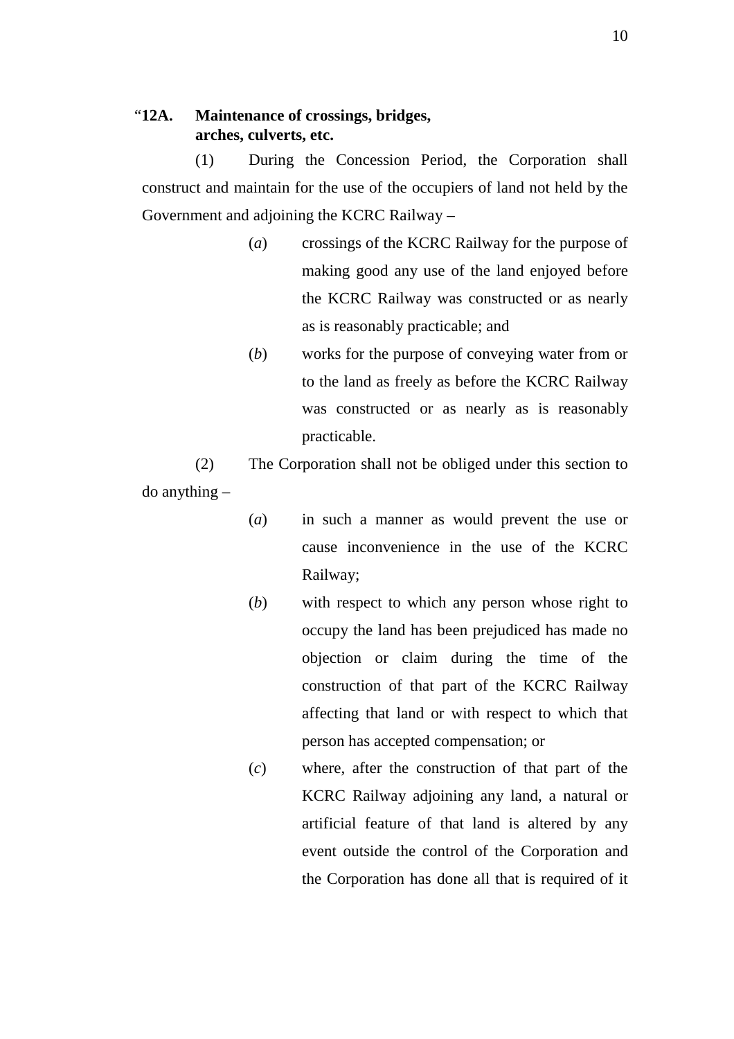"**12A. Maintenance of crossings, bridges, arches, culverts, etc.**

(1) During the Concession Period, the Corporation shall construct and maintain for the use of the occupiers of land not held by the Government and adjoining the KCRC Railway –

(*a*) crossings of the KCRC Railway for the purpose of making good any use of the land enjoyed before the KCRC Railway was constructed or as nearly as is reasonably practicable; and

(*b*) works for the purpose of conveying water from or to the land as freely as before the KCRC Railway was constructed or as nearly as is reasonably practicable.

(2) The Corporation shall not be obliged under this section to do anything –

(*a*) in such a manner as would prevent the use or cause inconvenience in the use of the KCRC Railway;

(*b*) with respect to which any person whose right to occupy the land has been prejudiced has made no objection or claim during the time of the construction of that part of the KCRC Railway affecting that land or with respect to which that person has accepted compensation; or

(*c*) where, after the construction of that part of the KCRC Railway adjoining any land, a natural or artificial feature of that land is altered by any event outside the control of the Corporation and the Corporation has done all that is required of it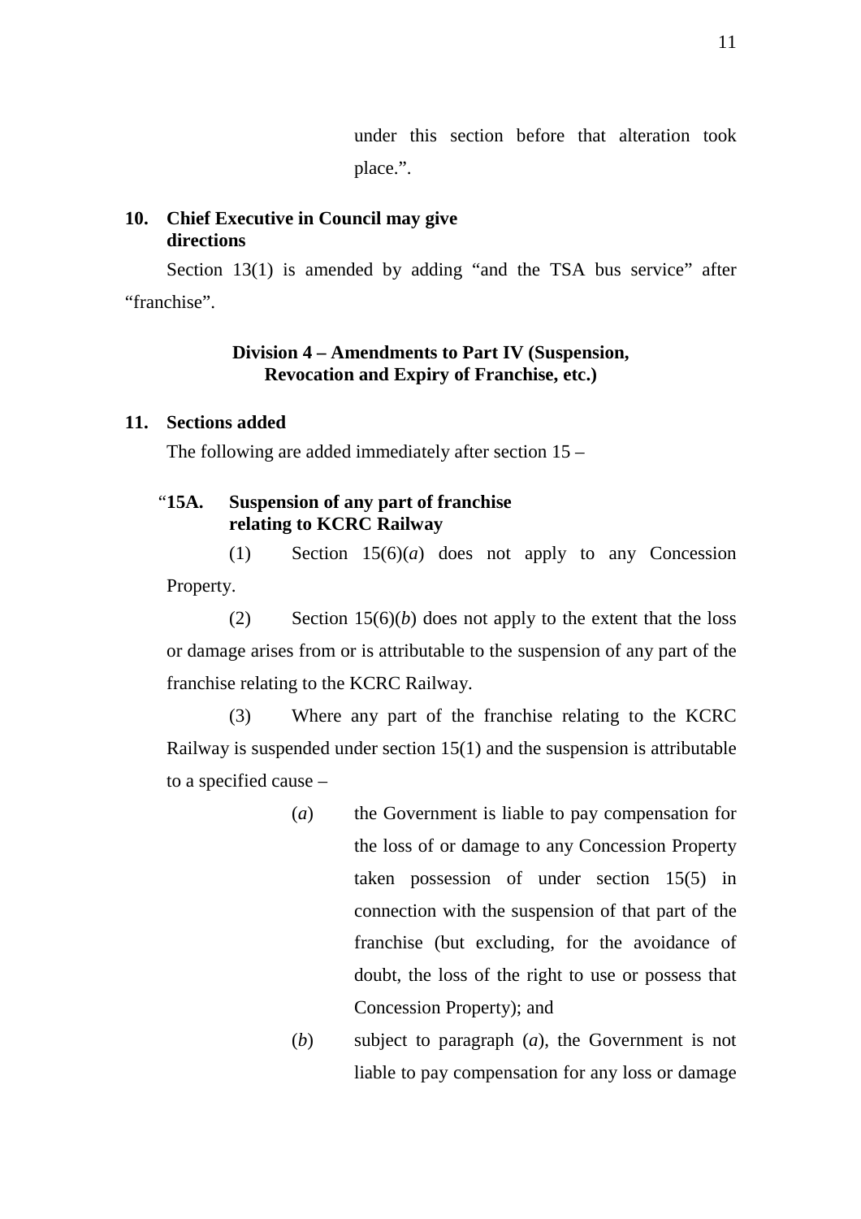under this section before that alteration took place.".

**10. Chief Executive in Council may give directions**

Section 13(1) is amended by adding "and the TSA bus service" after "franchise".

**Division 4 – Amendments to Part IV (Suspension, Revocation and Expiry of Franchise, etc.)**

**11. Sections added**

The following are added immediately after section 15 –

"**15A. Suspension of any part of franchise relating to KCRC Railway**

(1) Section 15(6)(*a*) does not apply to any Concession Property.

(2) Section 15(6)(*b*) does not apply to the extent that the loss or damage arises from or is attributable to the suspension of any part of the franchise relating to the KCRC Railway.

(3) Where any part of the franchise relating to the KCRC Railway is suspended under section 15(1) and the suspension is attributable to a specified cause –

(*a*) the Government is liable to pay compensation for the loss of or damage to any Concession Property taken possession of under section 15(5) in connection with the suspension of that part of the franchise (but excluding, for the avoidance of doubt, the loss of the right to use or possess that Concession Property); and

(*b*) subject to paragraph (*a*), the Government is not liable to pay compensation for any loss or damage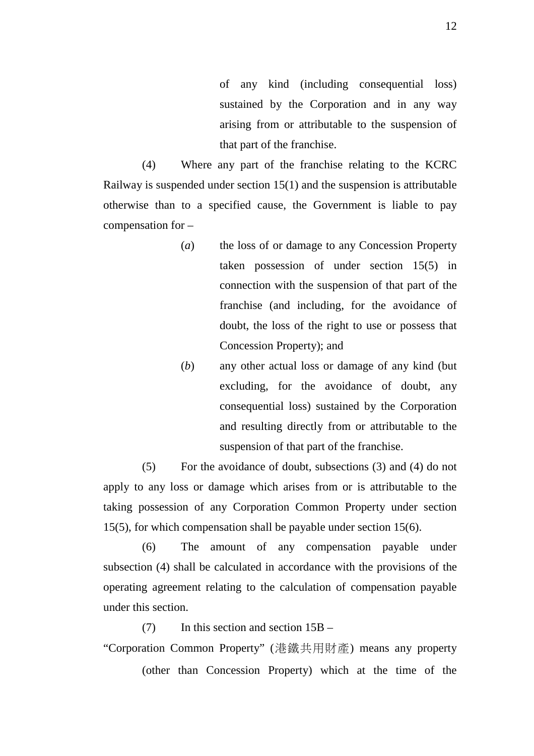of any kind (including consequential loss) sustained by the Corporation and in any way arising from or attributable to the suspension of that part of the franchise.

(4) Where any part of the franchise relating to the KCRC Railway is suspended under section 15(1) and the suspension is attributable otherwise than to a specified cause, the Government is liable to pay compensation for –

(*a*) the loss of or damage to any Concession Property taken possession of under section 15(5) in connection with the suspension of that part of the franchise (and including, for the avoidance of doubt, the loss of the right to use or possess that Concession Property); and

(*b*) any other actual loss or damage of any kind (but excluding, for the avoidance of doubt, any consequential loss) sustained by the Corporation and resulting directly from or attributable to the suspension of that part of the franchise.

(5) For the avoidance of doubt, subsections (3) and (4) do not apply to any loss or damage which arises from or is attributable to the taking possession of any Corporation Common Property under section 15(5), for which compensation shall be payable under section 15(6).

(6) The amount of any compensation payable under subsection (4) shall be calculated in accordance with the provisions of the operating agreement relating to the calculation of compensation payable under this section.

(7) In this section and section 15B –

"Corporation Common Property" (港鐵共用財產) means any property (other than Concession Property) which at the time of the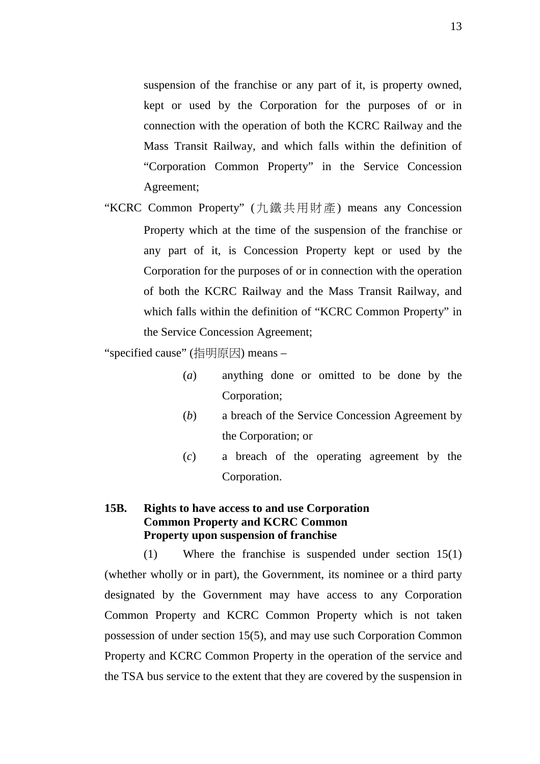suspension of the franchise or any part of it, is property owned, kept or used by the Corporation for the purposes of or in connection with the operation of both the KCRC Railway and the Mass Transit Railway, and which falls within the definition of "Corporation Common Property" in the Service Concession Agreement;

"KCRC Common Property" (九鐵共用財產) means any Concession Property which at the time of the suspension of the franchise or any part of it, is Concession Property kept or used by the Corporation for the purposes of or in connection with the operation of both the KCRC Railway and the Mass Transit Railway, and which falls within the definition of "KCRC Common Property" in the Service Concession Agreement;

"specified cause" (指明原因) means –

(*a*) anything done or omitted to be done by the Corporation;

(*b*) a breach of the Service Concession Agreement by the Corporation; or

(*c*) a breach of the operating agreement by the Corporation.

**15B. Rights to have access to and use Corporation Common Property and KCRC Common Property upon suspension of franchise**

(1) Where the franchise is suspended under section 15(1) (whether wholly or in part), the Government, its nominee or a third party designated by the Government may have access to any Corporation Common Property and KCRC Common Property which is not taken possession of under section 15(5), and may use such Corporation Common Property and KCRC Common Property in the operation of the service and the TSA bus service to the extent that they are covered by the suspension in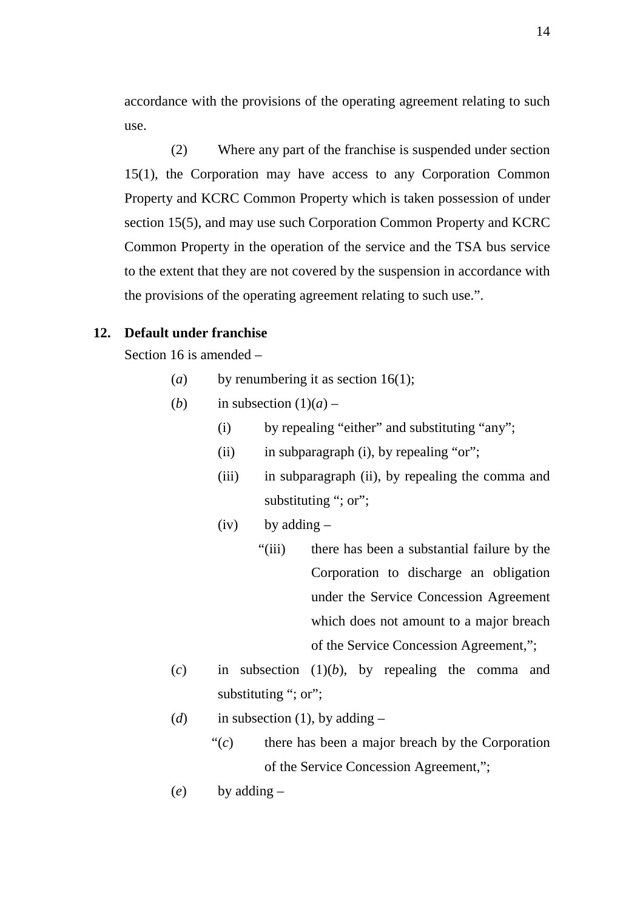accordance with the provisions of the operating agreement relating to such use.

(2) Where any part of the franchise is suspended under section 15(1), the Corporation may have access to any Corporation Common Property and KCRC Common Property which is taken possession of under section 15(5), and may use such Corporation Common Property and KCRC Common Property in the operation of the service and the TSA bus service to the extent that they are not covered by the suspension in accordance with the provisions of the operating agreement relating to such use.".

**12. Default under franchise**

Section 16 is amended –

(*a*) by renumbering it as section 16(1);

(*b*) in subsection (1)(*a*) –

(i) by repealing "either" and substituting "any";

(ii) in subparagraph (i), by repealing "or";

(iii) in subparagraph (ii), by repealing the comma and substituting "; or";

(iv) by adding –

"(iii) there has been a substantial failure by the Corporation to discharge an obligation under the Service Concession Agreement which does not amount to a major breach of the Service Concession Agreement,";

(*c*) in subsection (1)(*b*), by repealing the comma and substituting "; or";

(*d*) in subsection (1), by adding –

"(*c*) there has been a major breach by the Corporation of the Service Concession Agreement,";

(*e*) by adding –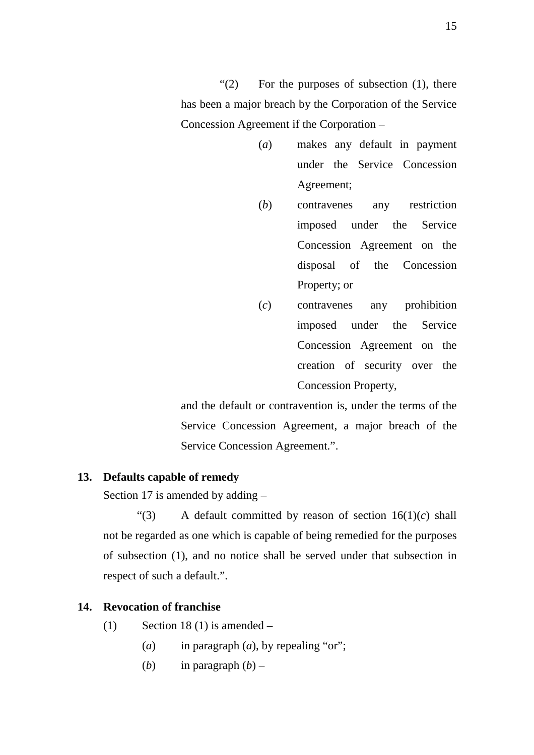"(2) For the purposes of subsection (1), there has been a major breach by the Corporation of the Service Concession Agreement if the Corporation –

(*a*) makes any default in payment under the Service Concession Agreement;

(*b*) contravenes any restriction imposed under the Service Concession Agreement on the disposal of the Concession Property; or

(*c*) contravenes any prohibition imposed under the Service Concession Agreement on the creation of security over the Concession Property,

and the default or contravention is, under the terms of the Service Concession Agreement, a major breach of the Service Concession Agreement.".

**13. Defaults capable of remedy**

Section 17 is amended by adding –

"(3) A default committed by reason of section 16(1)(*c*) shall not be regarded as one which is capable of being remedied for the purposes of subsection (1), and no notice shall be served under that subsection in respect of such a default.".

**14. Revocation of franchise**

(1) Section 18 (1) is amended –

(*a*) in paragraph (*a*), by repealing "or";

(*b*) in paragraph (*b*) –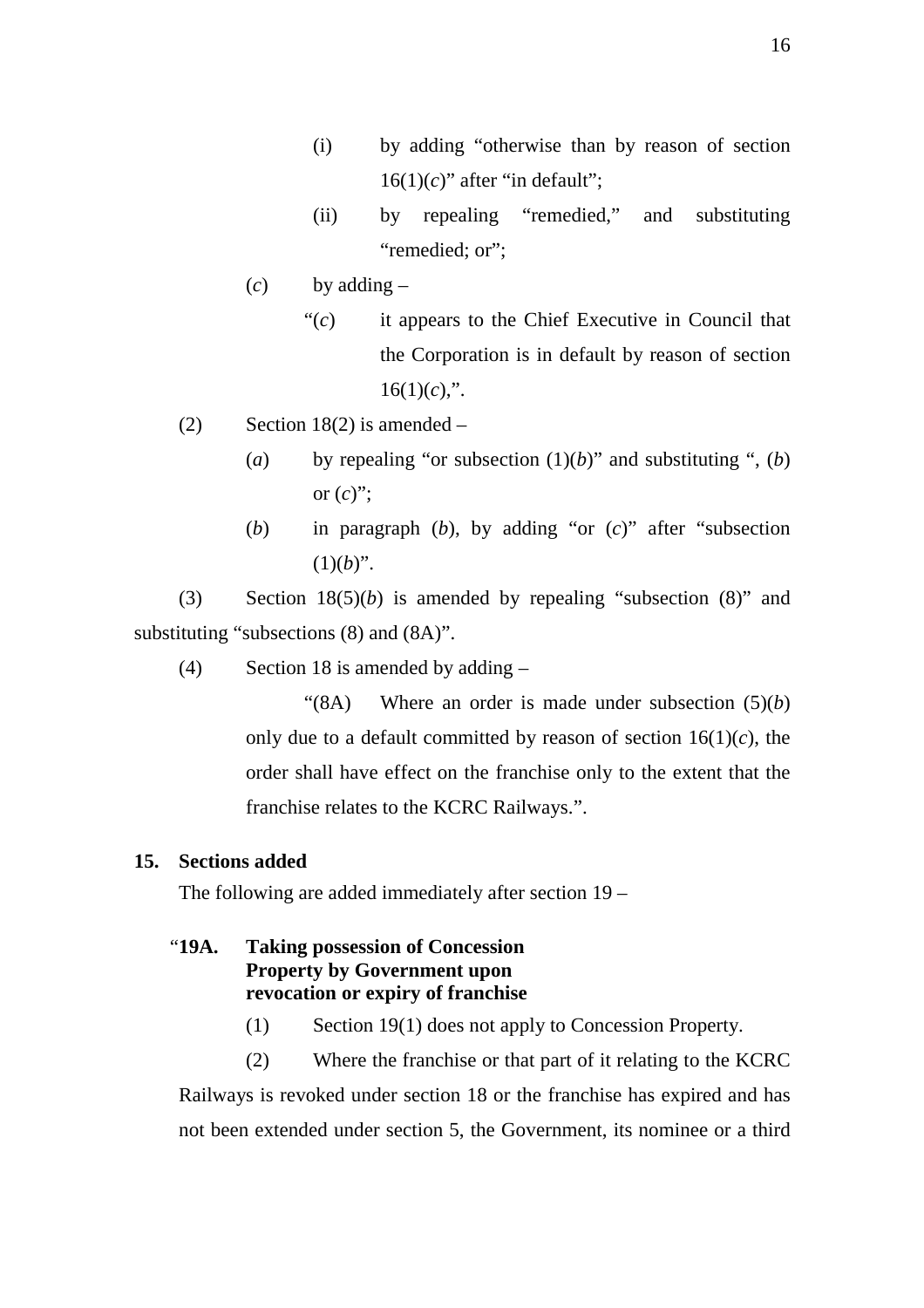(i) by adding "otherwise than by reason of section 16(1)(*c*)" after "in default";

(ii) by repealing "remedied," and substituting "remedied; or";

(*c*) by adding –

"(*c*) it appears to the Chief Executive in Council that the Corporation is in default by reason of section 16(1)(*c*),".

(2) Section 18(2) is amended –

(*a*) by repealing "or subsection (1)(*b*)" and substituting ", (*b*) or (*c*)";

(*b*) in paragraph (*b*), by adding "or (*c*)" after "subsection (1)(*b*)".

(3) Section 18(5)(*b*) is amended by repealing "subsection (8)" and substituting "subsections (8) and (8A)".

(4) Section 18 is amended by adding –

"(8A) Where an order is made under subsection (5)(*b*) only due to a default committed by reason of section 16(1)(*c*), the order shall have effect on the franchise only to the extent that the franchise relates to the KCRC Railways.".

**15. Sections added**

The following are added immediately after section 19 –

"**19A. Taking possession of Concession Property by Government upon revocation or expiry of franchise**

(1) Section 19(1) does not apply to Concession Property.

(2) Where the franchise or that part of it relating to the KCRC Railways is revoked under section 18 or the franchise has expired and has not been extended under section 5, the Government, its nominee or a third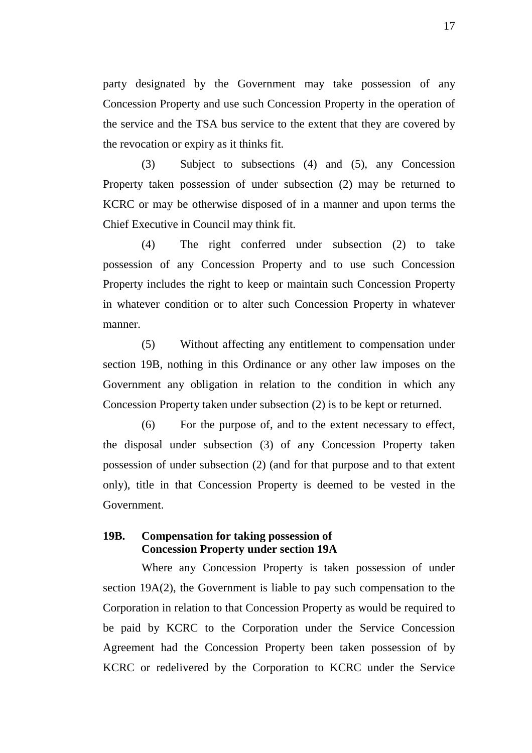party designated by the Government may take possession of any Concession Property and use such Concession Property in the operation of the service and the TSA bus service to the extent that they are covered by the revocation or expiry as it thinks fit.

(3) Subject to subsections (4) and (5), any Concession Property taken possession of under subsection (2) may be returned to KCRC or may be otherwise disposed of in a manner and upon terms the Chief Executive in Council may think fit.

(4) The right conferred under subsection (2) to take possession of any Concession Property and to use such Concession Property includes the right to keep or maintain such Concession Property in whatever condition or to alter such Concession Property in whatever manner.

(5) Without affecting any entitlement to compensation under section 19B, nothing in this Ordinance or any other law imposes on the Government any obligation in relation to the condition in which any Concession Property taken under subsection (2) is to be kept or returned.

(6) For the purpose of, and to the extent necessary to effect, the disposal under subsection (3) of any Concession Property taken possession of under subsection (2) (and for that purpose and to that extent only), title in that Concession Property is deemed to be vested in the Government.

**19B. Compensation for taking possession of Concession Property under section 19A**

Where any Concession Property is taken possession of under section 19A(2), the Government is liable to pay such compensation to the Corporation in relation to that Concession Property as would be required to be paid by KCRC to the Corporation under the Service Concession Agreement had the Concession Property been taken possession of by KCRC or redelivered by the Corporation to KCRC under the Service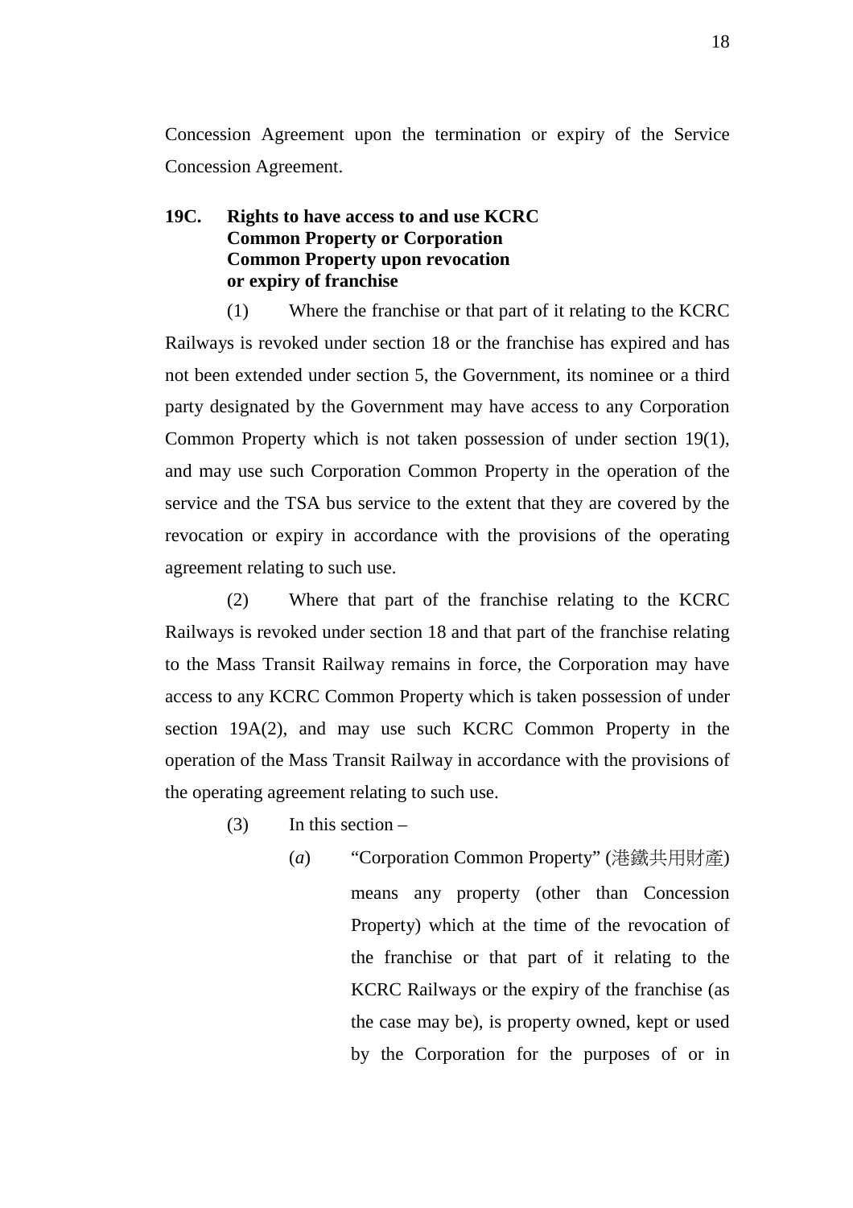Concession Agreement upon the termination or expiry of the Service Concession Agreement.

**19C. Rights to have access to and use KCRC Common Property or Corporation Common Property upon revocation or expiry of franchise**

(1) Where the franchise or that part of it relating to the KCRC Railways is revoked under section 18 or the franchise has expired and has not been extended under section 5, the Government, its nominee or a third party designated by the Government may have access to any Corporation Common Property which is not taken possession of under section 19(1), and may use such Corporation Common Property in the operation of the service and the TSA bus service to the extent that they are covered by the revocation or expiry in accordance with the provisions of the operating agreement relating to such use.

(2) Where that part of the franchise relating to the KCRC Railways is revoked under section 18 and that part of the franchise relating to the Mass Transit Railway remains in force, the Corporation may have access to any KCRC Common Property which is taken possession of under section 19A(2), and may use such KCRC Common Property in the operation of the Mass Transit Railway in accordance with the provisions of the operating agreement relating to such use.

(3) In this section –

(*a*) "Corporation Common Property" (港鐵共用財產) means any property (other than Concession Property) which at the time of the revocation of the franchise or that part of it relating to the KCRC Railways or the expiry of the franchise (as the case may be), is property owned, kept or used by the Corporation for the purposes of or in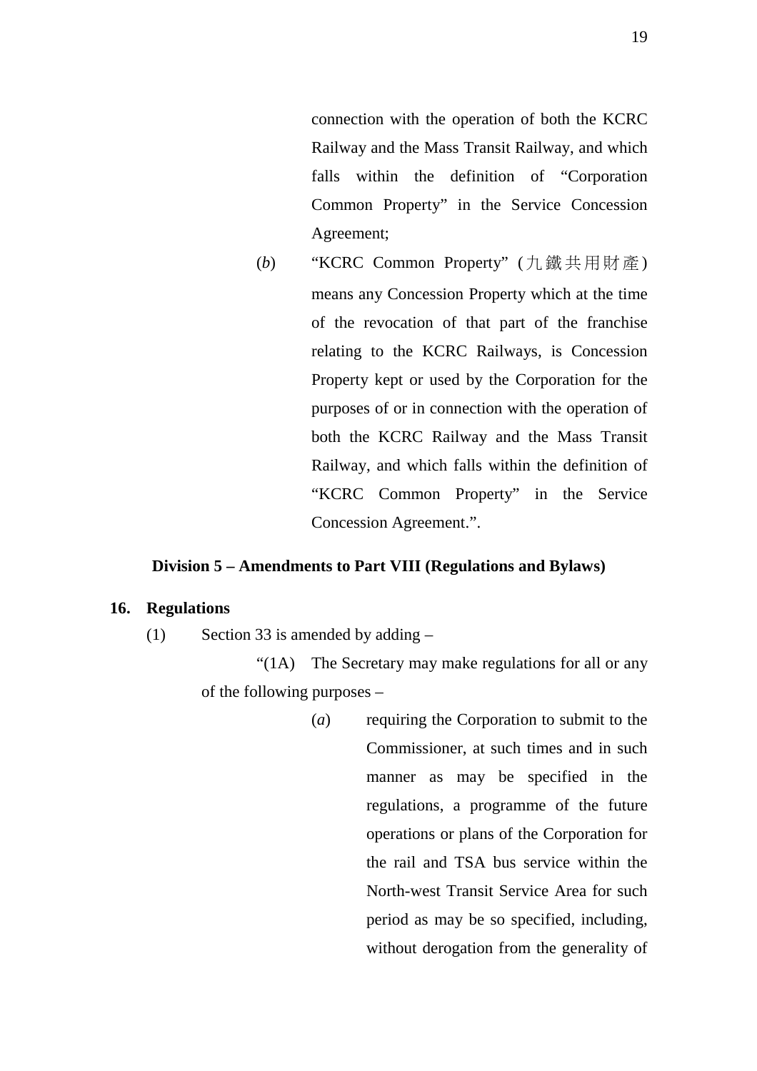connection with the operation of both the KCRC Railway and the Mass Transit Railway, and which falls within the definition of "Corporation Common Property" in the Service Concession Agreement;

(*b*) "KCRC Common Property" (九鐵共用財產) means any Concession Property which at the time of the revocation of that part of the franchise relating to the KCRC Railways, is Concession Property kept or used by the Corporation for the purposes of or in connection with the operation of both the KCRC Railway and the Mass Transit Railway, and which falls within the definition of "KCRC Common Property" in the Service Concession Agreement.".

### Division 5 – Amendments to Part VIII (Regulations and Bylaws)

**16. Regulations**

(1) Section 33 is amended by adding –

"(1A) The Secretary may make regulations for all or any of the following purposes –

(*a*) requiring the Corporation to submit to the Commissioner, at such times and in such manner as may be specified in the regulations, a programme of the future operations or plans of the Corporation for the rail and TSA bus service within the North-west Transit Service Area for such period as may be so specified, including, without derogation from the generality of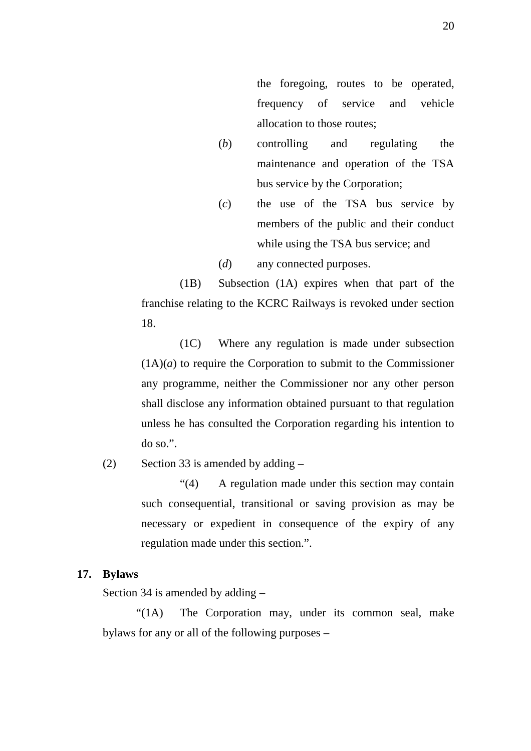the foregoing, routes to be operated, frequency of service and vehicle allocation to those routes;

(*b*) controlling and regulating the maintenance and operation of the TSA bus service by the Corporation;

(*c*) the use of the TSA bus service by members of the public and their conduct while using the TSA bus service; and

(*d*) any connected purposes.

(1B) Subsection (1A) expires when that part of the franchise relating to the KCRC Railways is revoked under section 18.

(1C) Where any regulation is made under subsection (1A)(*a*) to require the Corporation to submit to the Commissioner any programme, neither the Commissioner nor any other person shall disclose any information obtained pursuant to that regulation unless he has consulted the Corporation regarding his intention to do so.".

(2) Section 33 is amended by adding –

"(4) A regulation made under this section may contain such consequential, transitional or saving provision as may be necessary or expedient in consequence of the expiry of any regulation made under this section.".

**17. Bylaws**

Section 34 is amended by adding –

"(1A) The Corporation may, under its common seal, make bylaws for any or all of the following purposes –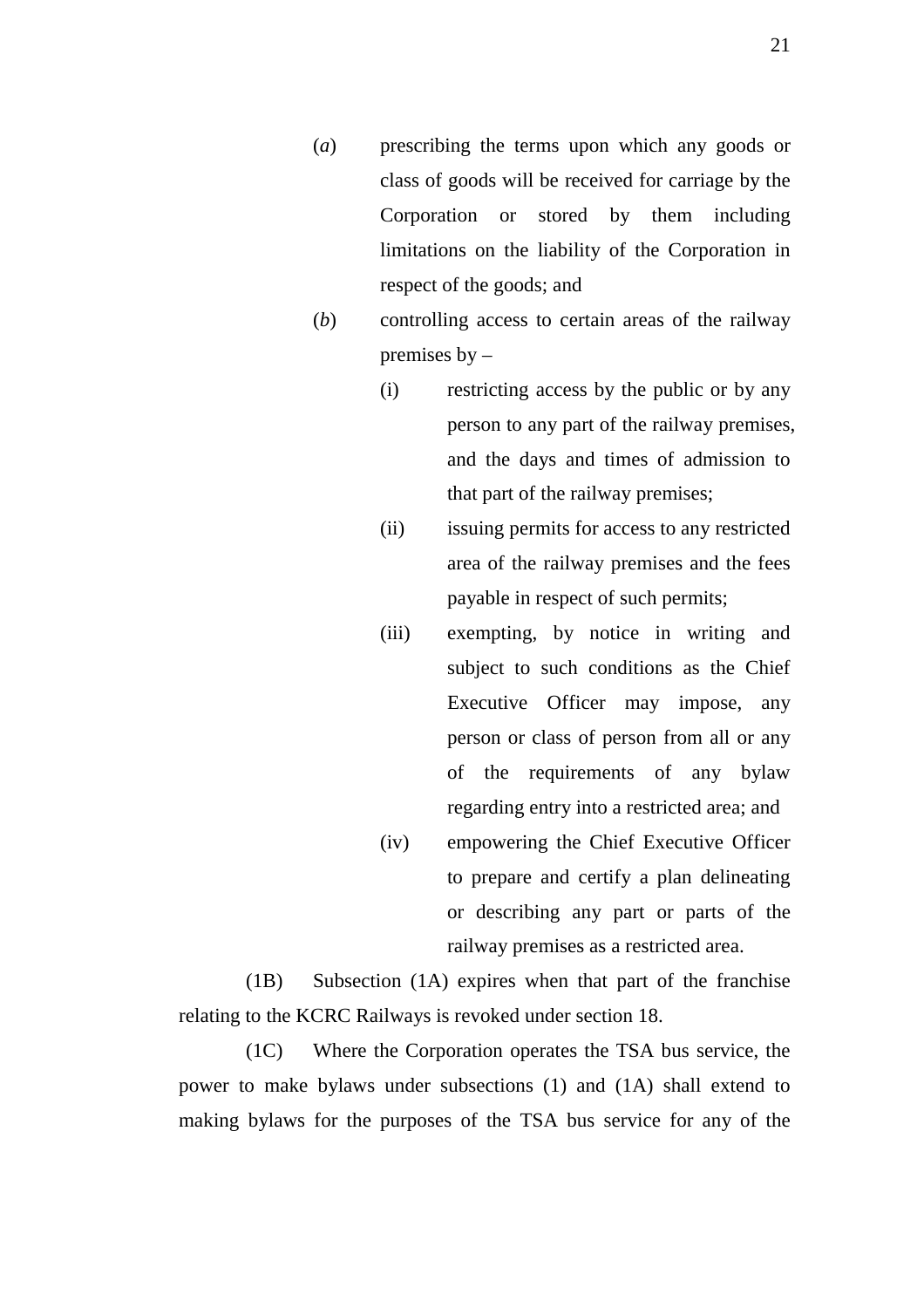(*a*) prescribing the terms upon which any goods or class of goods will be received for carriage by the Corporation or stored by them including limitations on the liability of the Corporation in respect of the goods; and

(*b*) controlling access to certain areas of the railway premises by –

(i) restricting access by the public or by any person to any part of the railway premises, and the days and times of admission to that part of the railway premises;

(ii) issuing permits for access to any restricted area of the railway premises and the fees payable in respect of such permits;

(iii) exempting, by notice in writing and subject to such conditions as the Chief Executive Officer may impose, any person or class of person from all or any of the requirements of any bylaw regarding entry into a restricted area; and

(iv) empowering the Chief Executive Officer to prepare and certify a plan delineating or describing any part or parts of the railway premises as a restricted area.

(1B) Subsection (1A) expires when that part of the franchise relating to the KCRC Railways is revoked under section 18.

(1C) Where the Corporation operates the TSA bus service, the power to make bylaws under subsections (1) and (1A) shall extend to making bylaws for the purposes of the TSA bus service for any of the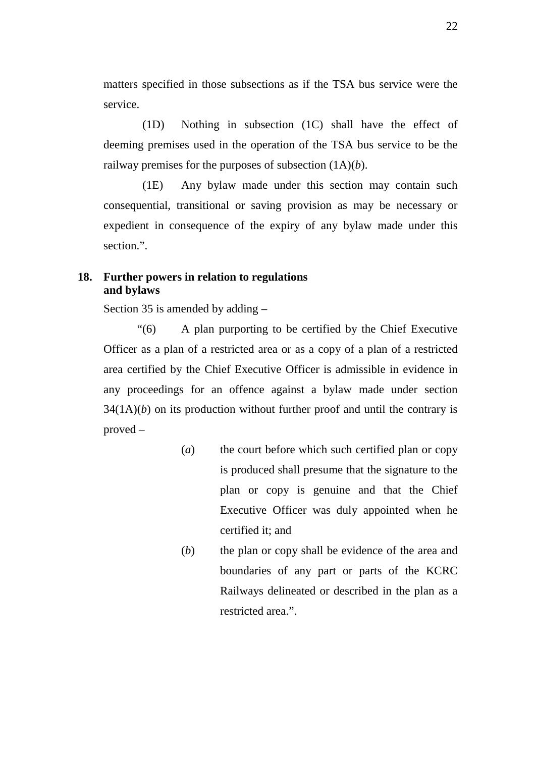matters specified in those subsections as if the TSA bus service were the service.

(1D) Nothing in subsection (1C) shall have the effect of deeming premises used in the operation of the TSA bus service to be the railway premises for the purposes of subsection (1A)(*b*).

(1E) Any bylaw made under this section may contain such consequential, transitional or saving provision as may be necessary or expedient in consequence of the expiry of any bylaw made under this section.".

**18. Further powers in relation to regulations and bylaws**

Section 35 is amended by adding –

"(6) A plan purporting to be certified by the Chief Executive Officer as a plan of a restricted area or as a copy of a plan of a restricted area certified by the Chief Executive Officer is admissible in evidence in any proceedings for an offence against a bylaw made under section 34(1A)(*b*) on its production without further proof and until the contrary is proved –

(*a*) the court before which such certified plan or copy is produced shall presume that the signature to the plan or copy is genuine and that the Chief Executive Officer was duly appointed when he certified it; and

(*b*) the plan or copy shall be evidence of the area and boundaries of any part or parts of the KCRC Railways delineated or described in the plan as a restricted area.".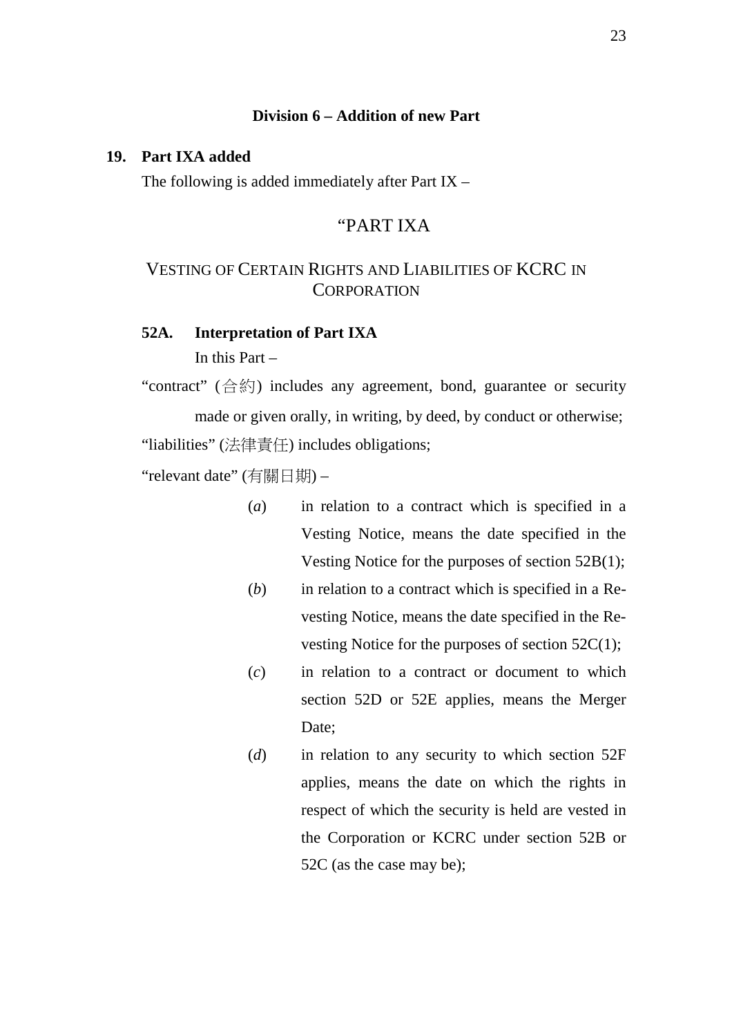## Division 6 – Addition of new Part

**19. Part IXA added**

The following is added immediately after Part IX –

### "PART IXA

### VESTING OF CERTAIN RIGHTS AND LIABILITIES OF KCRC IN CORPORATION

**52A. Interpretation of Part IXA**

In this Part –

"contract" (合約) includes any agreement, bond, guarantee or security made or given orally, in writing, by deed, by conduct or otherwise;

"liabilities" (法律責任) includes obligations;

"relevant date" (有關日期) –

(*a*) in relation to a contract which is specified in a Vesting Notice, means the date specified in the Vesting Notice for the purposes of section 52B(1);

(*b*) in relation to a contract which is specified in a Re-vesting Notice, means the date specified in the Re-vesting Notice for the purposes of section 52C(1);

(*c*) in relation to a contract or document to which section 52D or 52E applies, means the Merger Date;

(*d*) in relation to any security to which section 52F applies, means the date on which the rights in respect of which the security is held are vested in the Corporation or KCRC under section 52B or 52C (as the case may be);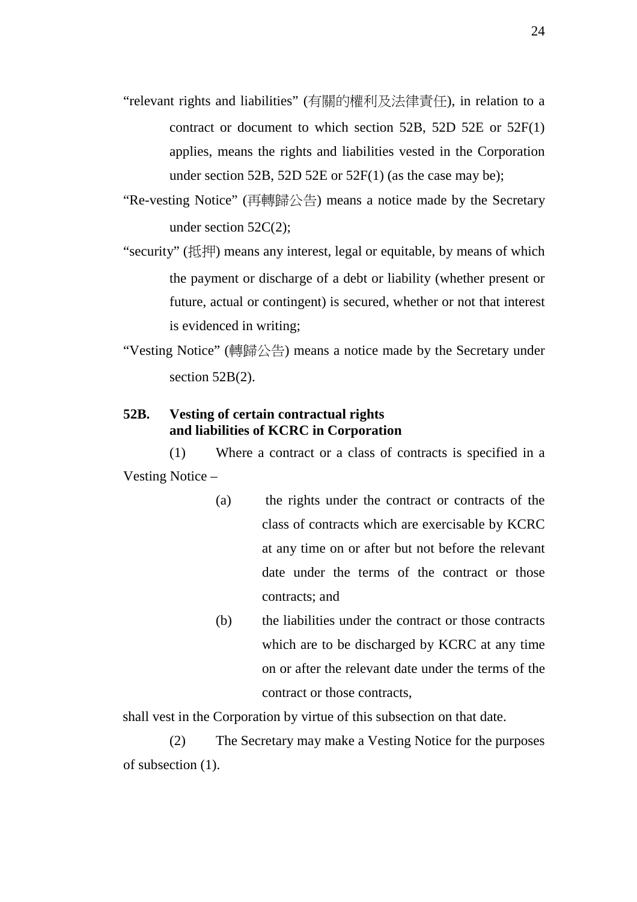"relevant rights and liabilities" (有關的權利及法律責任), in relation to a contract or document to which section 52B, 52D 52E or 52F(1) applies, means the rights and liabilities vested in the Corporation under section 52B, 52D 52E or 52F(1) (as the case may be);

"Re-vesting Notice" (再轉歸公告) means a notice made by the Secretary under section 52C(2);

"security" (抵押) means any interest, legal or equitable, by means of which the payment or discharge of a debt or liability (whether present or future, actual or contingent) is secured, whether or not that interest is evidenced in writing;

"Vesting Notice" (轉歸公告) means a notice made by the Secretary under section 52B(2).

**52B. Vesting of certain contractual rights and liabilities of KCRC in Corporation**

(1) Where a contract or a class of contracts is specified in a Vesting Notice –

(a) the rights under the contract or contracts of the class of contracts which are exercisable by KCRC at any time on or after but not before the relevant date under the terms of the contract or those contracts; and

(b) the liabilities under the contract or those contracts which are to be discharged by KCRC at any time on or after the relevant date under the terms of the contract or those contracts,

shall vest in the Corporation by virtue of this subsection on that date.

(2) The Secretary may make a Vesting Notice for the purposes of subsection (1).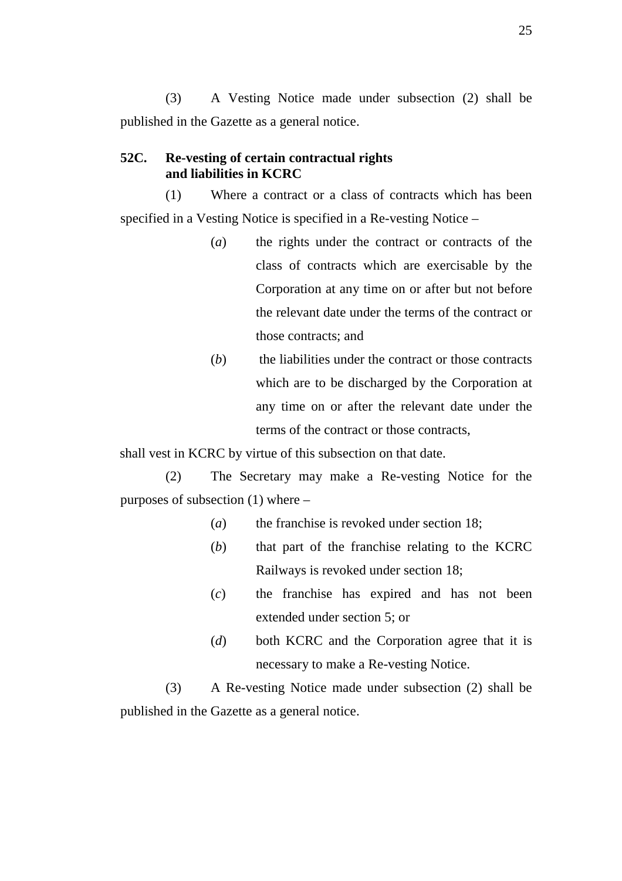(3) A Vesting Notice made under subsection (2) shall be published in the Gazette as a general notice.

**52C. Re-vesting of certain contractual rights and liabilities in KCRC**

(1) Where a contract or a class of contracts which has been specified in a Vesting Notice is specified in a Re-vesting Notice –

(*a*) the rights under the contract or contracts of the class of contracts which are exercisable by the Corporation at any time on or after but not before the relevant date under the terms of the contract or those contracts; and

(*b*) the liabilities under the contract or those contracts which are to be discharged by the Corporation at any time on or after the relevant date under the terms of the contract or those contracts,

shall vest in KCRC by virtue of this subsection on that date.

(2) The Secretary may make a Re-vesting Notice for the purposes of subsection (1) where –

(*a*) the franchise is revoked under section 18;

(*b*) that part of the franchise relating to the KCRC Railways is revoked under section 18;

(*c*) the franchise has expired and has not been extended under section 5; or

(*d*) both KCRC and the Corporation agree that it is necessary to make a Re-vesting Notice.

(3) A Re-vesting Notice made under subsection (2) shall be published in the Gazette as a general notice.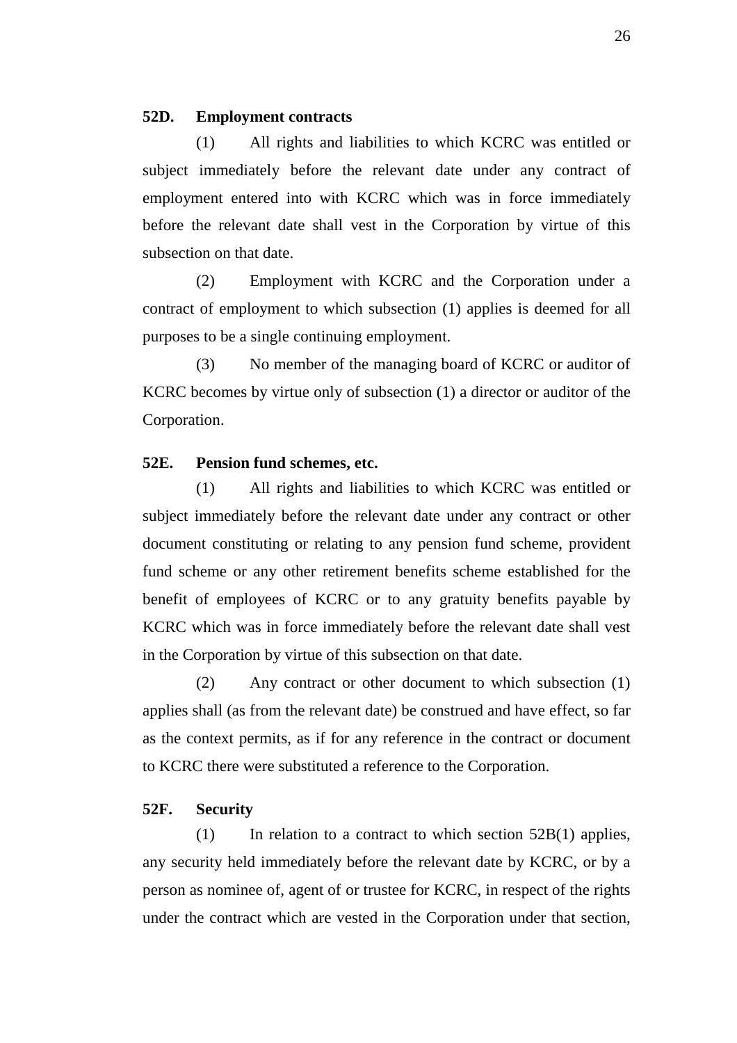**52D. Employment contracts**

(1) All rights and liabilities to which KCRC was entitled or subject immediately before the relevant date under any contract of employment entered into with KCRC which was in force immediately before the relevant date shall vest in the Corporation by virtue of this subsection on that date.

(2) Employment with KCRC and the Corporation under a contract of employment to which subsection (1) applies is deemed for all purposes to be a single continuing employment.

(3) No member of the managing board of KCRC or auditor of KCRC becomes by virtue only of subsection (1) a director or auditor of the Corporation.

**52E. Pension fund schemes, etc.**

(1) All rights and liabilities to which KCRC was entitled or subject immediately before the relevant date under any contract or other document constituting or relating to any pension fund scheme, provident fund scheme or any other retirement benefits scheme established for the benefit of employees of KCRC or to any gratuity benefits payable by KCRC which was in force immediately before the relevant date shall vest in the Corporation by virtue of this subsection on that date.

(2) Any contract or other document to which subsection (1) applies shall (as from the relevant date) be construed and have effect, so far as the context permits, as if for any reference in the contract or document to KCRC there were substituted a reference to the Corporation.

**52F. Security**

(1) In relation to a contract to which section 52B(1) applies, any security held immediately before the relevant date by KCRC, or by a person as nominee of, agent of or trustee for KCRC, in respect of the rights under the contract which are vested in the Corporation under that section,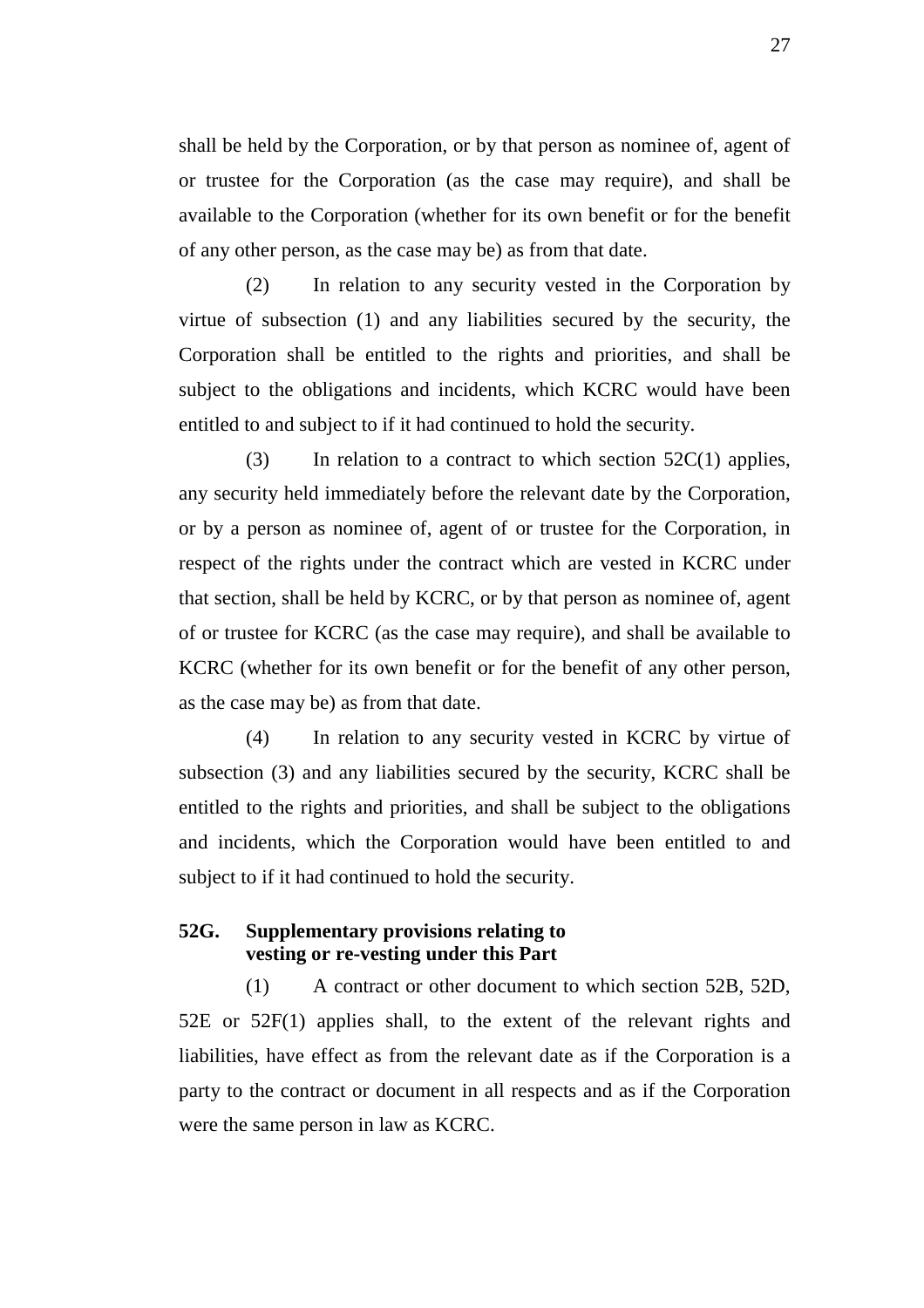shall be held by the Corporation, or by that person as nominee of, agent of or trustee for the Corporation (as the case may require), and shall be available to the Corporation (whether for its own benefit or for the benefit of any other person, as the case may be) as from that date.

(2) In relation to any security vested in the Corporation by virtue of subsection (1) and any liabilities secured by the security, the Corporation shall be entitled to the rights and priorities, and shall be subject to the obligations and incidents, which KCRC would have been entitled to and subject to if it had continued to hold the security.

(3) In relation to a contract to which section 52C(1) applies, any security held immediately before the relevant date by the Corporation, or by a person as nominee of, agent of or trustee for the Corporation, in respect of the rights under the contract which are vested in KCRC under that section, shall be held by KCRC, or by that person as nominee of, agent of or trustee for KCRC (as the case may require), and shall be available to KCRC (whether for its own benefit or for the benefit of any other person, as the case may be) as from that date.

(4) In relation to any security vested in KCRC by virtue of subsection (3) and any liabilities secured by the security, KCRC shall be entitled to the rights and priorities, and shall be subject to the obligations and incidents, which the Corporation would have been entitled to and subject to if it had continued to hold the security.

**52G. Supplementary provisions relating to vesting or re-vesting under this Part**

(1) A contract or other document to which section 52B, 52D, 52E or 52F(1) applies shall, to the extent of the relevant rights and liabilities, have effect as from the relevant date as if the Corporation is a party to the contract or document in all respects and as if the Corporation were the same person in law as KCRC.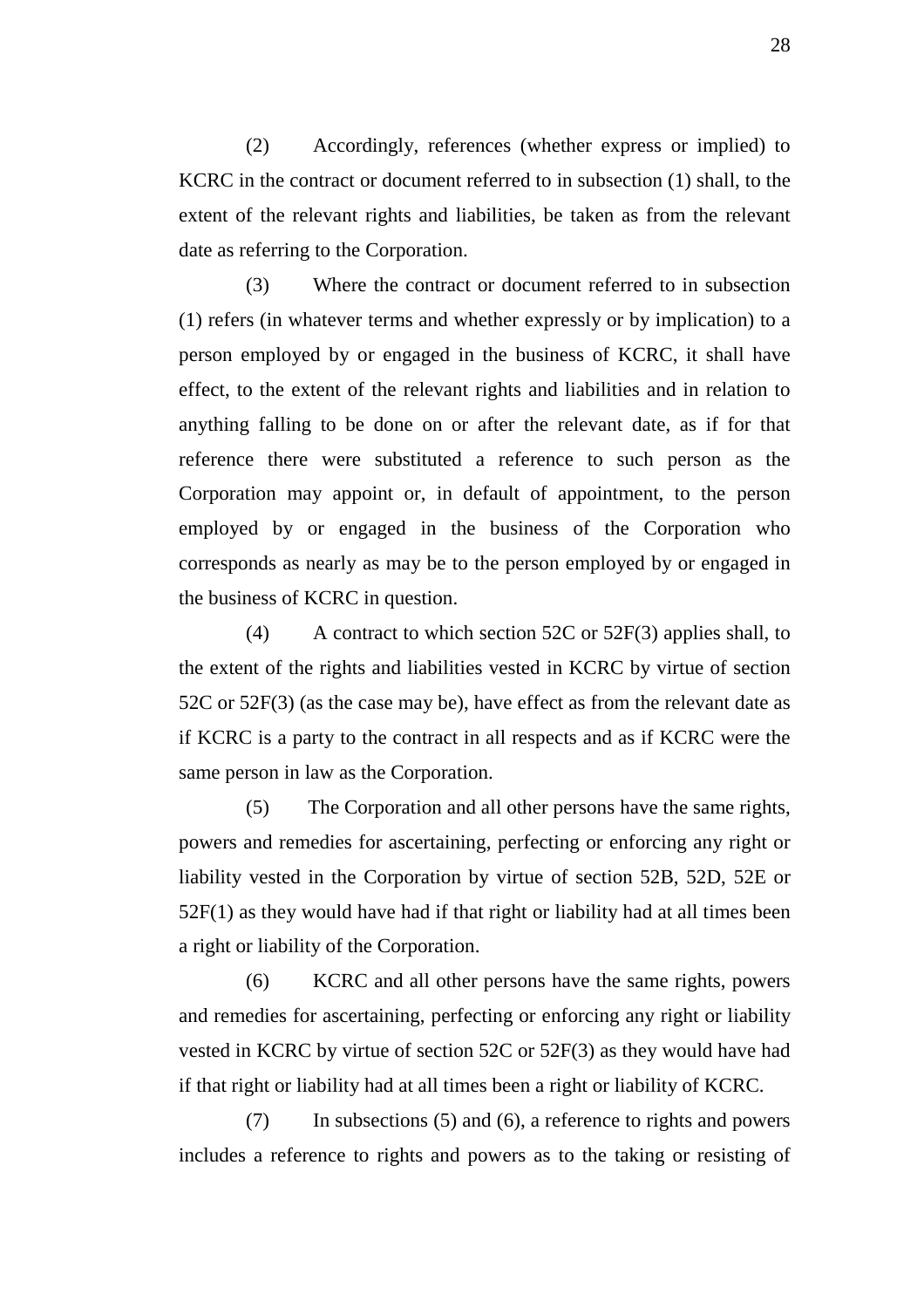(2) Accordingly, references (whether express or implied) to KCRC in the contract or document referred to in subsection (1) shall, to the extent of the relevant rights and liabilities, be taken as from the relevant date as referring to the Corporation.

(3) Where the contract or document referred to in subsection (1) refers (in whatever terms and whether expressly or by implication) to a person employed by or engaged in the business of KCRC, it shall have effect, to the extent of the relevant rights and liabilities and in relation to anything falling to be done on or after the relevant date, as if for that reference there were substituted a reference to such person as the Corporation may appoint or, in default of appointment, to the person employed by or engaged in the business of the Corporation who corresponds as nearly as may be to the person employed by or engaged in the business of KCRC in question.

(4) A contract to which section 52C or 52F(3) applies shall, to the extent of the rights and liabilities vested in KCRC by virtue of section 52C or 52F(3) (as the case may be), have effect as from the relevant date as if KCRC is a party to the contract in all respects and as if KCRC were the same person in law as the Corporation.

(5) The Corporation and all other persons have the same rights, powers and remedies for ascertaining, perfecting or enforcing any right or liability vested in the Corporation by virtue of section 52B, 52D, 52E or 52F(1) as they would have had if that right or liability had at all times been a right or liability of the Corporation.

(6) KCRC and all other persons have the same rights, powers and remedies for ascertaining, perfecting or enforcing any right or liability vested in KCRC by virtue of section 52C or 52F(3) as they would have had if that right or liability had at all times been a right or liability of KCRC.

(7) In subsections (5) and (6), a reference to rights and powers includes a reference to rights and powers as to the taking or resisting of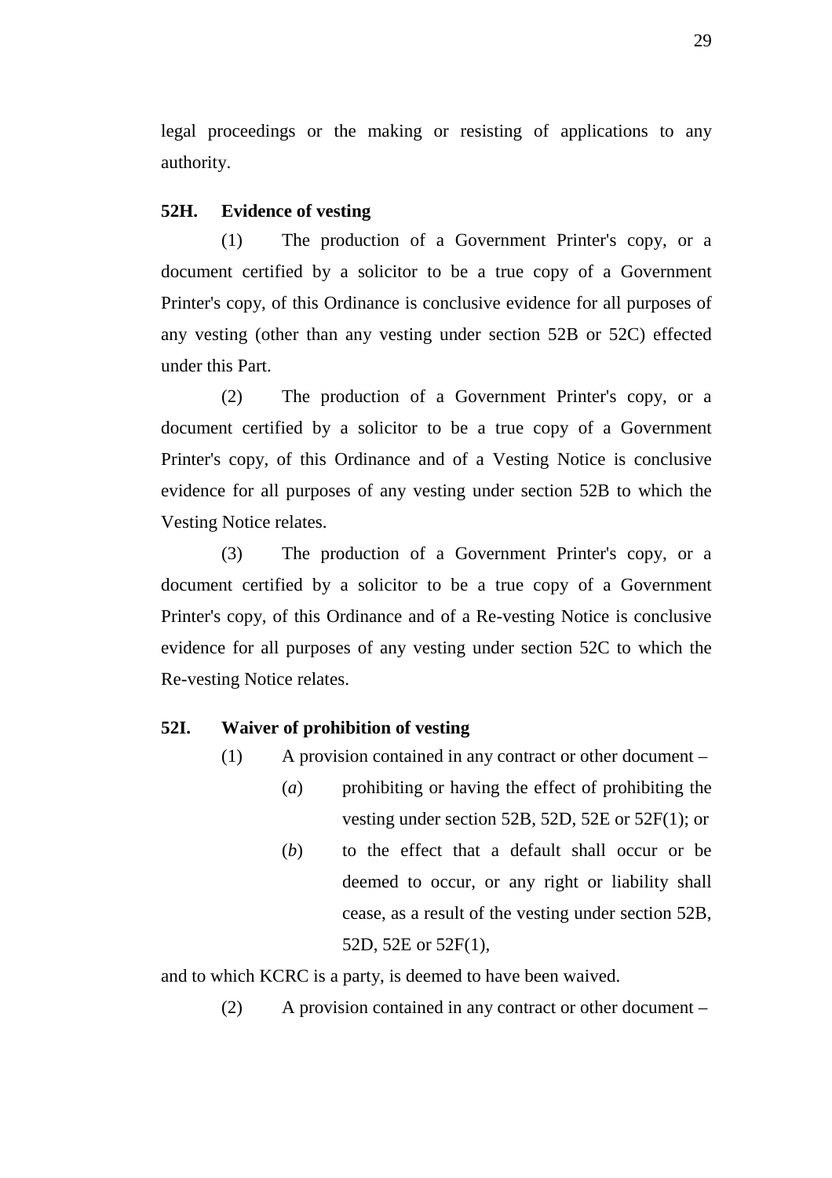legal proceedings or the making or resisting of applications to any authority.

**52H. Evidence of vesting**

(1) The production of a Government Printer's copy, or a document certified by a solicitor to be a true copy of a Government Printer's copy, of this Ordinance is conclusive evidence for all purposes of any vesting (other than any vesting under section 52B or 52C) effected under this Part.

(2) The production of a Government Printer's copy, or a document certified by a solicitor to be a true copy of a Government Printer's copy, of this Ordinance and of a Vesting Notice is conclusive evidence for all purposes of any vesting under section 52B to which the Vesting Notice relates.

(3) The production of a Government Printer's copy, or a document certified by a solicitor to be a true copy of a Government Printer's copy, of this Ordinance and of a Re-vesting Notice is conclusive evidence for all purposes of any vesting under section 52C to which the Re-vesting Notice relates.

**52I. Waiver of prohibition of vesting**

(1) A provision contained in any contract or other document –

(*a*) prohibiting or having the effect of prohibiting the vesting under section 52B, 52D, 52E or 52F(1); or

(*b*) to the effect that a default shall occur or be deemed to occur, or any right or liability shall cease, as a result of the vesting under section 52B, 52D, 52E or 52F(1),

and to which KCRC is a party, is deemed to have been waived.

(2) A provision contained in any contract or other document –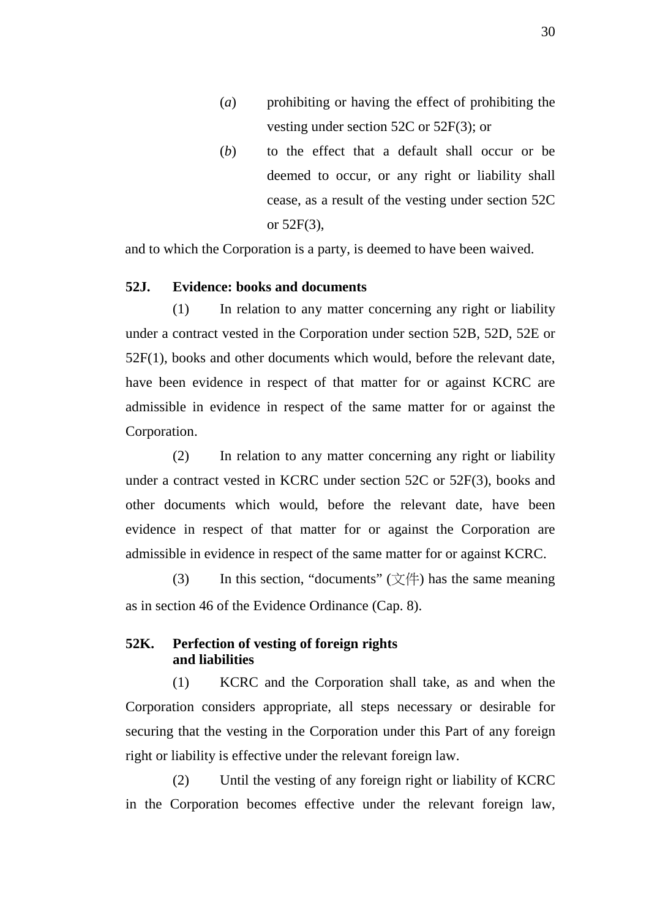(*a*) prohibiting or having the effect of prohibiting the vesting under section 52C or 52F(3); or

(*b*) to the effect that a default shall occur or be deemed to occur, or any right or liability shall cease, as a result of the vesting under section 52C or 52F(3),

and to which the Corporation is a party, is deemed to have been waived.

**52J. Evidence: books and documents**

(1) In relation to any matter concerning any right or liability under a contract vested in the Corporation under section 52B, 52D, 52E or 52F(1), books and other documents which would, before the relevant date, have been evidence in respect of that matter for or against KCRC are admissible in evidence in respect of the same matter for or against the Corporation.

(2) In relation to any matter concerning any right or liability under a contract vested in KCRC under section 52C or 52F(3), books and other documents which would, before the relevant date, have been evidence in respect of that matter for or against the Corporation are admissible in evidence in respect of the same matter for or against KCRC.

(3) In this section, "documents" (文件) has the same meaning as in section 46 of the Evidence Ordinance (Cap. 8).

**52K. Perfection of vesting of foreign rights and liabilities**

(1) KCRC and the Corporation shall take, as and when the Corporation considers appropriate, all steps necessary or desirable for securing that the vesting in the Corporation under this Part of any foreign right or liability is effective under the relevant foreign law.

(2) Until the vesting of any foreign right or liability of KCRC in the Corporation becomes effective under the relevant foreign law,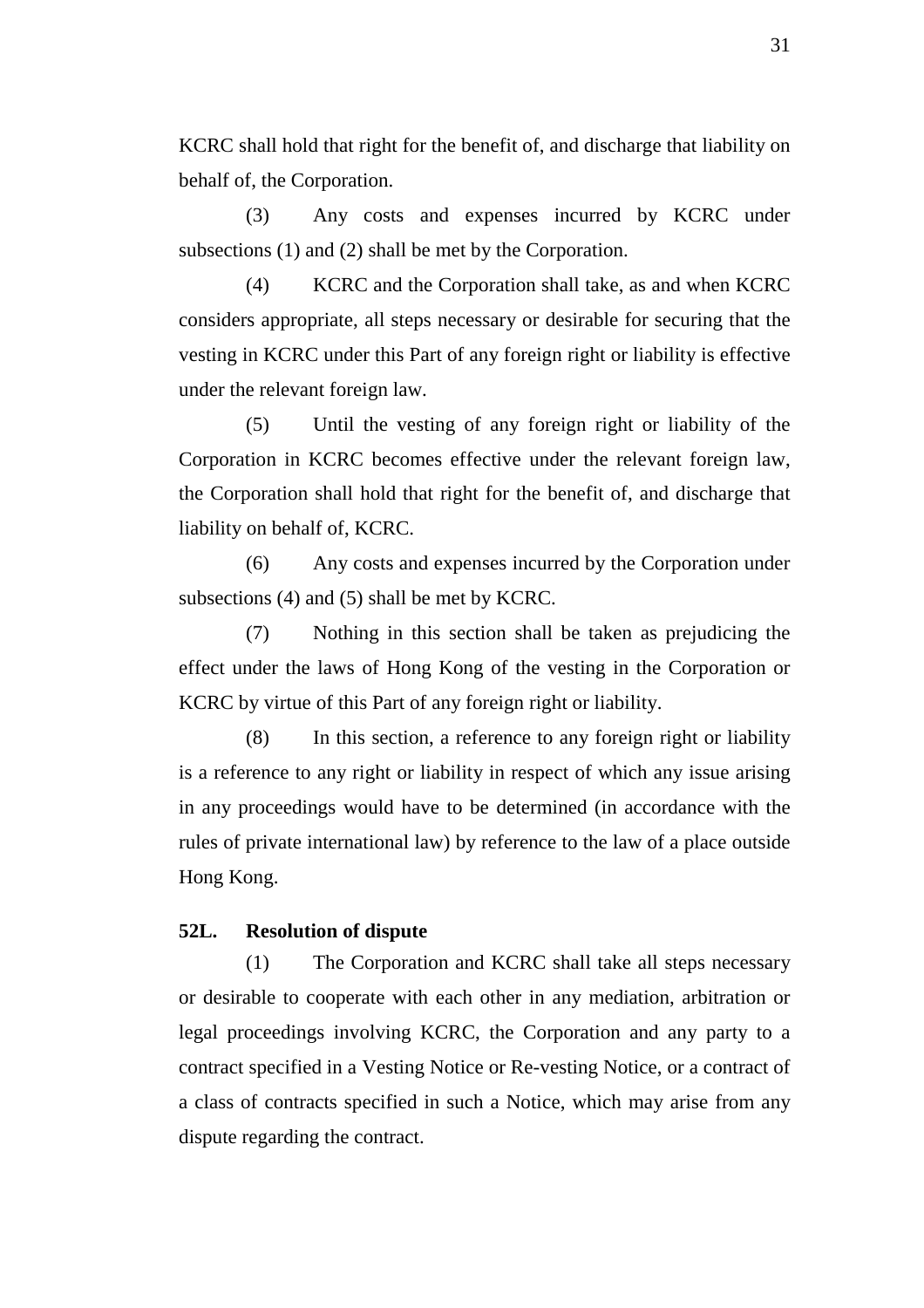KCRC shall hold that right for the benefit of, and discharge that liability on behalf of, the Corporation.

(3) Any costs and expenses incurred by KCRC under subsections (1) and (2) shall be met by the Corporation.

(4) KCRC and the Corporation shall take, as and when KCRC considers appropriate, all steps necessary or desirable for securing that the vesting in KCRC under this Part of any foreign right or liability is effective under the relevant foreign law.

(5) Until the vesting of any foreign right or liability of the Corporation in KCRC becomes effective under the relevant foreign law, the Corporation shall hold that right for the benefit of, and discharge that liability on behalf of, KCRC.

(6) Any costs and expenses incurred by the Corporation under subsections (4) and (5) shall be met by KCRC.

(7) Nothing in this section shall be taken as prejudicing the effect under the laws of Hong Kong of the vesting in the Corporation or KCRC by virtue of this Part of any foreign right or liability.

(8) In this section, a reference to any foreign right or liability is a reference to any right or liability in respect of which any issue arising in any proceedings would have to be determined (in accordance with the rules of private international law) by reference to the law of a place outside Hong Kong.

**52L. Resolution of dispute**

(1) The Corporation and KCRC shall take all steps necessary or desirable to cooperate with each other in any mediation, arbitration or legal proceedings involving KCRC, the Corporation and any party to a contract specified in a Vesting Notice or Re-vesting Notice, or a contract of a class of contracts specified in such a Notice, which may arise from any dispute regarding the contract.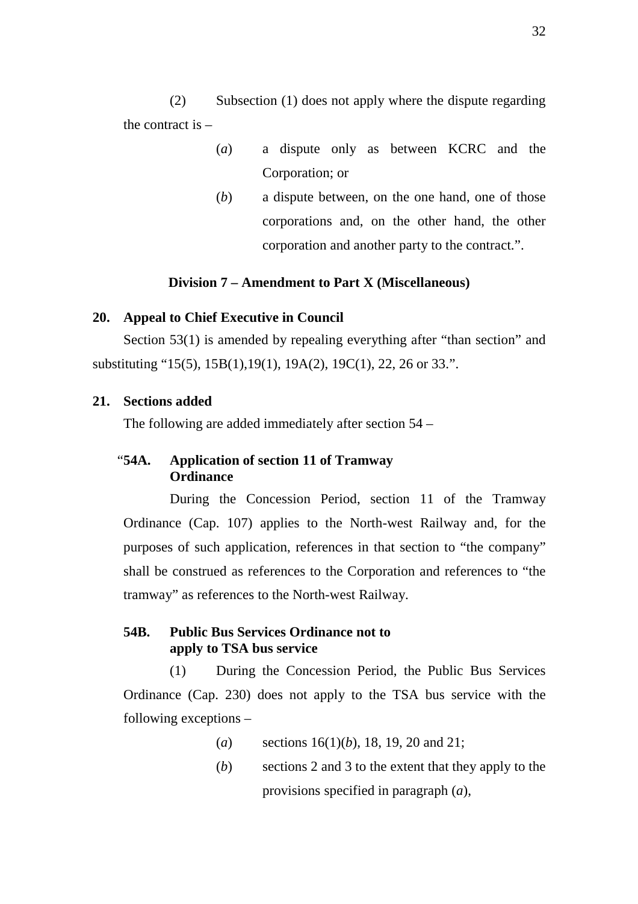(2) Subsection (1) does not apply where the dispute regarding the contract is –

(*a*) a dispute only as between KCRC and the Corporation; or

(*b*) a dispute between, on the one hand, one of those corporations and, on the other hand, the other corporation and another party to the contract.".

**Division 7 – Amendment to Part X (Miscellaneous)**

**20. Appeal to Chief Executive in Council**

Section 53(1) is amended by repealing everything after "than section" and substituting "15(5), 15B(1),19(1), 19A(2), 19C(1), 22, 26 or 33.".

**21. Sections added**

The following are added immediately after section 54 –

"**54A. Application of section 11 of Tramway Ordinance**

During the Concession Period, section 11 of the Tramway Ordinance (Cap. 107) applies to the North-west Railway and, for the purposes of such application, references in that section to "the company" shall be construed as references to the Corporation and references to "the tramway" as references to the North-west Railway.

**54B. Public Bus Services Ordinance not to apply to TSA bus service**

(1) During the Concession Period, the Public Bus Services Ordinance (Cap. 230) does not apply to the TSA bus service with the following exceptions –

(*a*) sections 16(1)(*b*), 18, 19, 20 and 21;

(*b*) sections 2 and 3 to the extent that they apply to the provisions specified in paragraph (*a*),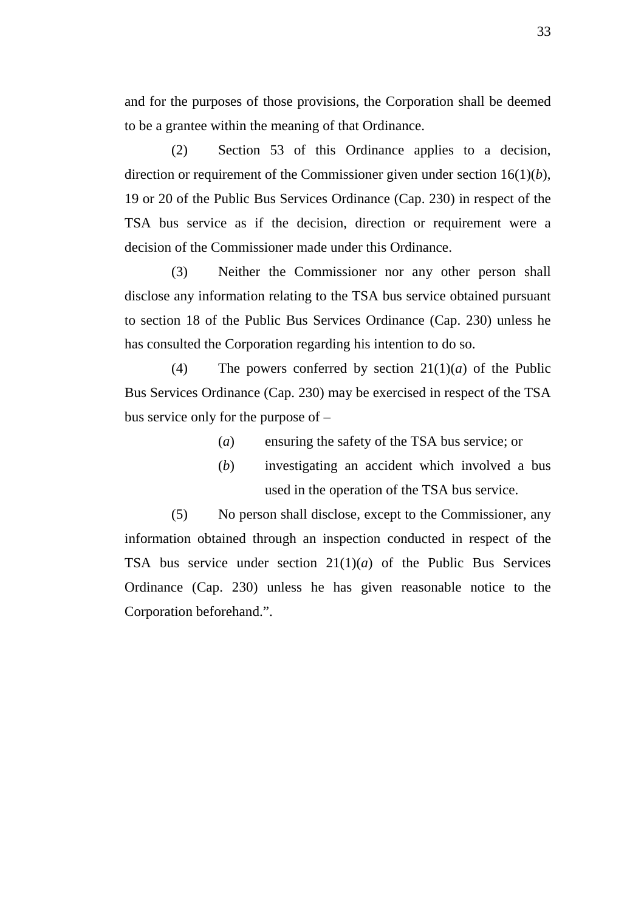and for the purposes of those provisions, the Corporation shall be deemed to be a grantee within the meaning of that Ordinance.

(2) Section 53 of this Ordinance applies to a decision, direction or requirement of the Commissioner given under section 16(1)(*b*), 19 or 20 of the Public Bus Services Ordinance (Cap. 230) in respect of the TSA bus service as if the decision, direction or requirement were a decision of the Commissioner made under this Ordinance.

(3) Neither the Commissioner nor any other person shall disclose any information relating to the TSA bus service obtained pursuant to section 18 of the Public Bus Services Ordinance (Cap. 230) unless he has consulted the Corporation regarding his intention to do so.

(4) The powers conferred by section 21(1)(*a*) of the Public Bus Services Ordinance (Cap. 230) may be exercised in respect of the TSA bus service only for the purpose of –

(*a*) ensuring the safety of the TSA bus service; or

(*b*) investigating an accident which involved a bus used in the operation of the TSA bus service.

(5) No person shall disclose, except to the Commissioner, any information obtained through an inspection conducted in respect of the TSA bus service under section 21(1)(*a*) of the Public Bus Services Ordinance (Cap. 230) unless he has given reasonable notice to the Corporation beforehand.".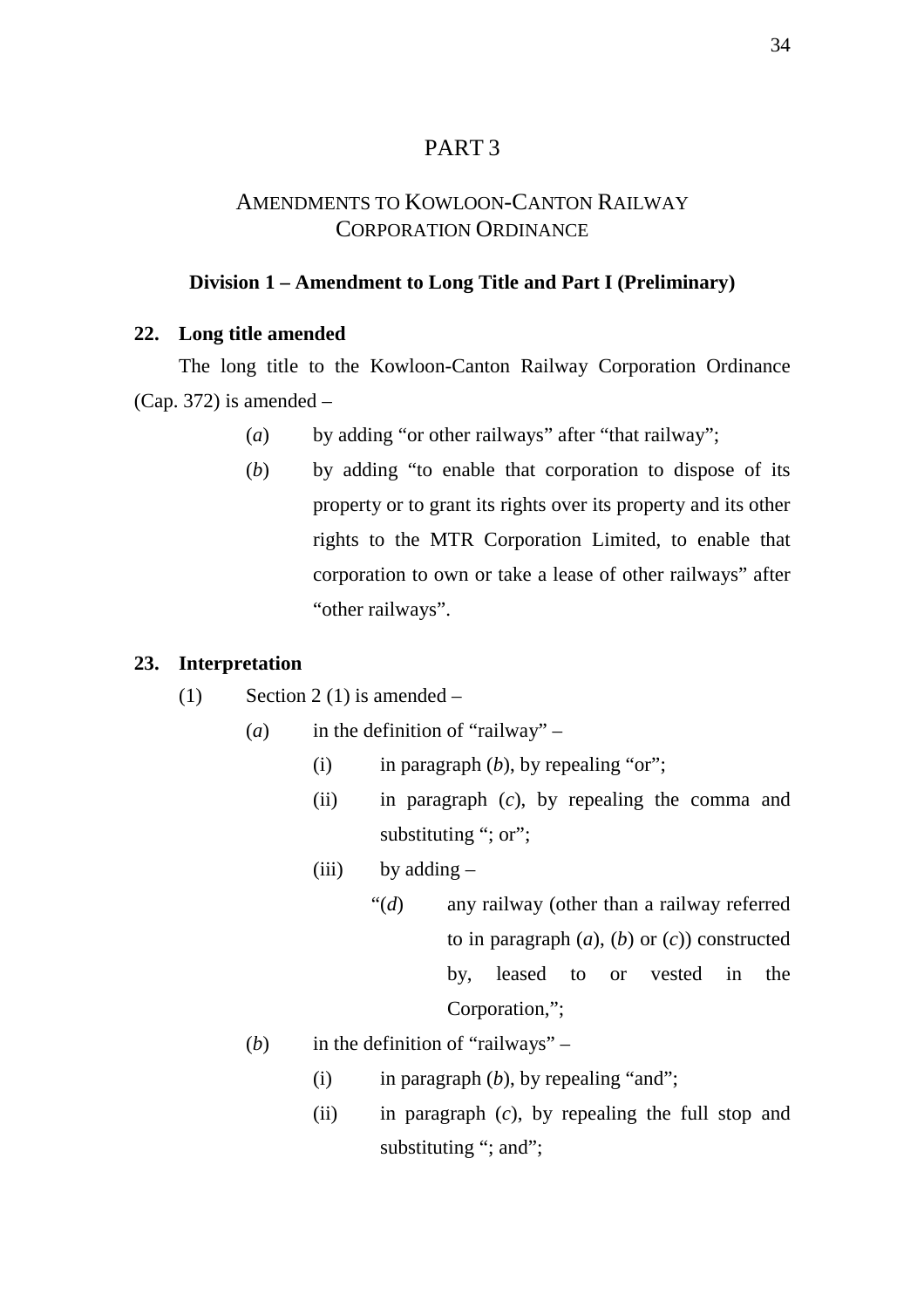# PART 3

## AMENDMENTS TO KOWLOON-CANTON RAILWAY CORPORATION ORDINANCE

### Division 1 – Amendment to Long Title and Part I (Preliminary)

**22. Long title amended**

The long title to the Kowloon-Canton Railway Corporation Ordinance (Cap. 372) is amended –

(*a*) by adding "or other railways" after "that railway";

(*b*) by adding "to enable that corporation to dispose of its property or to grant its rights over its property and its other rights to the MTR Corporation Limited, to enable that corporation to own or take a lease of other railways" after "other railways".

**23. Interpretation**

(1) Section 2 (1) is amended –

(*a*) in the definition of "railway" –

(i) in paragraph (*b*), by repealing "or";

(ii) in paragraph (*c*), by repealing the comma and substituting "; or";

(iii) by adding –

"(*d*) any railway (other than a railway referred to in paragraph (*a*), (*b*) or (*c*)) constructed by, leased to or vested in the Corporation,";

(*b*) in the definition of "railways" –

(i) in paragraph (*b*), by repealing "and";

(ii) in paragraph (*c*), by repealing the full stop and substituting "; and";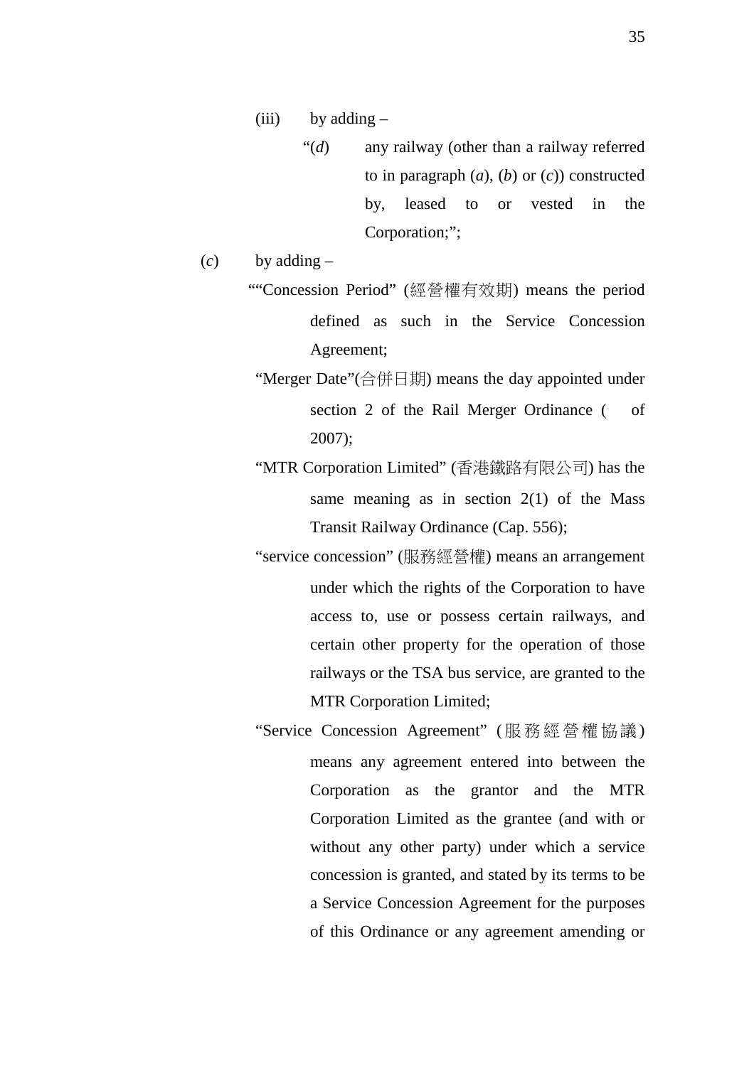(iii) by adding –

"(*d*) any railway (other than a railway referred to in paragraph (*a*), (*b*) or (*c*)) constructed by, leased to or vested in the Corporation;";

(*c*) by adding –

""Concession Period" (經營權有效期) means the period defined as such in the Service Concession Agreement;

"Merger Date"(合併日期) means the day appointed under section 2 of the Rail Merger Ordinance (   of 2007);

"MTR Corporation Limited" (香港鐵路有限公司) has the same meaning as in section 2(1) of the Mass Transit Railway Ordinance (Cap. 556);

"service concession" (服務經營權) means an arrangement under which the rights of the Corporation to have access to, use or possess certain railways, and certain other property for the operation of those railways or the TSA bus service, are granted to the MTR Corporation Limited;

"Service Concession Agreement" (服務經營權協議) means any agreement entered into between the Corporation as the grantor and the MTR Corporation Limited as the grantee (and with or without any other party) under which a service concession is granted, and stated by its terms to be a Service Concession Agreement for the purposes of this Ordinance or any agreement amending or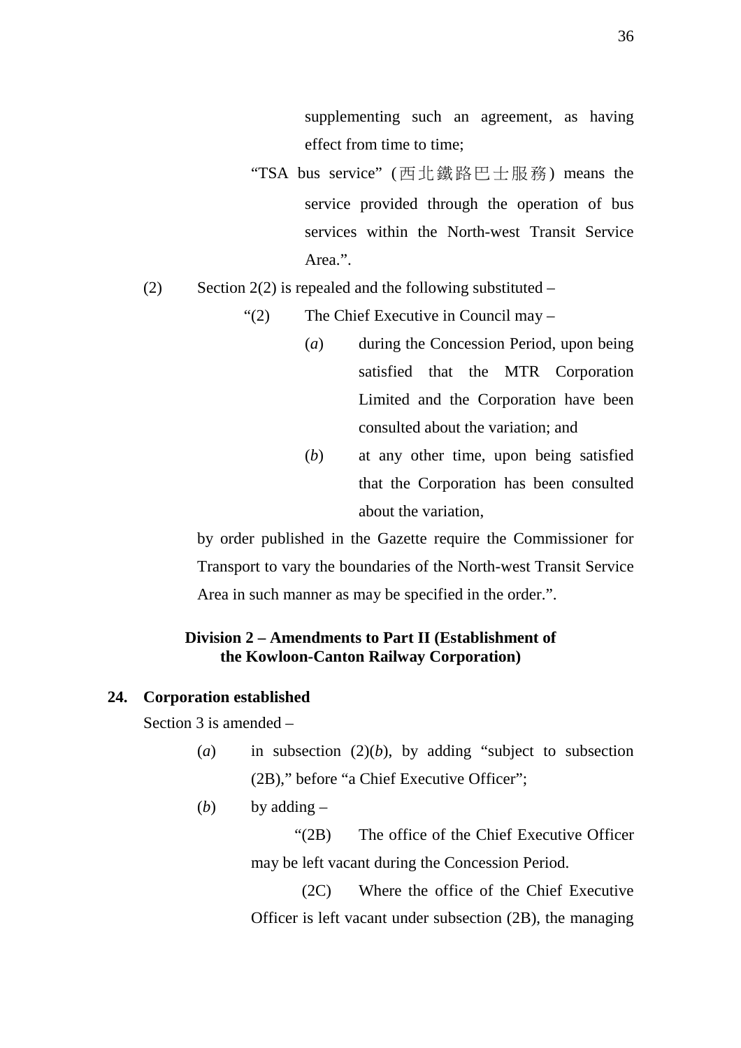supplementing such an agreement, as having effect from time to time;

"TSA bus service" (西北鐵路巴士服務) means the service provided through the operation of bus services within the North-west Transit Service Area.".

(2) Section 2(2) is repealed and the following substituted –

"(2) The Chief Executive in Council may –

(*a*) during the Concession Period, upon being satisfied that the MTR Corporation Limited and the Corporation have been consulted about the variation; and

(*b*) at any other time, upon being satisfied that the Corporation has been consulted about the variation,

by order published in the Gazette require the Commissioner for Transport to vary the boundaries of the North-west Transit Service Area in such manner as may be specified in the order.".

**Division 2 – Amendments to Part II (Establishment of the Kowloon-Canton Railway Corporation)**

**24. Corporation established**

Section 3 is amended –

(*a*) in subsection (2)(*b*), by adding "subject to subsection (2B)," before "a Chief Executive Officer";

(*b*) by adding –

"(2B) The office of the Chief Executive Officer may be left vacant during the Concession Period.

(2C) Where the office of the Chief Executive Officer is left vacant under subsection (2B), the managing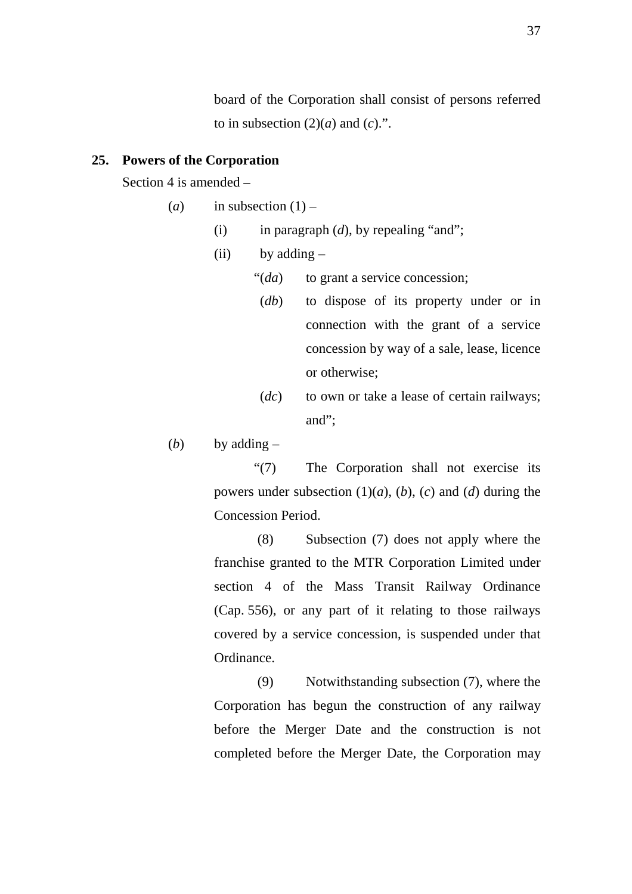board of the Corporation shall consist of persons referred to in subsection (2)(*a*) and (*c*).".

**25. Powers of the Corporation**

Section 4 is amended –

(*a*) in subsection (1) –

(i) in paragraph (*d*), by repealing "and";

(ii) by adding –

"(*da*) to grant a service concession;

(*db*) to dispose of its property under or in connection with the grant of a service concession by way of a sale, lease, licence or otherwise;

(*dc*) to own or take a lease of certain railways; and";

(*b*) by adding –

"(7) The Corporation shall not exercise its powers under subsection (1)(*a*), (*b*), (*c*) and (*d*) during the Concession Period.

(8) Subsection (7) does not apply where the franchise granted to the MTR Corporation Limited under section 4 of the Mass Transit Railway Ordinance (Cap. 556), or any part of it relating to those railways covered by a service concession, is suspended under that Ordinance.

(9) Notwithstanding subsection (7), where the Corporation has begun the construction of any railway before the Merger Date and the construction is not completed before the Merger Date, the Corporation may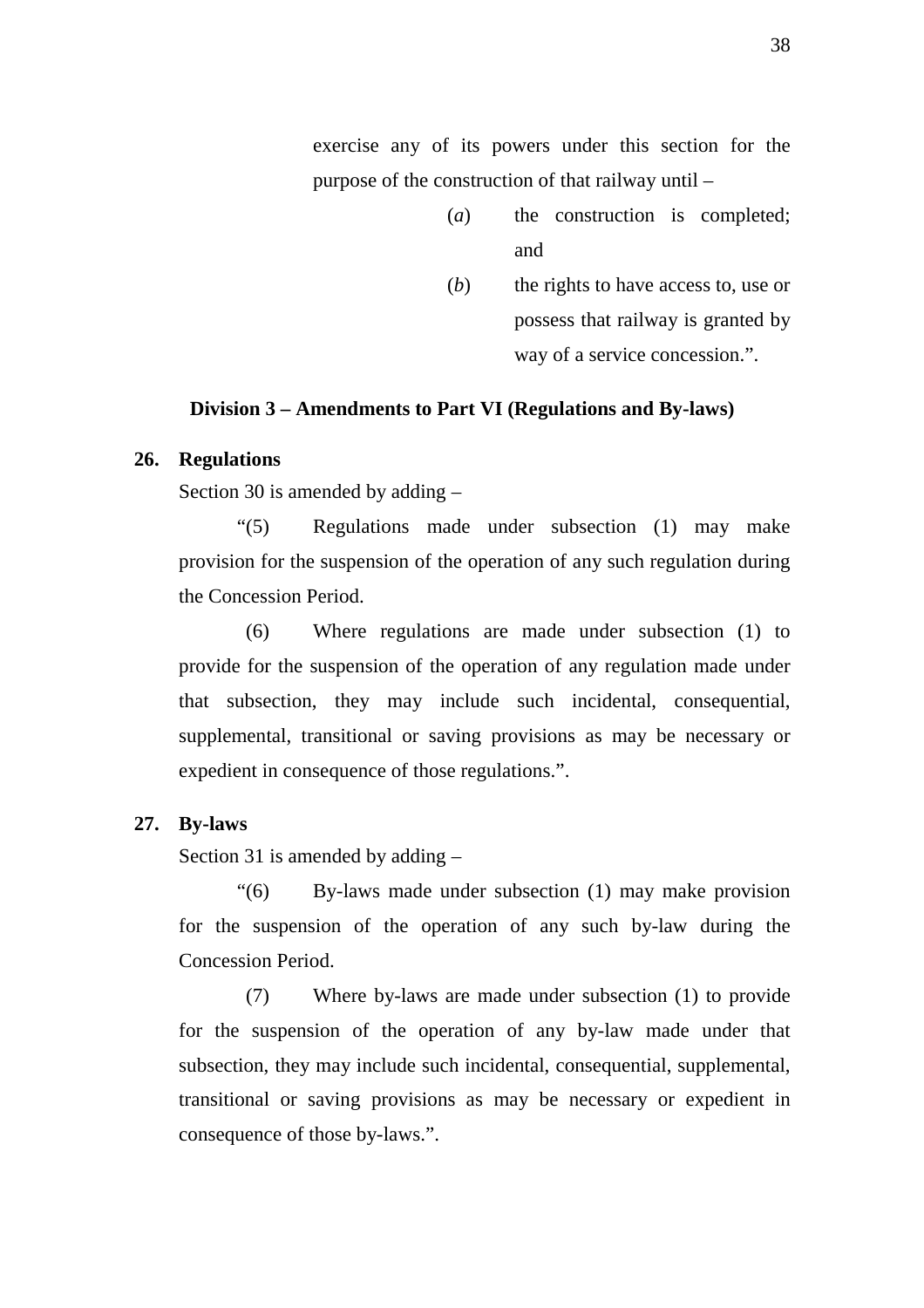exercise any of its powers under this section for the purpose of the construction of that railway until –

(*a*) the construction is completed; and

(*b*) the rights to have access to, use or possess that railway is granted by way of a service concession.”.

**Division 3 – Amendments to Part VI (Regulations and By-laws)**

**26. Regulations**

Section 30 is amended by adding –

“(5) Regulations made under subsection (1) may make provision for the suspension of the operation of any such regulation during the Concession Period.

(6) Where regulations are made under subsection (1) to provide for the suspension of the operation of any regulation made under that subsection, they may include such incidental, consequential, supplemental, transitional or saving provisions as may be necessary or expedient in consequence of those regulations.”.

**27. By-laws**

Section 31 is amended by adding –

“(6) By-laws made under subsection (1) may make provision for the suspension of the operation of any such by-law during the Concession Period.

(7) Where by-laws are made under subsection (1) to provide for the suspension of the operation of any by-law made under that subsection, they may include such incidental, consequential, supplemental, transitional or saving provisions as may be necessary or expedient in consequence of those by-laws.”.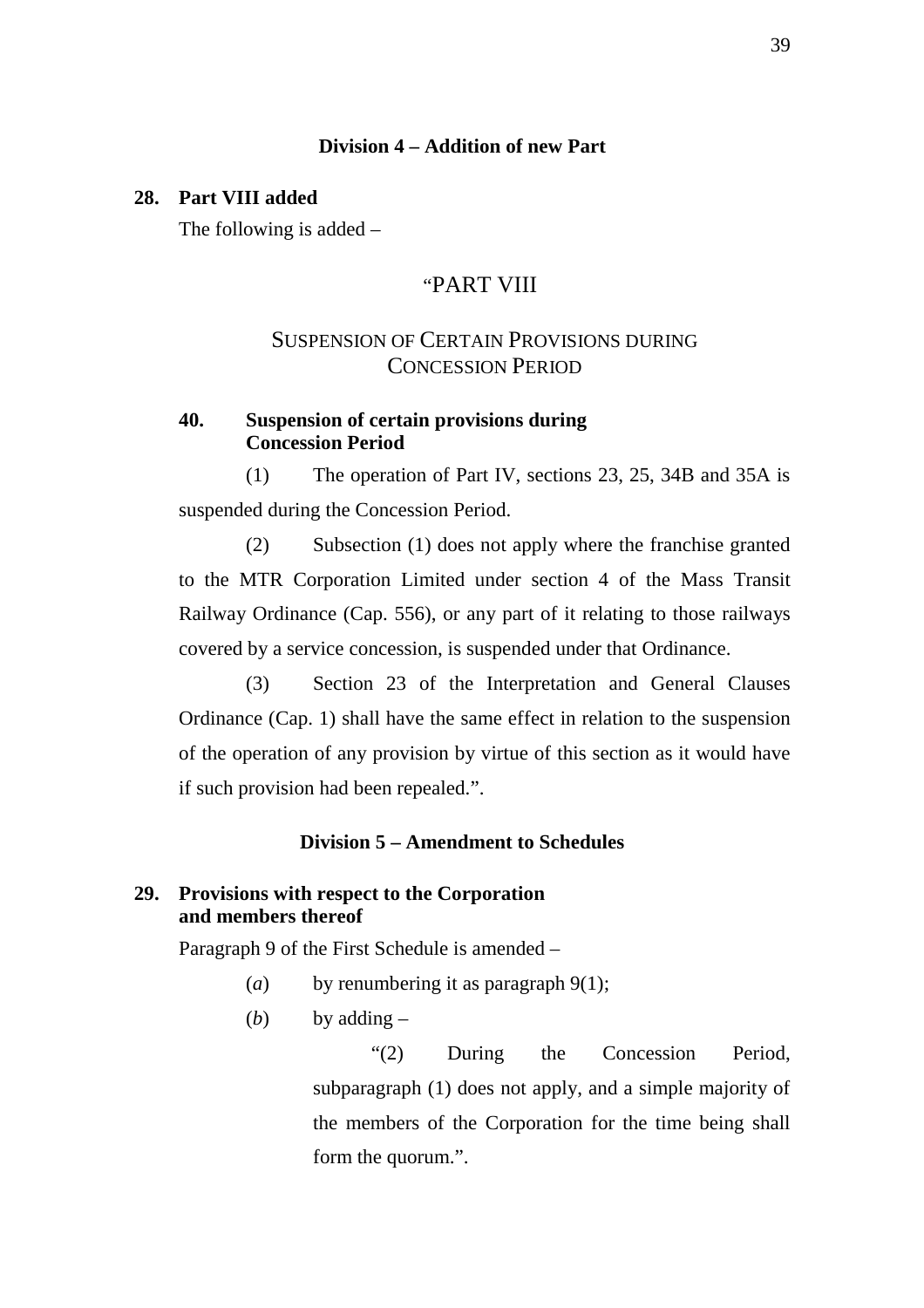### Division 4 – Addition of new Part

**28. Part VIII added**

The following is added –

"PART VIII

SUSPENSION OF CERTAIN PROVISIONS DURING CONCESSION PERIOD

**40. Suspension of certain provisions during Concession Period**

(1) The operation of Part IV, sections 23, 25, 34B and 35A is suspended during the Concession Period.

(2) Subsection (1) does not apply where the franchise granted to the MTR Corporation Limited under section 4 of the Mass Transit Railway Ordinance (Cap. 556), or any part of it relating to those railways covered by a service concession, is suspended under that Ordinance.

(3) Section 23 of the Interpretation and General Clauses Ordinance (Cap. 1) shall have the same effect in relation to the suspension of the operation of any provision by virtue of this section as it would have if such provision had been repealed.".

### Division 5 – Amendment to Schedules

**29. Provisions with respect to the Corporation and members thereof**

Paragraph 9 of the First Schedule is amended –

(*a*) by renumbering it as paragraph 9(1);

(*b*) by adding –

"(2) During the Concession Period, subparagraph (1) does not apply, and a simple majority of the members of the Corporation for the time being shall form the quorum.".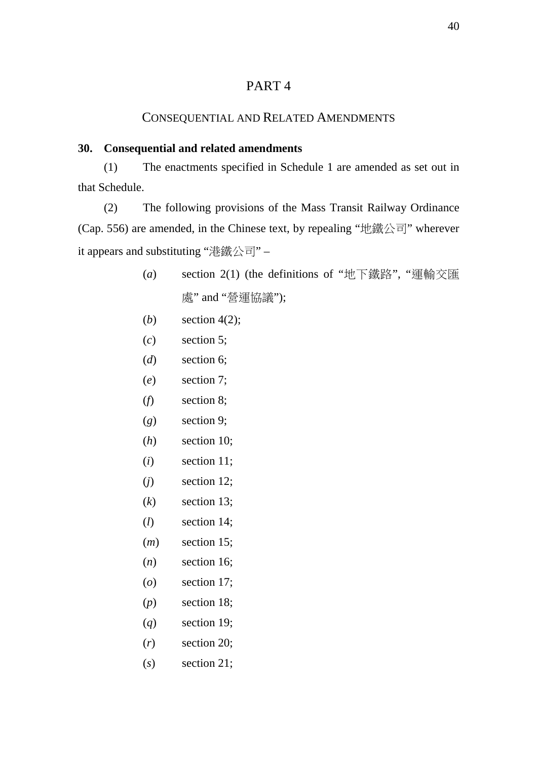# PART 4

## CONSEQUENTIAL AND RELATED AMENDMENTS

**30. Consequential and related amendments**

(1) The enactments specified in Schedule 1 are amended as set out in that Schedule.

(2) The following provisions of the Mass Transit Railway Ordinance (Cap. 556) are amended, in the Chinese text, by repealing "地鐵公司" wherever it appears and substituting "港鐵公司" –

(*a*) section 2(1) (the definitions of "地下鐵路", "運輸交匯處" and "營運協議");

(*b*) section 4(2);

(*c*) section 5;

(*d*) section 6;

(*e*) section 7;

(*f*) section 8;

(*g*) section 9;

(*h*) section 10;

(*i*) section 11;

(*j*) section 12;

(*k*) section 13;

(*l*) section 14;

(*m*) section 15;

(*n*) section 16;

(*o*) section 17;

(*p*) section 18;

(*q*) section 19;

(*r*) section 20;

(*s*) section 21;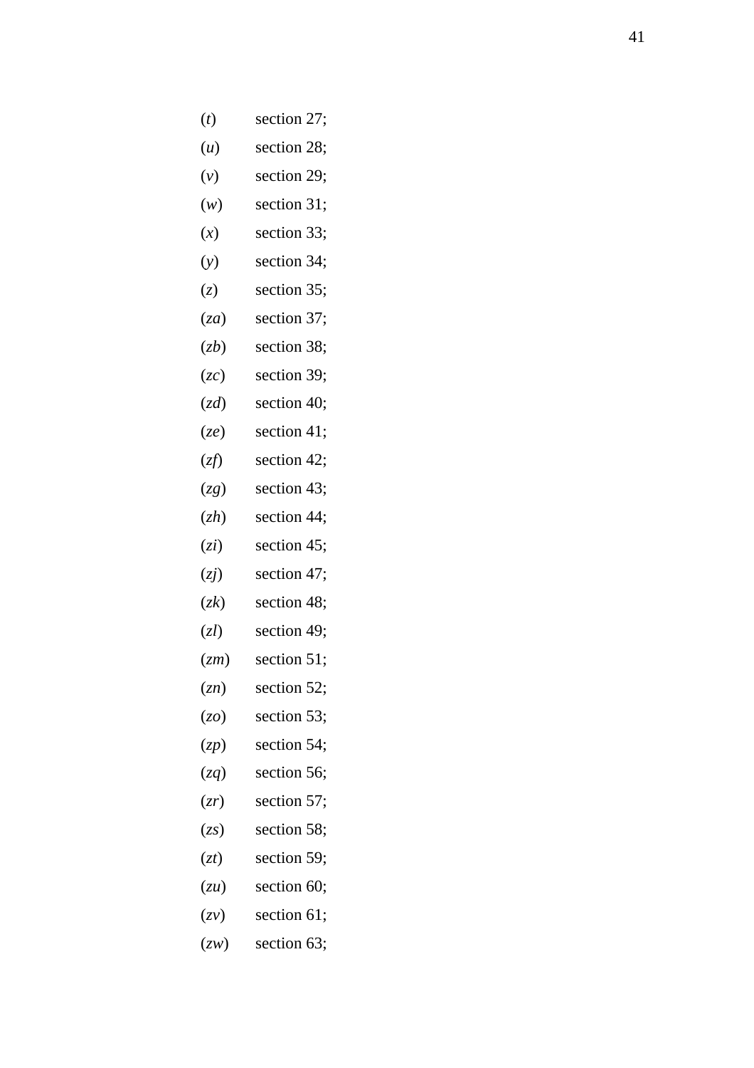(*t*) section 27;

(*u*) section 28;

(*v*) section 29;

(*w*) section 31;

(*x*) section 33;

(*y*) section 34;

(*z*) section 35;

(*za*) section 37;

(*zb*) section 38;

(*zc*) section 39;

(*zd*) section 40;

(*ze*) section 41;

(*zf*) section 42;

(*zg*) section 43;

(*zh*) section 44;

(*zi*) section 45;

(*zj*) section 47;

(*zk*) section 48;

(*zl*) section 49;

(*zm*) section 51;

(*zn*) section 52;

(*zo*) section 53;

(*zp*) section 54;

(*zq*) section 56;

(*zr*) section 57;

(*zs*) section 58;

(*zt*) section 59;

(*zu*) section 60;

(*zv*) section 61;

(*zw*) section 63;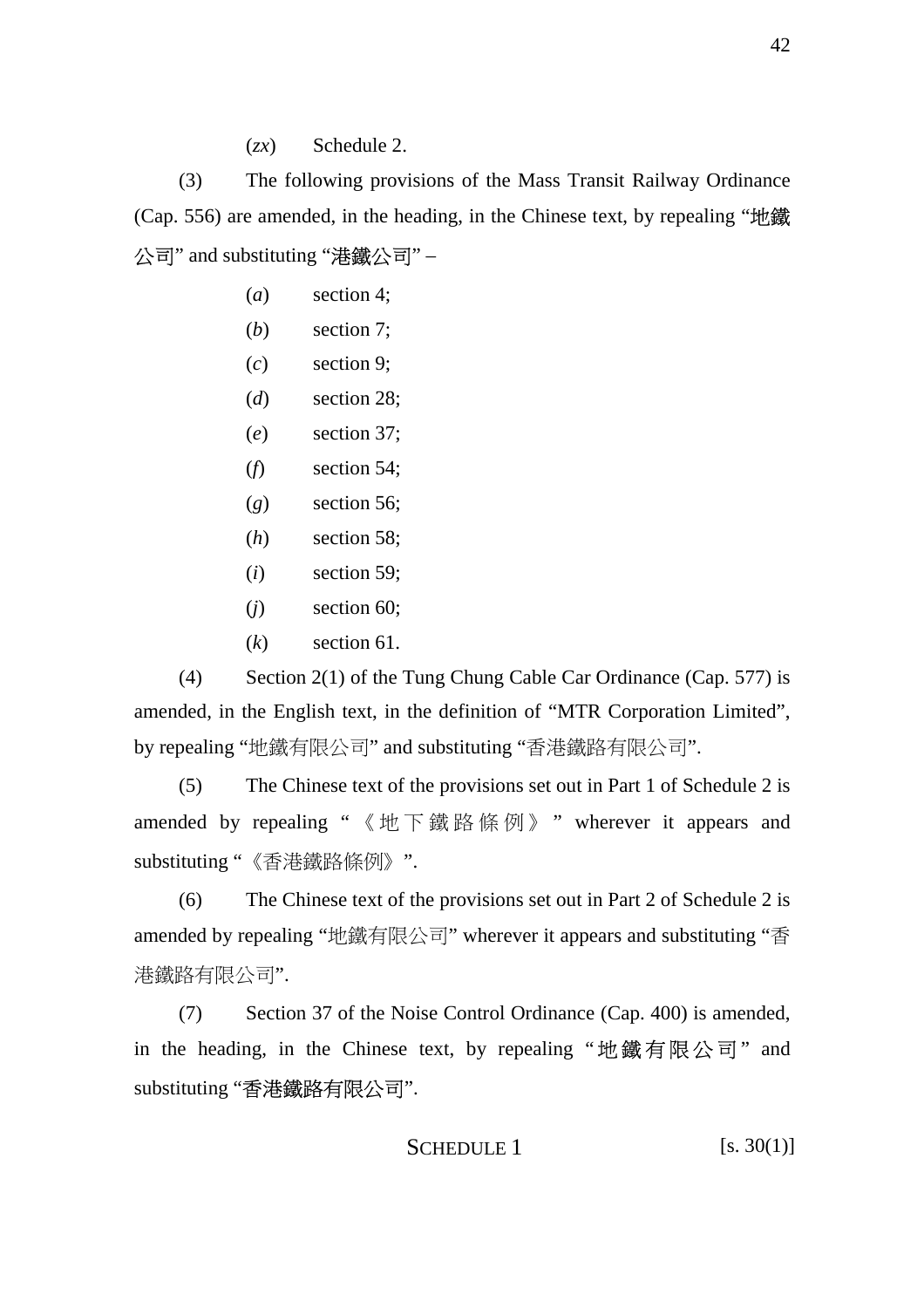(*zx*) Schedule 2.

(3) The following provisions of the Mass Transit Railway Ordinance (Cap. 556) are amended, in the heading, in the Chinese text, by repealing "地鐵公司" and substituting "港鐵公司" –

(*a*) section 4;

(*b*) section 7;

(*c*) section 9;

(*d*) section 28;

(*e*) section 37;

(*f*) section 54;

(*g*) section 56;

(*h*) section 58;

(*i*) section 59;

(*j*) section 60;

(*k*) section 61.

(4) Section 2(1) of the Tung Chung Cable Car Ordinance (Cap. 577) is amended, in the English text, in the definition of "MTR Corporation Limited", by repealing "地鐵有限公司" and substituting "香港鐵路有限公司".

(5) The Chinese text of the provisions set out in Part 1 of Schedule 2 is amended by repealing "《地下鐵路條例》" wherever it appears and substituting "《香港鐵路條例》".

(6) The Chinese text of the provisions set out in Part 2 of Schedule 2 is amended by repealing "地鐵有限公司" wherever it appears and substituting "香港鐵路有限公司".

(7) Section 37 of the Noise Control Ordinance (Cap. 400) is amended, in the heading, in the Chinese text, by repealing "地鐵有限公司" and substituting "香港鐵路有限公司".

SCHEDULE 1 [s. 30(1)]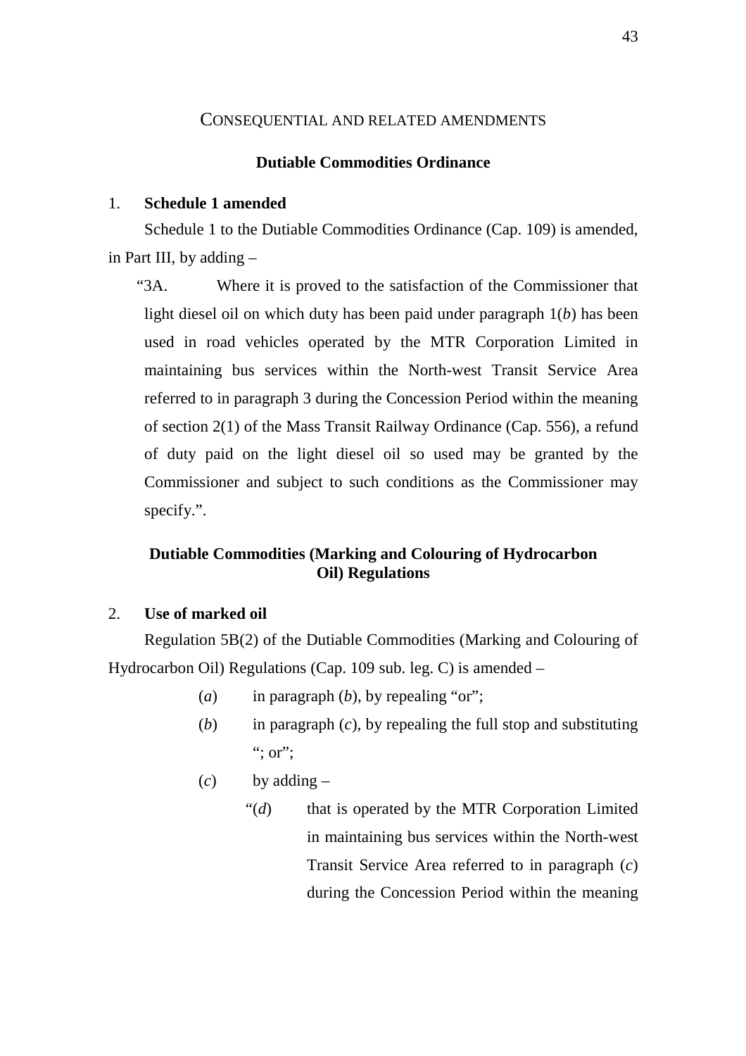## CONSEQUENTIAL AND RELATED AMENDMENTS

### Dutiable Commodities Ordinance

1. **Schedule 1 amended**

Schedule 1 to the Dutiable Commodities Ordinance (Cap. 109) is amended, in Part III, by adding –

"3A. Where it is proved to the satisfaction of the Commissioner that light diesel oil on which duty has been paid under paragraph 1(*b*) has been used in road vehicles operated by the MTR Corporation Limited in maintaining bus services within the North-west Transit Service Area referred to in paragraph 3 during the Concession Period within the meaning of section 2(1) of the Mass Transit Railway Ordinance (Cap. 556), a refund of duty paid on the light diesel oil so used may be granted by the Commissioner and subject to such conditions as the Commissioner may specify.".

### Dutiable Commodities (Marking and Colouring of Hydrocarbon Oil) Regulations

2. **Use of marked oil**

Regulation 5B(2) of the Dutiable Commodities (Marking and Colouring of Hydrocarbon Oil) Regulations (Cap. 109 sub. leg. C) is amended –

(*a*) in paragraph (*b*), by repealing "or";

(*b*) in paragraph (*c*), by repealing the full stop and substituting "; or";

(*c*) by adding –

"(*d*) that is operated by the MTR Corporation Limited in maintaining bus services within the North-west Transit Service Area referred to in paragraph (*c*) during the Concession Period within the meaning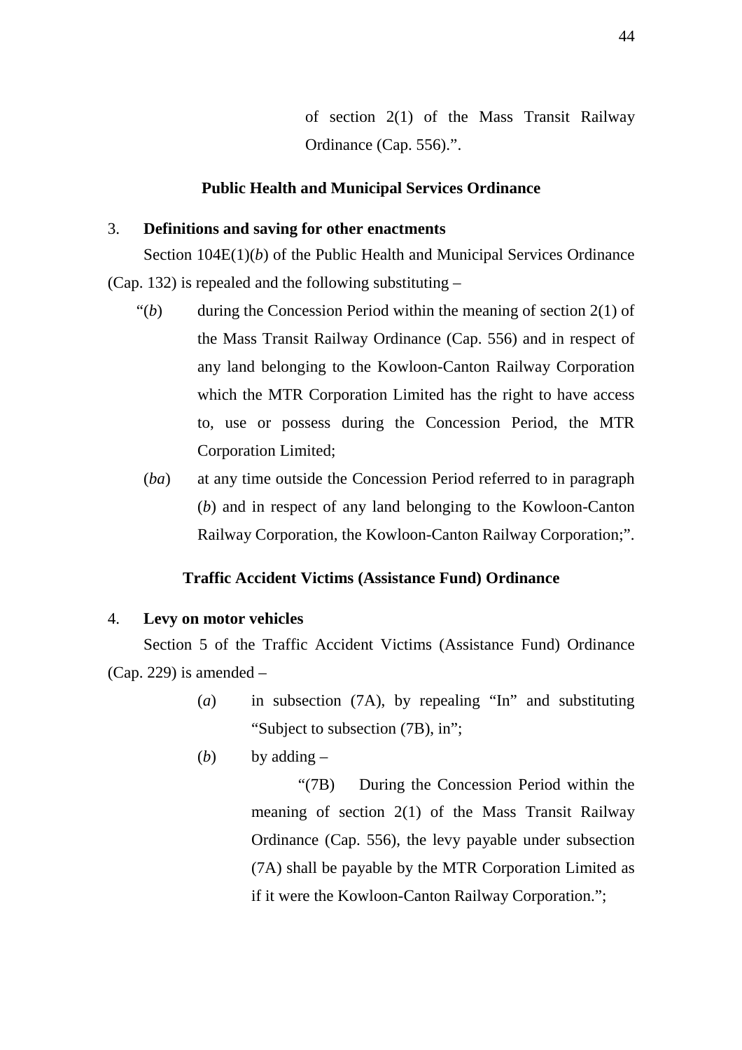of section 2(1) of the Mass Transit Railway Ordinance (Cap. 556).".

**Public Health and Municipal Services Ordinance**

3. **Definitions and saving for other enactments**

Section 104E(1)(*b*) of the Public Health and Municipal Services Ordinance (Cap. 132) is repealed and the following substituting –

"(*b*) during the Concession Period within the meaning of section 2(1) of the Mass Transit Railway Ordinance (Cap. 556) and in respect of any land belonging to the Kowloon-Canton Railway Corporation which the MTR Corporation Limited has the right to have access to, use or possess during the Concession Period, the MTR Corporation Limited;

(*ba*) at any time outside the Concession Period referred to in paragraph (*b*) and in respect of any land belonging to the Kowloon-Canton Railway Corporation, the Kowloon-Canton Railway Corporation;".

**Traffic Accident Victims (Assistance Fund) Ordinance**

4. **Levy on motor vehicles**

Section 5 of the Traffic Accident Victims (Assistance Fund) Ordinance (Cap. 229) is amended –

(*a*) in subsection (7A), by repealing "In" and substituting "Subject to subsection (7B), in";

(*b*) by adding –

"(7B) During the Concession Period within the meaning of section 2(1) of the Mass Transit Railway Ordinance (Cap. 556), the levy payable under subsection (7A) shall be payable by the MTR Corporation Limited as if it were the Kowloon-Canton Railway Corporation.";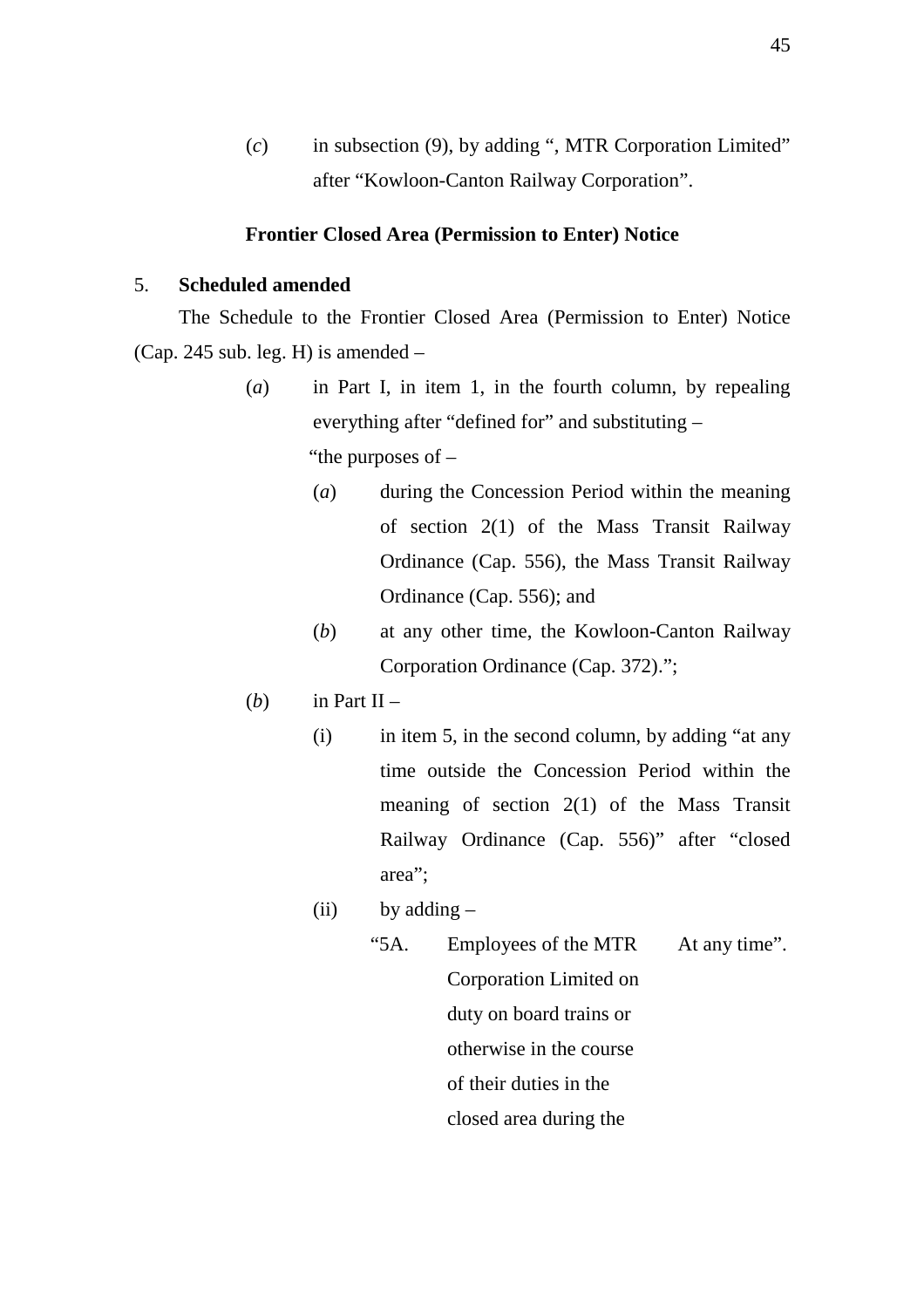(*c*) in subsection (9), by adding ", MTR Corporation Limited" after "Kowloon-Canton Railway Corporation".

**Frontier Closed Area (Permission to Enter) Notice**

5. **Scheduled amended**

The Schedule to the Frontier Closed Area (Permission to Enter) Notice (Cap. 245 sub. leg. H) is amended –

(*a*) in Part I, in item 1, in the fourth column, by repealing everything after "defined for" and substituting –

"the purposes of –

(*a*) during the Concession Period within the meaning of section 2(1) of the Mass Transit Railway Ordinance (Cap. 556), the Mass Transit Railway Ordinance (Cap. 556); and

(*b*) at any other time, the Kowloon-Canton Railway Corporation Ordinance (Cap. 372).";

(*b*) in Part II –

(i) in item 5, in the second column, by adding "at any time outside the Concession Period within the meaning of section 2(1) of the Mass Transit Railway Ordinance (Cap. 556)" after "closed area";

(ii) by adding –

| | | |
|---|---|---|
| "5A. | Employees of the MTR Corporation Limited on duty on board trains or otherwise in the course of their duties in the closed area during the | At any time". |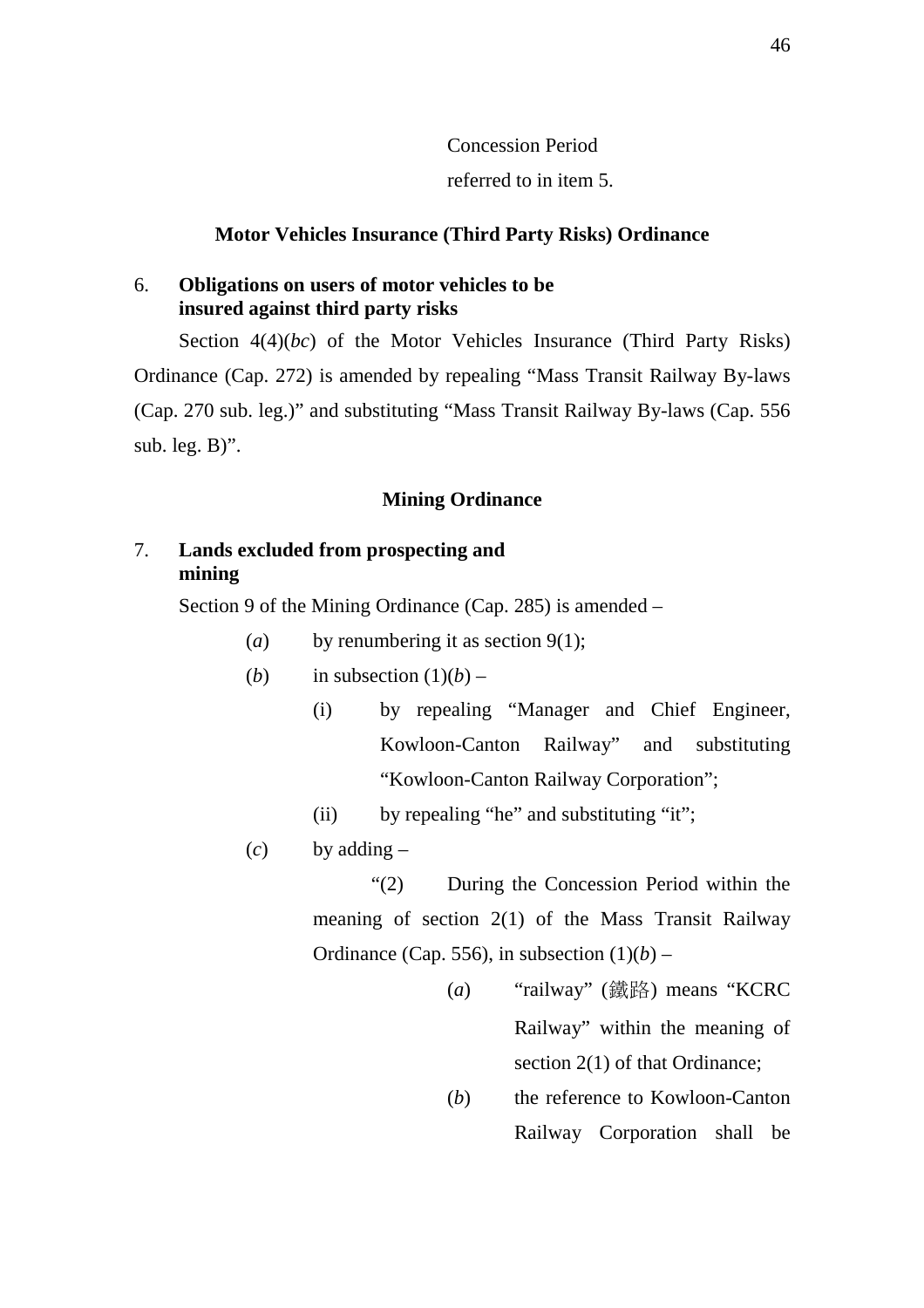Concession Period

referred to in item 5.

### Motor Vehicles Insurance (Third Party Risks) Ordinance

6. **Obligations on users of motor vehicles to be insured against third party risks**

Section 4(4)(*bc*) of the Motor Vehicles Insurance (Third Party Risks) Ordinance (Cap. 272) is amended by repealing "Mass Transit Railway By-laws (Cap. 270 sub. leg.)" and substituting "Mass Transit Railway By-laws (Cap. 556 sub. leg. B)".

### Mining Ordinance

7. **Lands excluded from prospecting and mining**

Section 9 of the Mining Ordinance (Cap. 285) is amended –

(*a*) by renumbering it as section 9(1);

(*b*) in subsection (1)(*b*) –

(i) by repealing "Manager and Chief Engineer, Kowloon-Canton Railway" and substituting "Kowloon-Canton Railway Corporation";

(ii) by repealing "he" and substituting "it";

(*c*) by adding –

"(2) During the Concession Period within the meaning of section 2(1) of the Mass Transit Railway Ordinance (Cap. 556), in subsection (1)(*b*) –

(*a*) "railway" (鐵路) means "KCRC Railway" within the meaning of section 2(1) of that Ordinance;

(*b*) the reference to Kowloon-Canton Railway Corporation shall be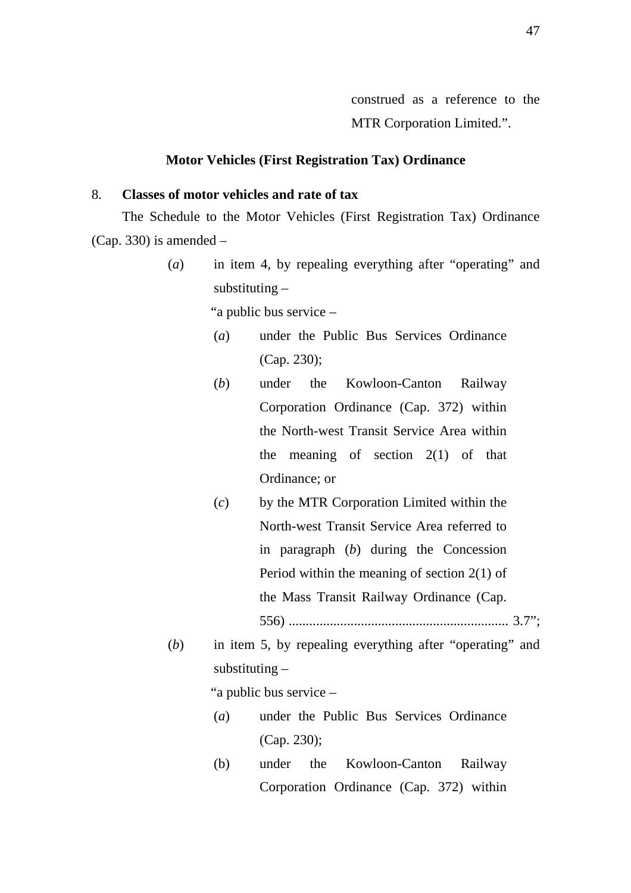construed as a reference to the MTR Corporation Limited.".

## Motor Vehicles (First Registration Tax) Ordinance

8. **Classes of motor vehicles and rate of tax**

The Schedule to the Motor Vehicles (First Registration Tax) Ordinance (Cap. 330) is amended –

(*a*) in item 4, by repealing everything after "operating" and substituting –

"a public bus service –

(*a*) under the Public Bus Services Ordinance (Cap. 230);

(*b*) under the Kowloon-Canton Railway Corporation Ordinance (Cap. 372) within the North-west Transit Service Area within the meaning of section 2(1) of that Ordinance; or

(*c*) by the MTR Corporation Limited within the North-west Transit Service Area referred to in paragraph (*b*) during the Concession Period within the meaning of section 2(1) of the Mass Transit Railway Ordinance (Cap. 556) ................................................................ 3.7";

(*b*) in item 5, by repealing everything after "operating" and substituting –

"a public bus service –

(*a*) under the Public Bus Services Ordinance (Cap. 230);

(b) under the Kowloon-Canton Railway Corporation Ordinance (Cap. 372) within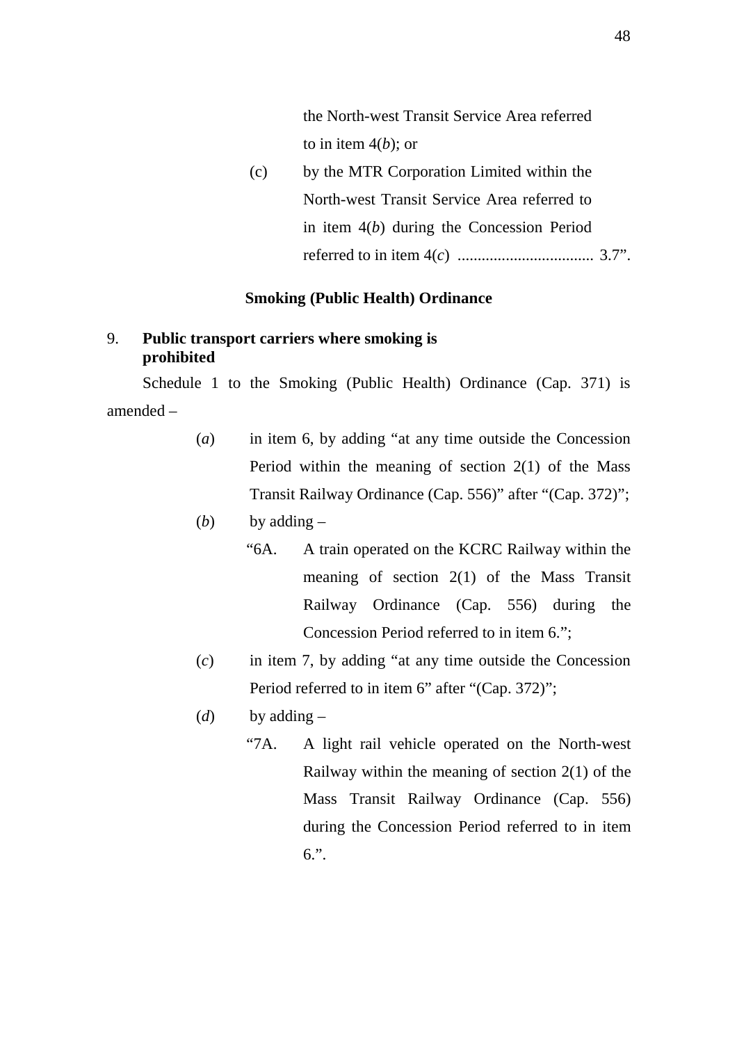the North-west Transit Service Area referred to in item 4(*b*); or

(c) by the MTR Corporation Limited within the North-west Transit Service Area referred to in item 4(*b*) during the Concession Period referred to in item 4(*c*) .................................. 3.7".

## Smoking (Public Health) Ordinance

### 9. Public transport carriers where smoking is prohibited

Schedule 1 to the Smoking (Public Health) Ordinance (Cap. 371) is amended –

(*a*) in item 6, by adding "at any time outside the Concession Period within the meaning of section 2(1) of the Mass Transit Railway Ordinance (Cap. 556)" after "(Cap. 372)";

(*b*) by adding –

"6A. A train operated on the KCRC Railway within the meaning of section 2(1) of the Mass Transit Railway Ordinance (Cap. 556) during the Concession Period referred to in item 6.";

(*c*) in item 7, by adding "at any time outside the Concession Period referred to in item 6" after "(Cap. 372)";

(*d*) by adding –

"7A. A light rail vehicle operated on the North-west Railway within the meaning of section 2(1) of the Mass Transit Railway Ordinance (Cap. 556) during the Concession Period referred to in item 6.".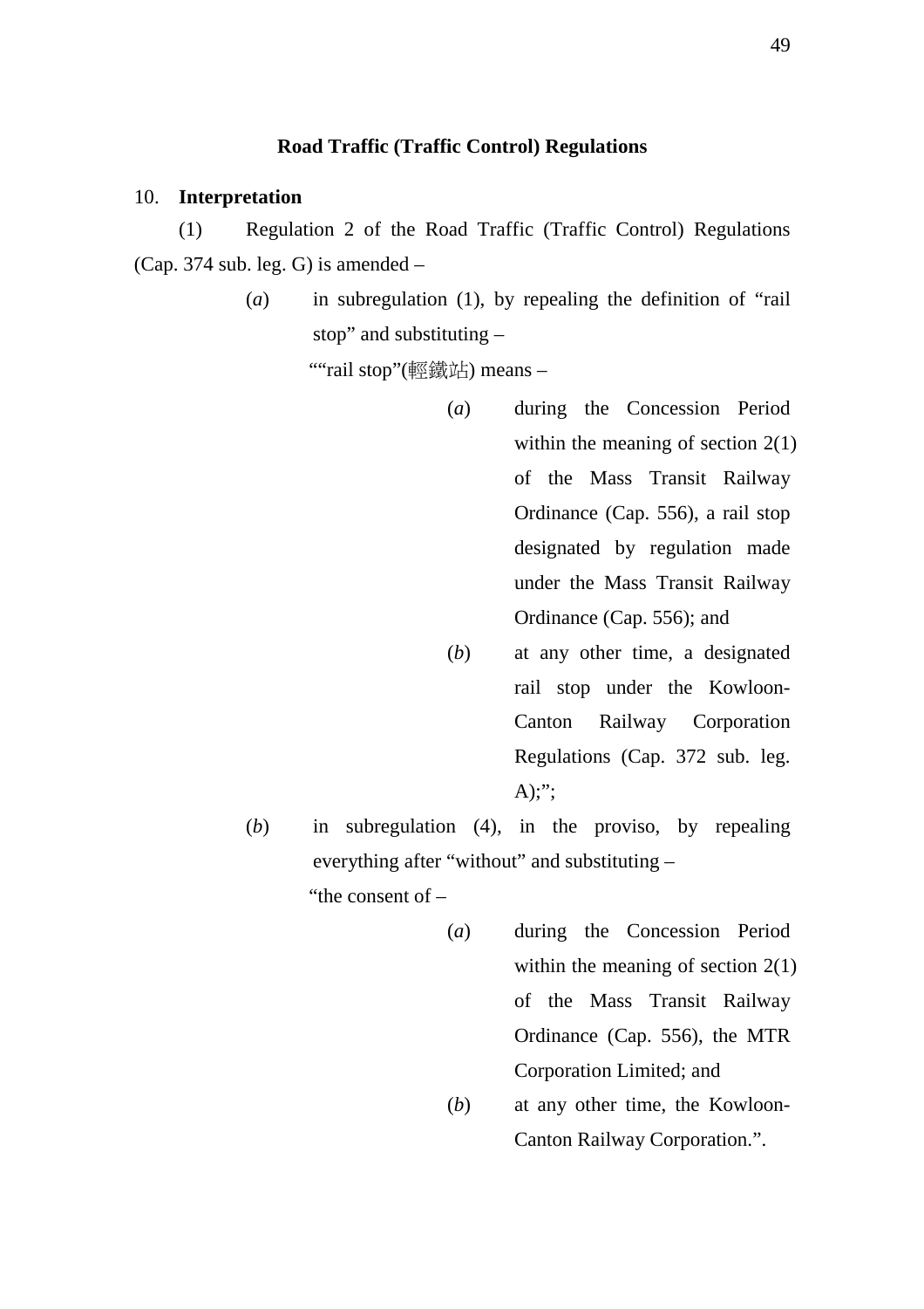### Road Traffic (Traffic Control) Regulations

10. **Interpretation**

(1) Regulation 2 of the Road Traffic (Traffic Control) Regulations (Cap. 374 sub. leg. G) is amended –

(*a*) in subregulation (1), by repealing the definition of "rail stop" and substituting –

""rail stop"(輕鐵站) means –

(*a*) during the Concession Period within the meaning of section 2(1) of the Mass Transit Railway Ordinance (Cap. 556), a rail stop designated by regulation made under the Mass Transit Railway Ordinance (Cap. 556); and

(*b*) at any other time, a designated rail stop under the Kowloon-Canton Railway Corporation Regulations (Cap. 372 sub. leg. A);";

(*b*) in subregulation (4), in the proviso, by repealing everything after "without" and substituting –

"the consent of –

(*a*) during the Concession Period within the meaning of section 2(1) of the Mass Transit Railway Ordinance (Cap. 556), the MTR Corporation Limited; and

(*b*) at any other time, the Kowloon-Canton Railway Corporation.".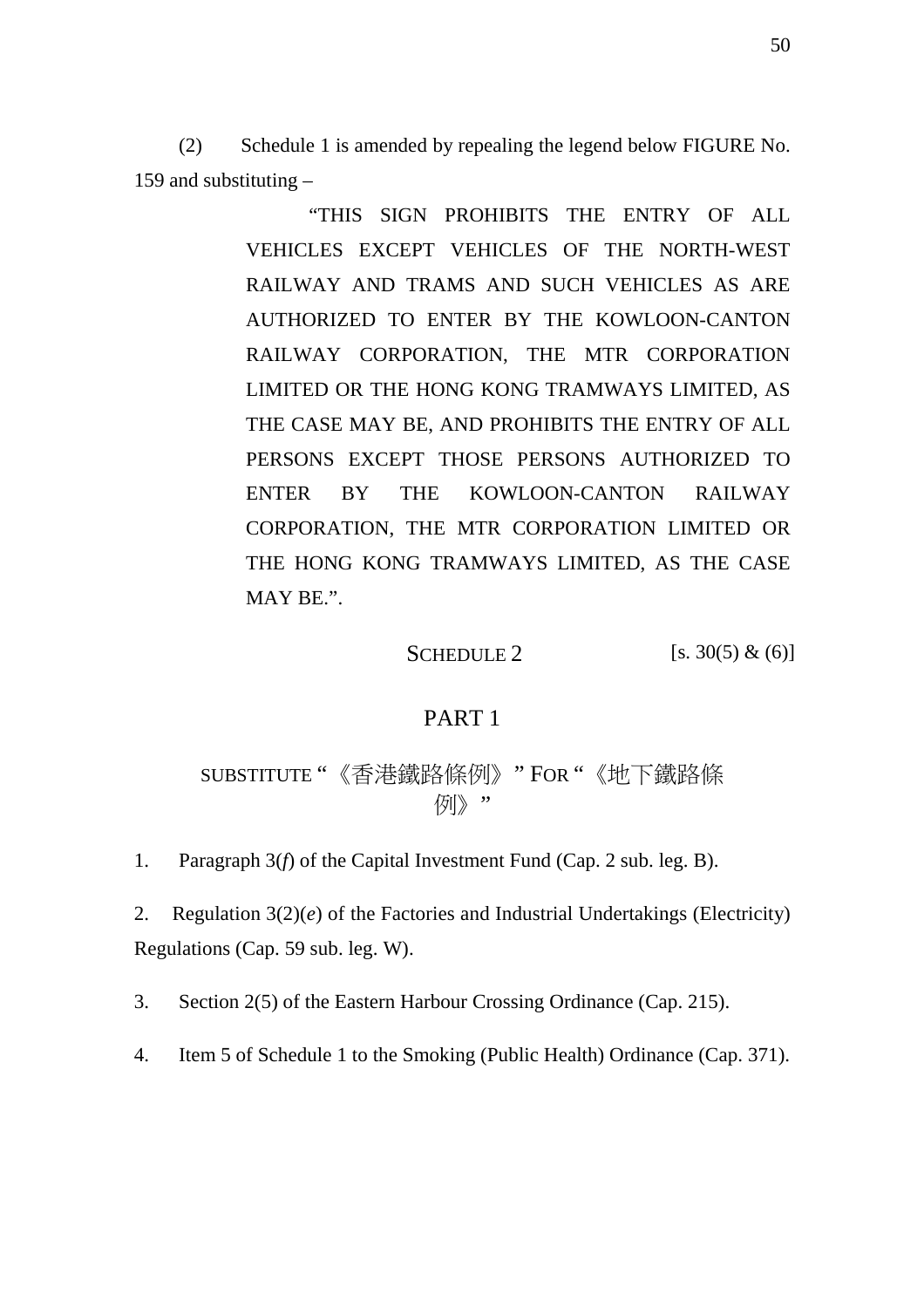(2) Schedule 1 is amended by repealing the legend below FIGURE No. 159 and substituting –

> "THIS SIGN PROHIBITS THE ENTRY OF ALL VEHICLES EXCEPT VEHICLES OF THE NORTH-WEST RAILWAY AND TRAMS AND SUCH VEHICLES AS ARE AUTHORIZED TO ENTER BY THE KOWLOON-CANTON RAILWAY CORPORATION, THE MTR CORPORATION LIMITED OR THE HONG KONG TRAMWAYS LIMITED, AS THE CASE MAY BE, AND PROHIBITS THE ENTRY OF ALL PERSONS EXCEPT THOSE PERSONS AUTHORIZED TO ENTER BY THE KOWLOON-CANTON RAILWAY CORPORATION, THE MTR CORPORATION LIMITED OR THE HONG KONG TRAMWAYS LIMITED, AS THE CASE MAY BE.".

## SCHEDULE 2 [s. 30(5) & (6)]

## PART 1

### SUBSTITUTE "《香港鐵路條例》" FOR "《地下鐵路條例》"

1. Paragraph 3(*f*) of the Capital Investment Fund (Cap. 2 sub. leg. B).

2. Regulation 3(2)(*e*) of the Factories and Industrial Undertakings (Electricity) Regulations (Cap. 59 sub. leg. W).

3. Section 2(5) of the Eastern Harbour Crossing Ordinance (Cap. 215).

4. Item 5 of Schedule 1 to the Smoking (Public Health) Ordinance (Cap. 371).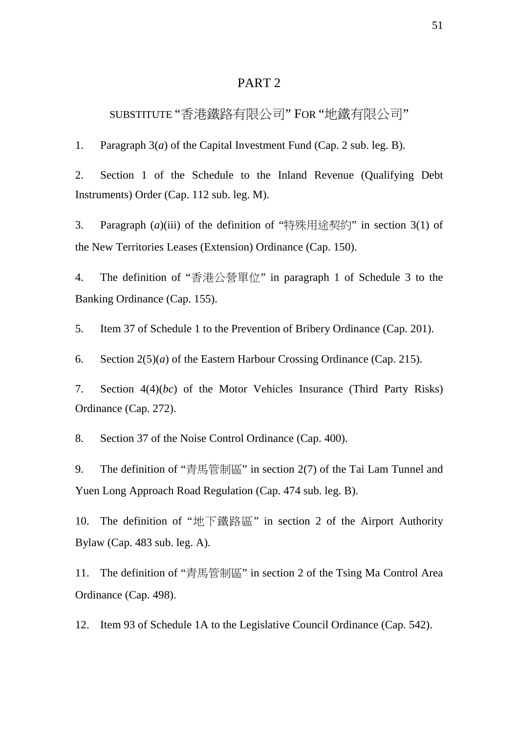# PART 2

## SUBSTITUTE "香港鐵路有限公司" FOR "地鐵有限公司"

1. Paragraph 3(*a*) of the Capital Investment Fund (Cap. 2 sub. leg. B).

2. Section 1 of the Schedule to the Inland Revenue (Qualifying Debt Instruments) Order (Cap. 112 sub. leg. M).

3. Paragraph (*a*)(iii) of the definition of "特殊用途契約" in section 3(1) of the New Territories Leases (Extension) Ordinance (Cap. 150).

4. The definition of "香港公營單位" in paragraph 1 of Schedule 3 to the Banking Ordinance (Cap. 155).

5. Item 37 of Schedule 1 to the Prevention of Bribery Ordinance (Cap. 201).

6. Section 2(5)(*a*) of the Eastern Harbour Crossing Ordinance (Cap. 215).

7. Section 4(4)(*bc*) of the Motor Vehicles Insurance (Third Party Risks) Ordinance (Cap. 272).

8. Section 37 of the Noise Control Ordinance (Cap. 400).

9. The definition of "青馬管制區" in section 2(7) of the Tai Lam Tunnel and Yuen Long Approach Road Regulation (Cap. 474 sub. leg. B).

10. The definition of "地下鐵路區" in section 2 of the Airport Authority Bylaw (Cap. 483 sub. leg. A).

11. The definition of "青馬管制區" in section 2 of the Tsing Ma Control Area Ordinance (Cap. 498).

12. Item 93 of Schedule 1A to the Legislative Council Ordinance (Cap. 542).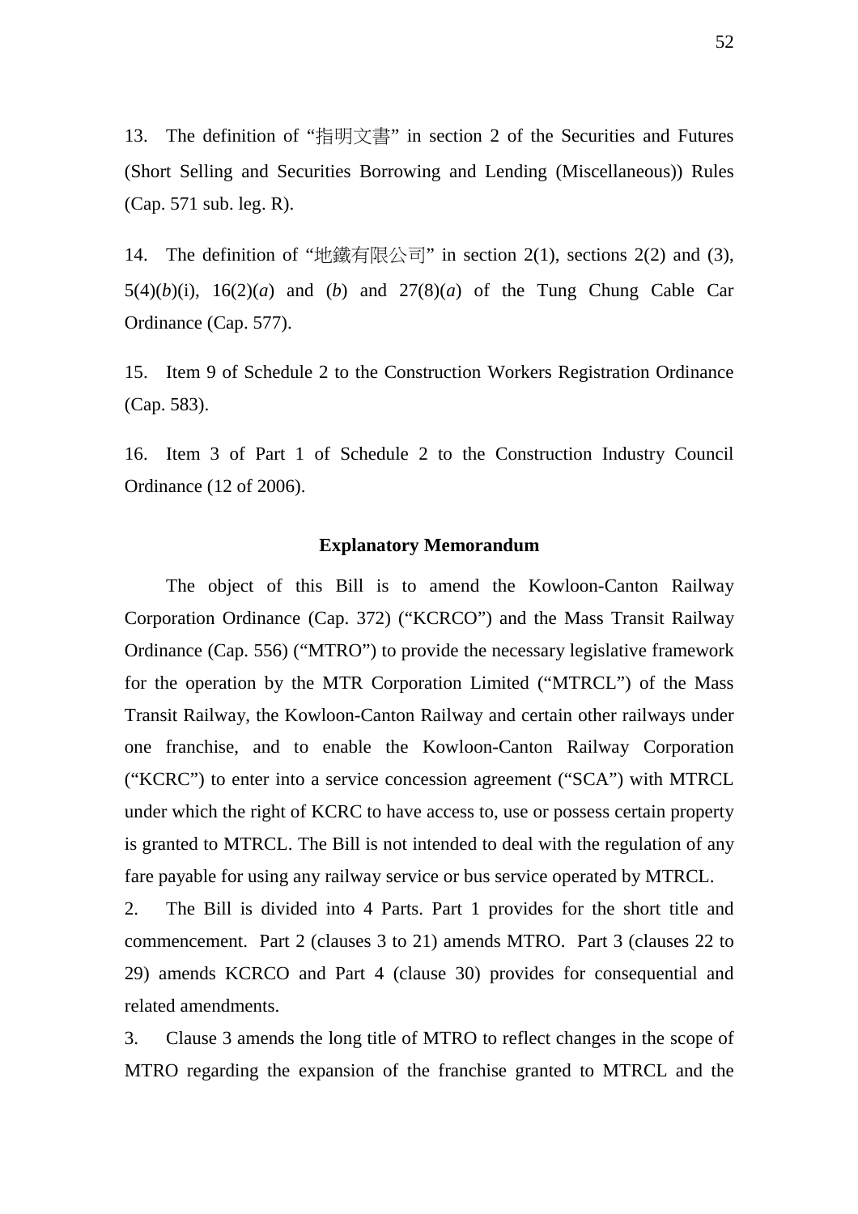13. The definition of "指明文書" in section 2 of the Securities and Futures (Short Selling and Securities Borrowing and Lending (Miscellaneous)) Rules (Cap. 571 sub. leg. R).

14. The definition of "地鐵有限公司" in section 2(1), sections 2(2) and (3), 5(4)(*b*)(i), 16(2)(*a*) and (*b*) and 27(8)(*a*) of the Tung Chung Cable Car Ordinance (Cap. 577).

15. Item 9 of Schedule 2 to the Construction Workers Registration Ordinance (Cap. 583).

16. Item 3 of Part 1 of Schedule 2 to the Construction Industry Council Ordinance (12 of 2006).

**Explanatory Memorandum**

The object of this Bill is to amend the Kowloon-Canton Railway Corporation Ordinance (Cap. 372) ("KCRCO") and the Mass Transit Railway Ordinance (Cap. 556) ("MTRO") to provide the necessary legislative framework for the operation by the MTR Corporation Limited ("MTRCL") of the Mass Transit Railway, the Kowloon-Canton Railway and certain other railways under one franchise, and to enable the Kowloon-Canton Railway Corporation ("KCRC") to enter into a service concession agreement ("SCA") with MTRCL under which the right of KCRC to have access to, use or possess certain property is granted to MTRCL. The Bill is not intended to deal with the regulation of any fare payable for using any railway service or bus service operated by MTRCL.

2. The Bill is divided into 4 Parts. Part 1 provides for the short title and commencement. Part 2 (clauses 3 to 21) amends MTRO. Part 3 (clauses 22 to 29) amends KCRCO and Part 4 (clause 30) provides for consequential and related amendments.

3. Clause 3 amends the long title of MTRO to reflect changes in the scope of MTRO regarding the expansion of the franchise granted to MTRCL and the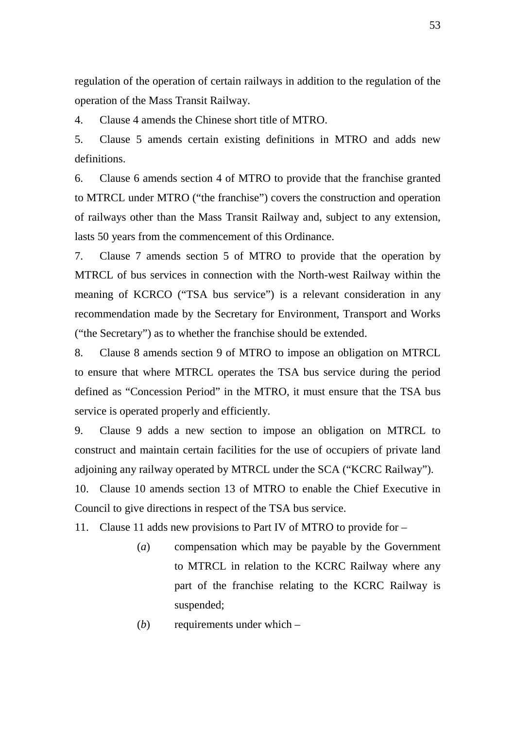regulation of the operation of certain railways in addition to the regulation of the operation of the Mass Transit Railway.

4. Clause 4 amends the Chinese short title of MTRO.

5. Clause 5 amends certain existing definitions in MTRO and adds new definitions.

6. Clause 6 amends section 4 of MTRO to provide that the franchise granted to MTRCL under MTRO ("the franchise") covers the construction and operation of railways other than the Mass Transit Railway and, subject to any extension, lasts 50 years from the commencement of this Ordinance.

7. Clause 7 amends section 5 of MTRO to provide that the operation by MTRCL of bus services in connection with the North-west Railway within the meaning of KCRCO ("TSA bus service") is a relevant consideration in any recommendation made by the Secretary for Environment, Transport and Works ("the Secretary") as to whether the franchise should be extended.

8. Clause 8 amends section 9 of MTRO to impose an obligation on MTRCL to ensure that where MTRCL operates the TSA bus service during the period defined as "Concession Period" in the MTRO, it must ensure that the TSA bus service is operated properly and efficiently.

9. Clause 9 adds a new section to impose an obligation on MTRCL to construct and maintain certain facilities for the use of occupiers of private land adjoining any railway operated by MTRCL under the SCA ("KCRC Railway").

10. Clause 10 amends section 13 of MTRO to enable the Chief Executive in Council to give directions in respect of the TSA bus service.

11. Clause 11 adds new provisions to Part IV of MTRO to provide for –

  (*a*) compensation which may be payable by the Government to MTRCL in relation to the KCRC Railway where any part of the franchise relating to the KCRC Railway is suspended;

  (*b*) requirements under which –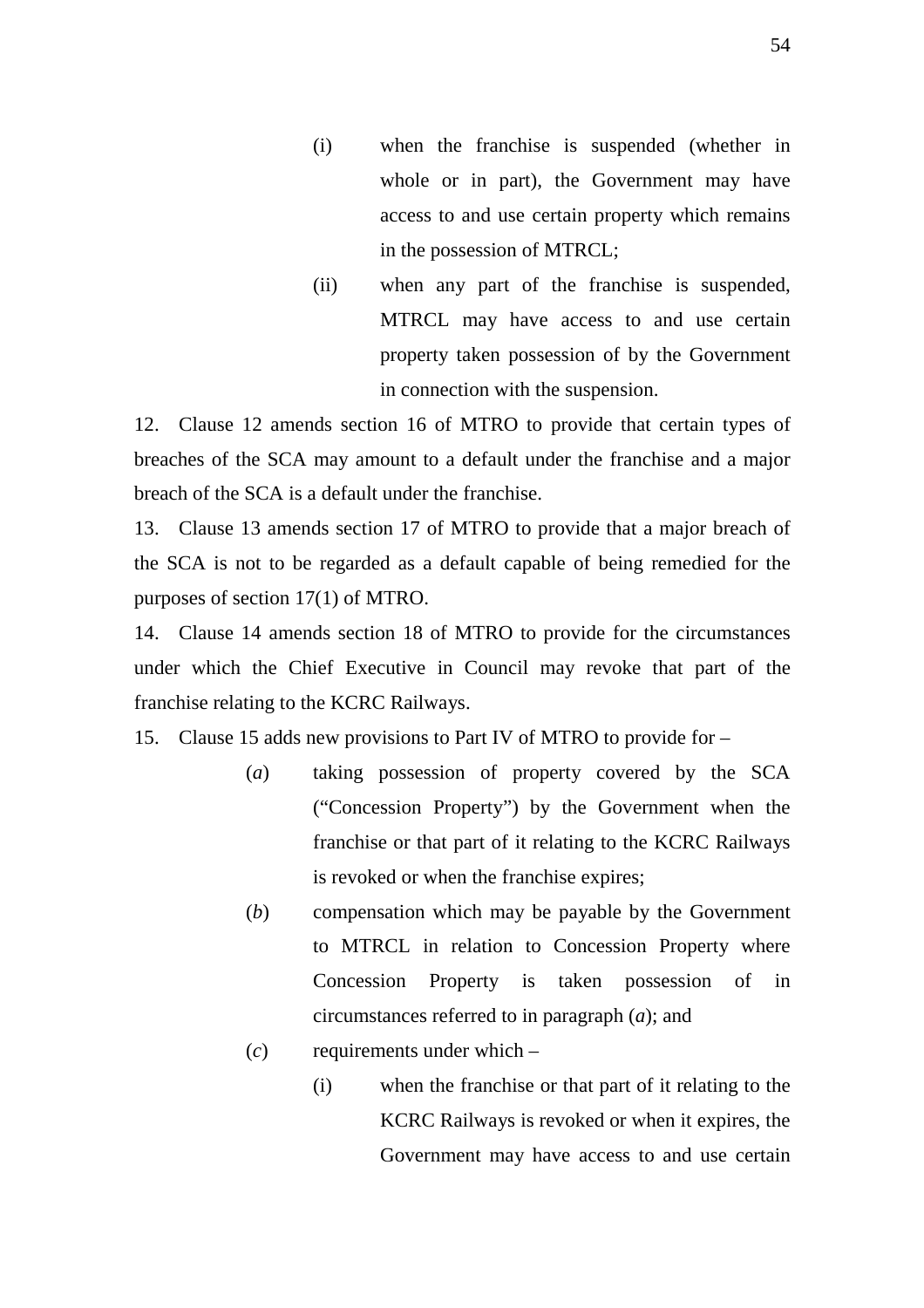(i) when the franchise is suspended (whether in whole or in part), the Government may have access to and use certain property which remains in the possession of MTRCL;

(ii) when any part of the franchise is suspended, MTRCL may have access to and use certain property taken possession of by the Government in connection with the suspension.

12. Clause 12 amends section 16 of MTRO to provide that certain types of breaches of the SCA may amount to a default under the franchise and a major breach of the SCA is a default under the franchise.

13. Clause 13 amends section 17 of MTRO to provide that a major breach of the SCA is not to be regarded as a default capable of being remedied for the purposes of section 17(1) of MTRO.

14. Clause 14 amends section 18 of MTRO to provide for the circumstances under which the Chief Executive in Council may revoke that part of the franchise relating to the KCRC Railways.

15. Clause 15 adds new provisions to Part IV of MTRO to provide for –

(*a*) taking possession of property covered by the SCA ("Concession Property") by the Government when the franchise or that part of it relating to the KCRC Railways is revoked or when the franchise expires;

(*b*) compensation which may be payable by the Government to MTRCL in relation to Concession Property where Concession Property is taken possession of in circumstances referred to in paragraph (*a*); and

(*c*) requirements under which –

(i) when the franchise or that part of it relating to the KCRC Railways is revoked or when it expires, the Government may have access to and use certain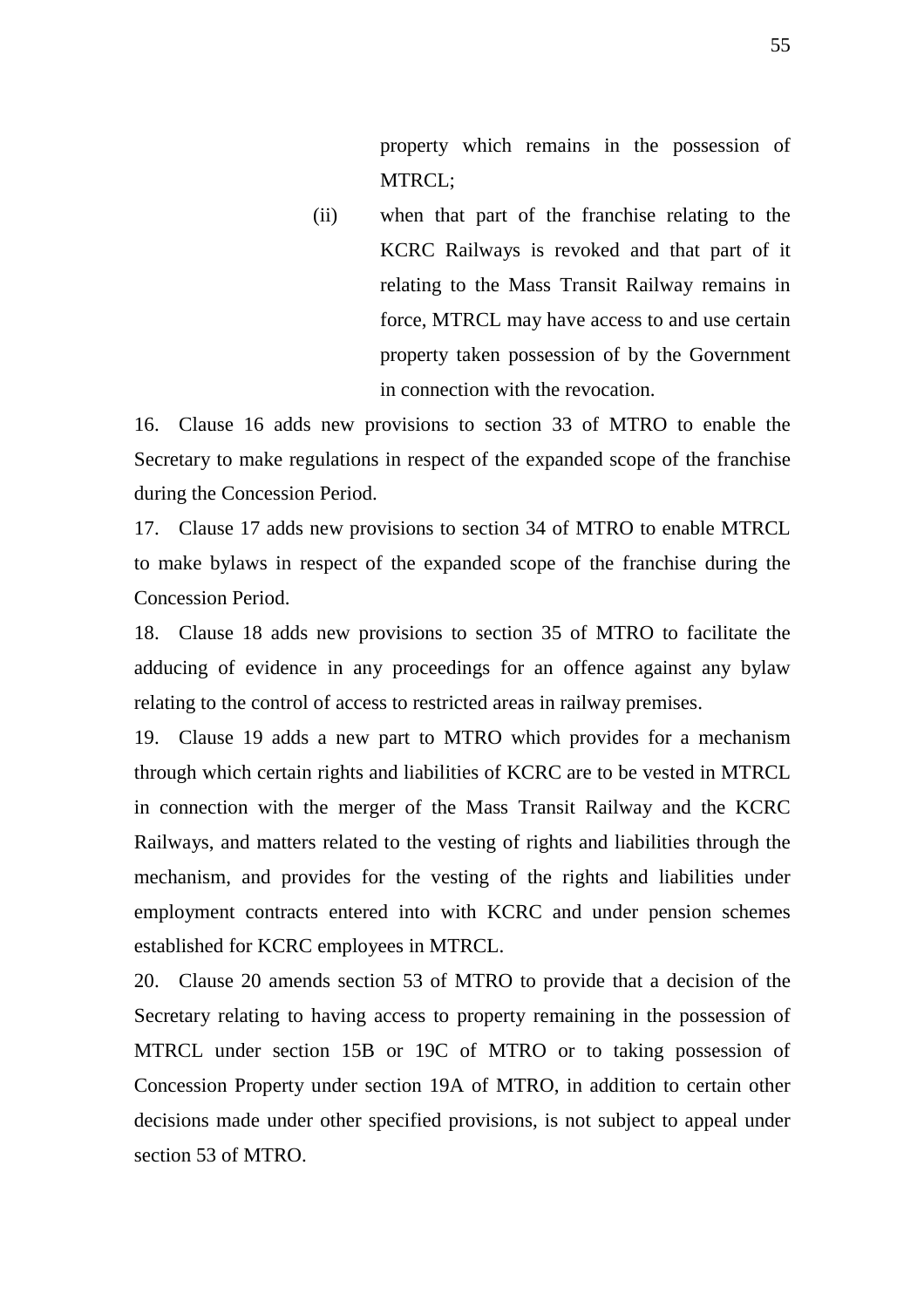property which remains in the possession of MTRCL;

(ii) when that part of the franchise relating to the KCRC Railways is revoked and that part of it relating to the Mass Transit Railway remains in force, MTRCL may have access to and use certain property taken possession of by the Government in connection with the revocation.

16. Clause 16 adds new provisions to section 33 of MTRO to enable the Secretary to make regulations in respect of the expanded scope of the franchise during the Concession Period.

17. Clause 17 adds new provisions to section 34 of MTRO to enable MTRCL to make bylaws in respect of the expanded scope of the franchise during the Concession Period.

18. Clause 18 adds new provisions to section 35 of MTRO to facilitate the adducing of evidence in any proceedings for an offence against any bylaw relating to the control of access to restricted areas in railway premises.

19. Clause 19 adds a new part to MTRO which provides for a mechanism through which certain rights and liabilities of KCRC are to be vested in MTRCL in connection with the merger of the Mass Transit Railway and the KCRC Railways, and matters related to the vesting of rights and liabilities through the mechanism, and provides for the vesting of the rights and liabilities under employment contracts entered into with KCRC and under pension schemes established for KCRC employees in MTRCL.

20. Clause 20 amends section 53 of MTRO to provide that a decision of the Secretary relating to having access to property remaining in the possession of MTRCL under section 15B or 19C of MTRO or to taking possession of Concession Property under section 19A of MTRO, in addition to certain other decisions made under other specified provisions, is not subject to appeal under section 53 of MTRO.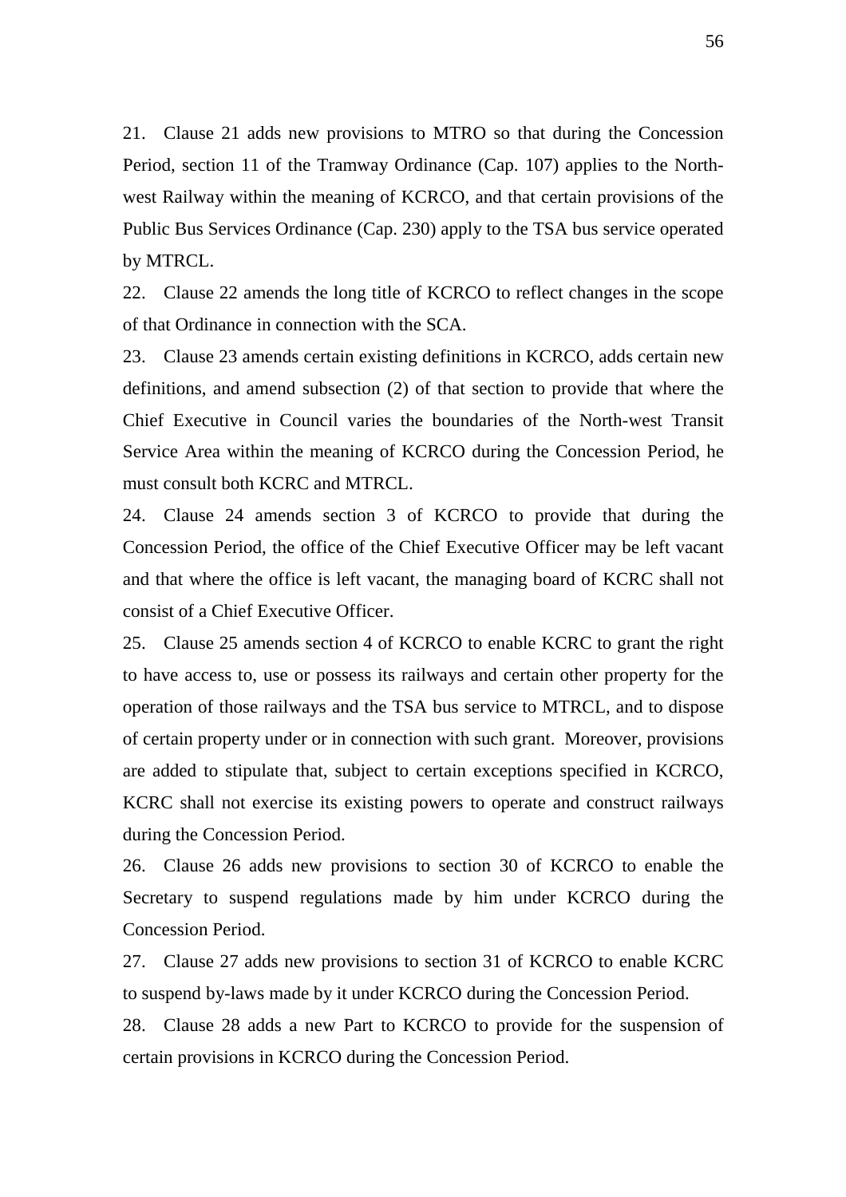21. Clause 21 adds new provisions to MTRO so that during the Concession Period, section 11 of the Tramway Ordinance (Cap. 107) applies to the North-west Railway within the meaning of KCRCO, and that certain provisions of the Public Bus Services Ordinance (Cap. 230) apply to the TSA bus service operated by MTRCL.

22. Clause 22 amends the long title of KCRCO to reflect changes in the scope of that Ordinance in connection with the SCA.

23. Clause 23 amends certain existing definitions in KCRCO, adds certain new definitions, and amend subsection (2) of that section to provide that where the Chief Executive in Council varies the boundaries of the North-west Transit Service Area within the meaning of KCRCO during the Concession Period, he must consult both KCRC and MTRCL.

24. Clause 24 amends section 3 of KCRCO to provide that during the Concession Period, the office of the Chief Executive Officer may be left vacant and that where the office is left vacant, the managing board of KCRC shall not consist of a Chief Executive Officer.

25. Clause 25 amends section 4 of KCRCO to enable KCRC to grant the right to have access to, use or possess its railways and certain other property for the operation of those railways and the TSA bus service to MTRCL, and to dispose of certain property under or in connection with such grant. Moreover, provisions are added to stipulate that, subject to certain exceptions specified in KCRCO, KCRC shall not exercise its existing powers to operate and construct railways during the Concession Period.

26. Clause 26 adds new provisions to section 30 of KCRCO to enable the Secretary to suspend regulations made by him under KCRCO during the Concession Period.

27. Clause 27 adds new provisions to section 31 of KCRCO to enable KCRC to suspend by-laws made by it under KCRCO during the Concession Period.

28. Clause 28 adds a new Part to KCRCO to provide for the suspension of certain provisions in KCRCO during the Concession Period.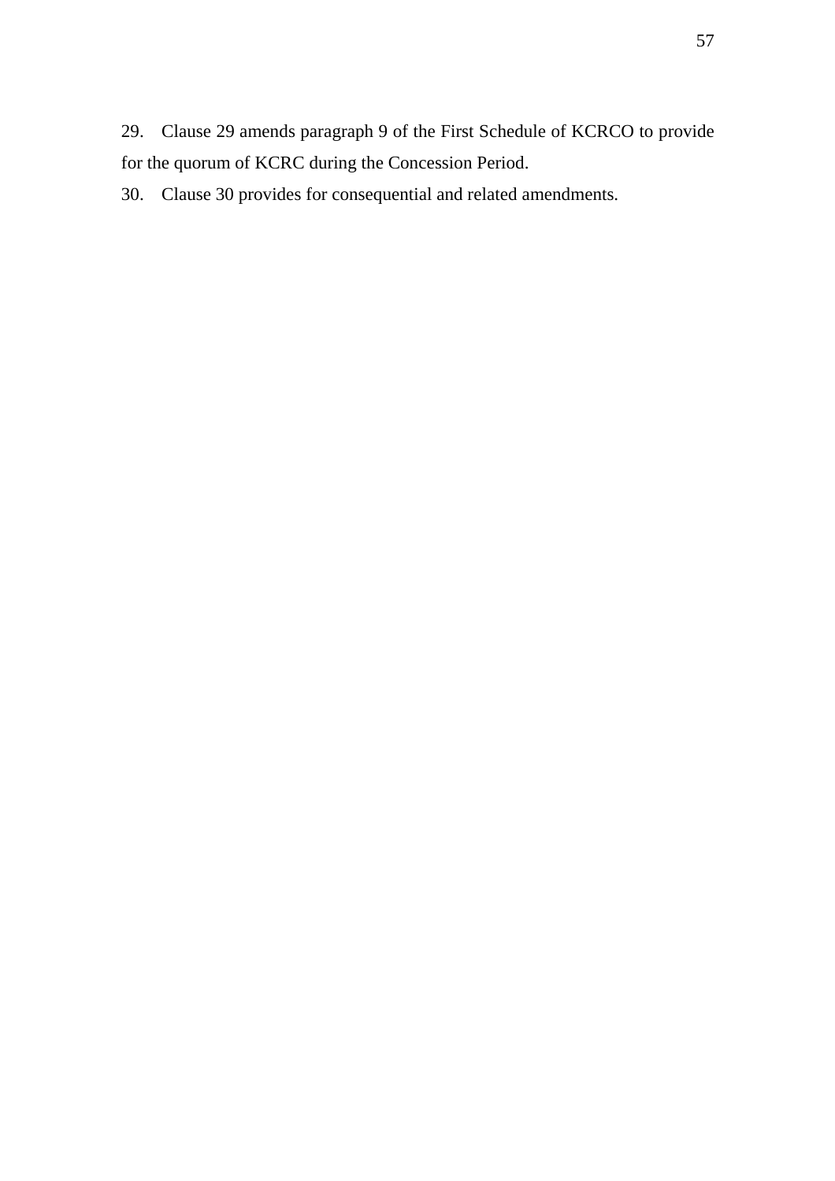29. Clause 29 amends paragraph 9 of the First Schedule of KCRCO to provide for the quorum of KCRC during the Concession Period.

30. Clause 30 provides for consequential and related amendments.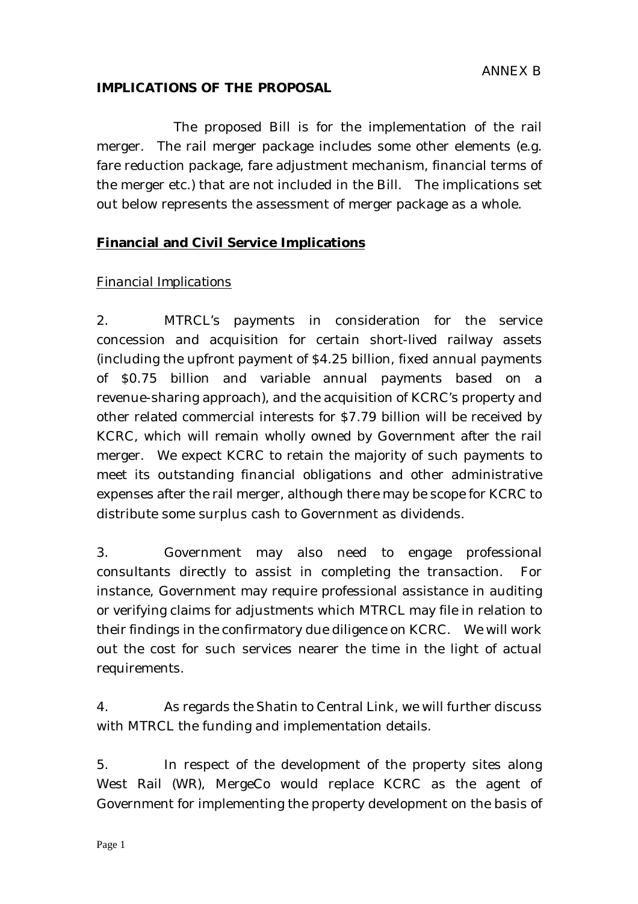ANNEX B

**IMPLICATIONS OF THE PROPOSAL**

The proposed Bill is for the implementation of the rail merger. The rail merger package includes some other elements (e.g. fare reduction package, fare adjustment mechanism, financial terms of the merger etc.) that are not included in the Bill. The implications set out below represents the assessment of merger package as a whole.

**Financial and Civil Service Implications**

Financial Implications

2. MTRCL's payments in consideration for the service concession and acquisition for certain short-lived railway assets (including the upfront payment of \$4.25 billion, fixed annual payments of \$0.75 billion and variable annual payments based on a revenue-sharing approach), and the acquisition of KCRC's property and other related commercial interests for \$7.79 billion will be received by KCRC, which will remain wholly owned by Government after the rail merger. We expect KCRC to retain the majority of such payments to meet its outstanding financial obligations and other administrative expenses after the rail merger, although there may be scope for KCRC to distribute some surplus cash to Government as dividends.

3. Government may also need to engage professional consultants directly to assist in completing the transaction. For instance, Government may require professional assistance in auditing or verifying claims for adjustments which MTRCL may file in relation to their findings in the confirmatory due diligence on KCRC. We will work out the cost for such services nearer the time in the light of actual requirements.

4. As regards the Shatin to Central Link, we will further discuss with MTRCL the funding and implementation details.

5. In respect of the development of the property sites along West Rail (WR), MergeCo would replace KCRC as the agent of Government for implementing the property development on the basis of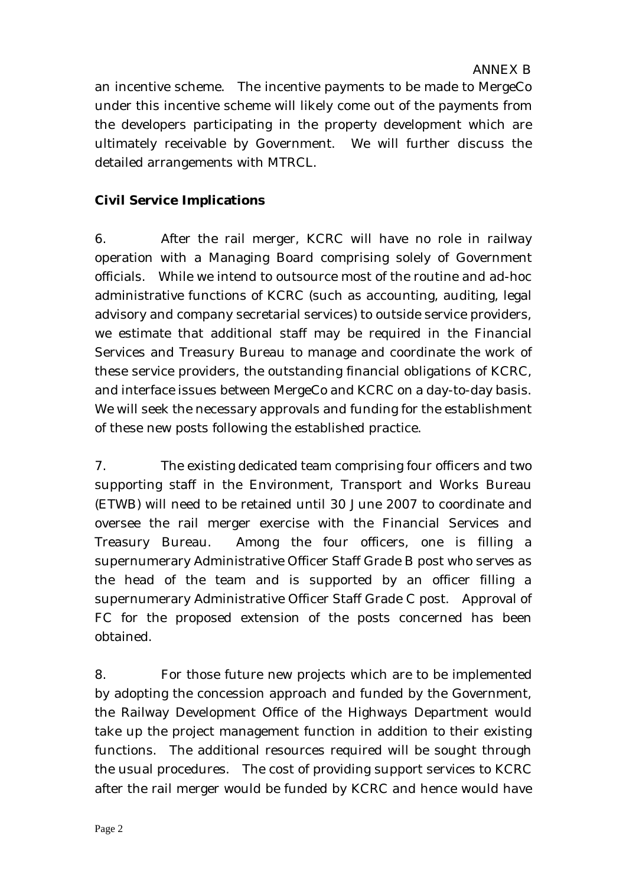ANNEX B

an incentive scheme. The incentive payments to be made to MergeCo under this incentive scheme will likely come out of the payments from the developers participating in the property development which are ultimately receivable by Government. We will further discuss the detailed arrangements with MTRCL.

**Civil Service Implications**

6. After the rail merger, KCRC will have no role in railway operation with a Managing Board comprising solely of Government officials. While we intend to outsource most of the routine and ad-hoc administrative functions of KCRC (such as accounting, auditing, legal advisory and company secretarial services) to outside service providers, we estimate that additional staff may be required in the Financial Services and Treasury Bureau to manage and coordinate the work of these service providers, the outstanding financial obligations of KCRC, and interface issues between MergeCo and KCRC on a day-to-day basis. We will seek the necessary approvals and funding for the establishment of these new posts following the established practice.

7. The existing dedicated team comprising four officers and two supporting staff in the Environment, Transport and Works Bureau (ETWB) will need to be retained until 30 June 2007 to coordinate and oversee the rail merger exercise with the Financial Services and Treasury Bureau. Among the four officers, one is filling a supernumerary Administrative Officer Staff Grade B post who serves as the head of the team and is supported by an officer filling a supernumerary Administrative Officer Staff Grade C post. Approval of FC for the proposed extension of the posts concerned has been obtained.

8. For those future new projects which are to be implemented by adopting the concession approach and funded by the Government, the Railway Development Office of the Highways Department would take up the project management function in addition to their existing functions. The additional resources required will be sought through the usual procedures. The cost of providing support services to KCRC after the rail merger would be funded by KCRC and hence would have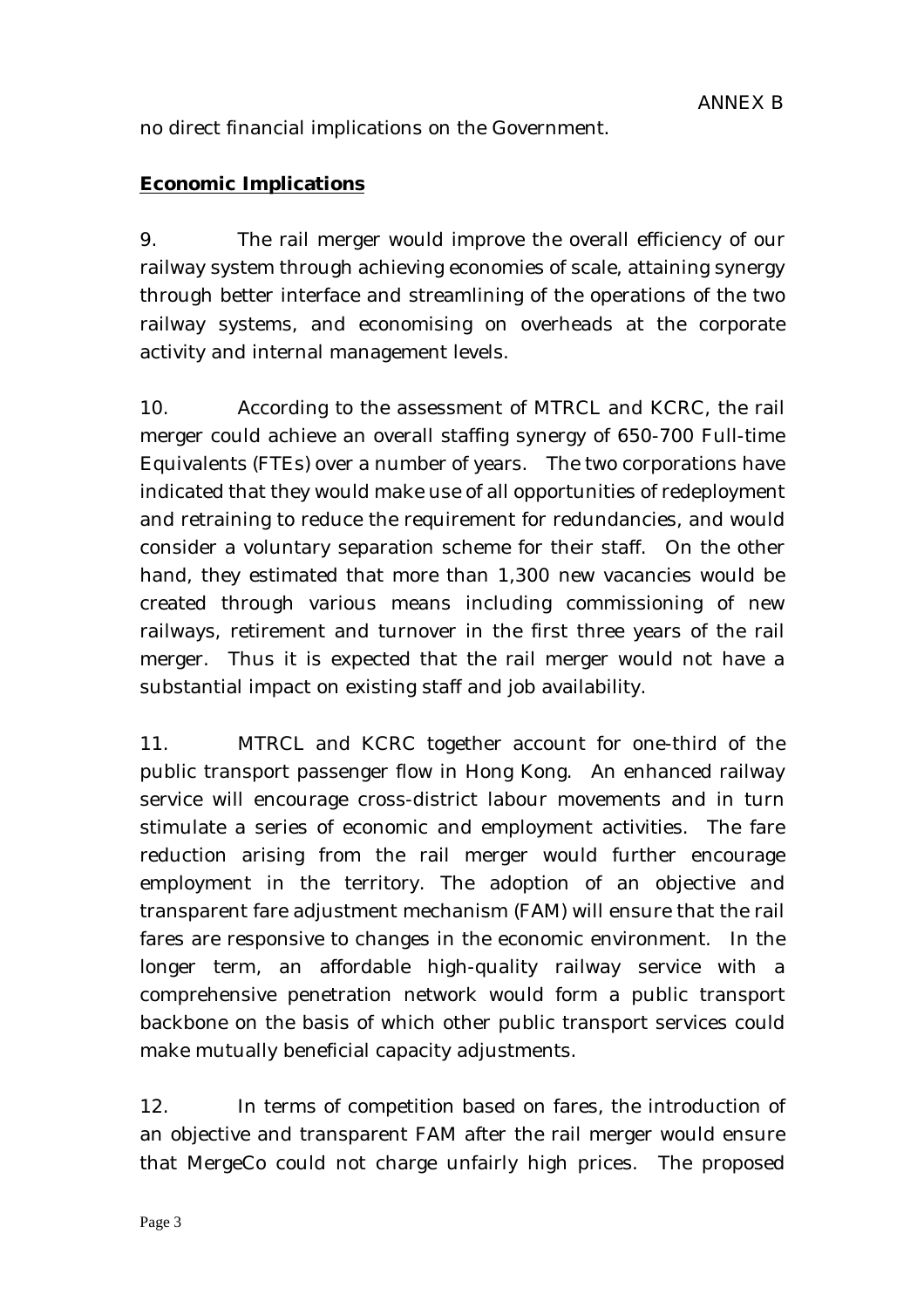no direct financial implications on the Government.

**Economic Implications**

9. The rail merger would improve the overall efficiency of our railway system through achieving economies of scale, attaining synergy through better interface and streamlining of the operations of the two railway systems, and economising on overheads at the corporate activity and internal management levels.

10. According to the assessment of MTRCL and KCRC, the rail merger could achieve an overall staffing synergy of 650-700 Full-time Equivalents (FTEs) over a number of years. The two corporations have indicated that they would make use of all opportunities of redeployment and retraining to reduce the requirement for redundancies, and would consider a voluntary separation scheme for their staff. On the other hand, they estimated that more than 1,300 new vacancies would be created through various means including commissioning of new railways, retirement and turnover in the first three years of the rail merger. Thus it is expected that the rail merger would not have a substantial impact on existing staff and job availability.

11. MTRCL and KCRC together account for one-third of the public transport passenger flow in Hong Kong. An enhanced railway service will encourage cross-district labour movements and in turn stimulate a series of economic and employment activities. The fare reduction arising from the rail merger would further encourage employment in the territory. The adoption of an objective and transparent fare adjustment mechanism (FAM) will ensure that the rail fares are responsive to changes in the economic environment. In the longer term, an affordable high-quality railway service with a comprehensive penetration network would form a public transport backbone on the basis of which other public transport services could make mutually beneficial capacity adjustments.

12. In terms of competition based on fares, the introduction of an objective and transparent FAM after the rail merger would ensure that MergeCo could not charge unfairly high prices. The proposed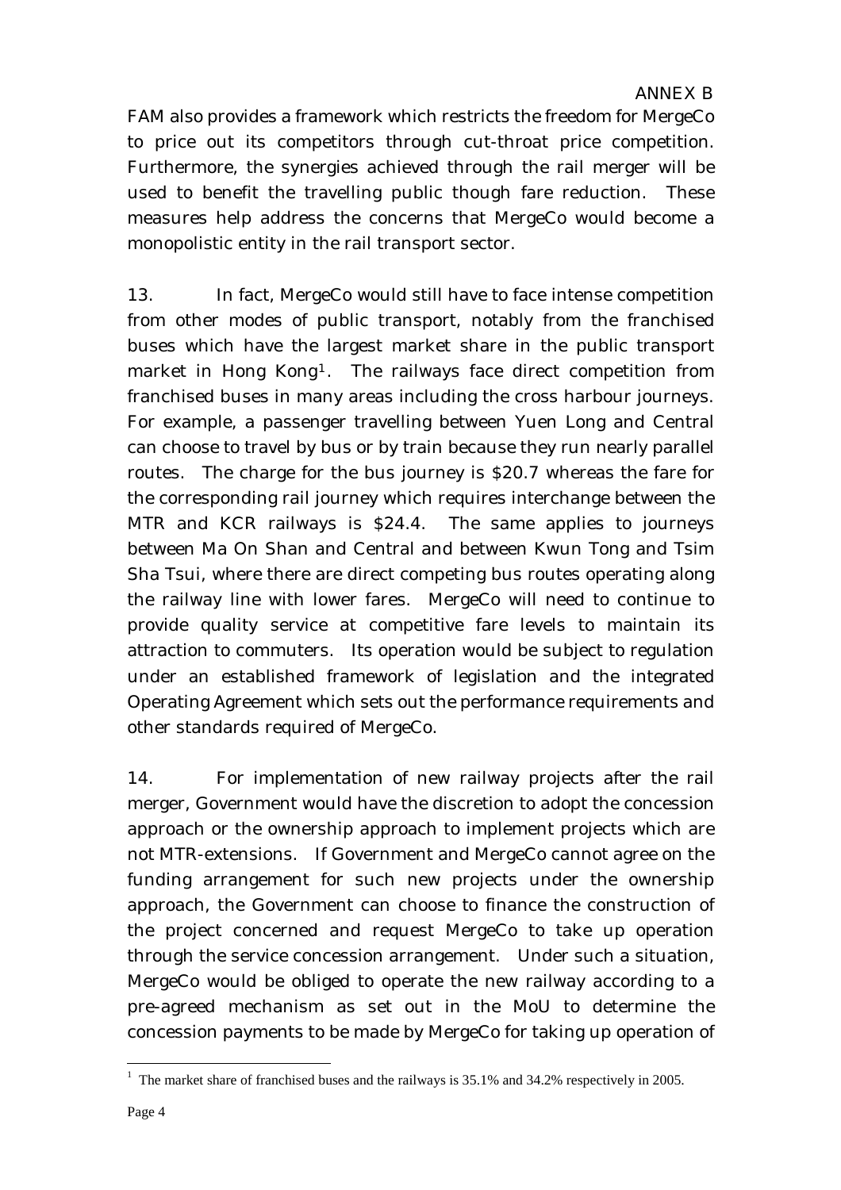FAM also provides a framework which restricts the freedom for MergeCo to price out its competitors through cut-throat price competition. Furthermore, the synergies achieved through the rail merger will be used to benefit the travelling public though fare reduction. These measures help address the concerns that MergeCo would become a monopolistic entity in the rail transport sector.

13. In fact, MergeCo would still have to face intense competition from other modes of public transport, notably from the franchised buses which have the largest market share in the public transport market in Hong Kong[1]. The railways face direct competition from franchised buses in many areas including the cross harbour journeys. For example, a passenger travelling between Yuen Long and Central can choose to travel by bus or by train because they run nearly parallel routes. The charge for the bus journey is $20.7 whereas the fare for the corresponding rail journey which requires interchange between the MTR and KCR railways is $24.4. The same applies to journeys between Ma On Shan and Central and between Kwun Tong and Tsim Sha Tsui, where there are direct competing bus routes operating along the railway line with lower fares. MergeCo will need to continue to provide quality service at competitive fare levels to maintain its attraction to commuters. Its operation would be subject to regulation under an established framework of legislation and the integrated Operating Agreement which sets out the performance requirements and other standards required of MergeCo.

14. For implementation of new railway projects after the rail merger, Government would have the discretion to adopt the concession approach or the ownership approach to implement projects which are not MTR-extensions. If Government and MergeCo cannot agree on the funding arrangement for such new projects under the ownership approach, the Government can choose to finance the construction of the project concerned and request MergeCo to take up operation through the service concession arrangement. Under such a situation, MergeCo would be obliged to operate the new railway according to a pre-agreed mechanism as set out in the MoU to determine the concession payments to be made by MergeCo for taking up operation of

[1] The market share of franchised buses and the railways is 35.1% and 34.2% respectively in 2005.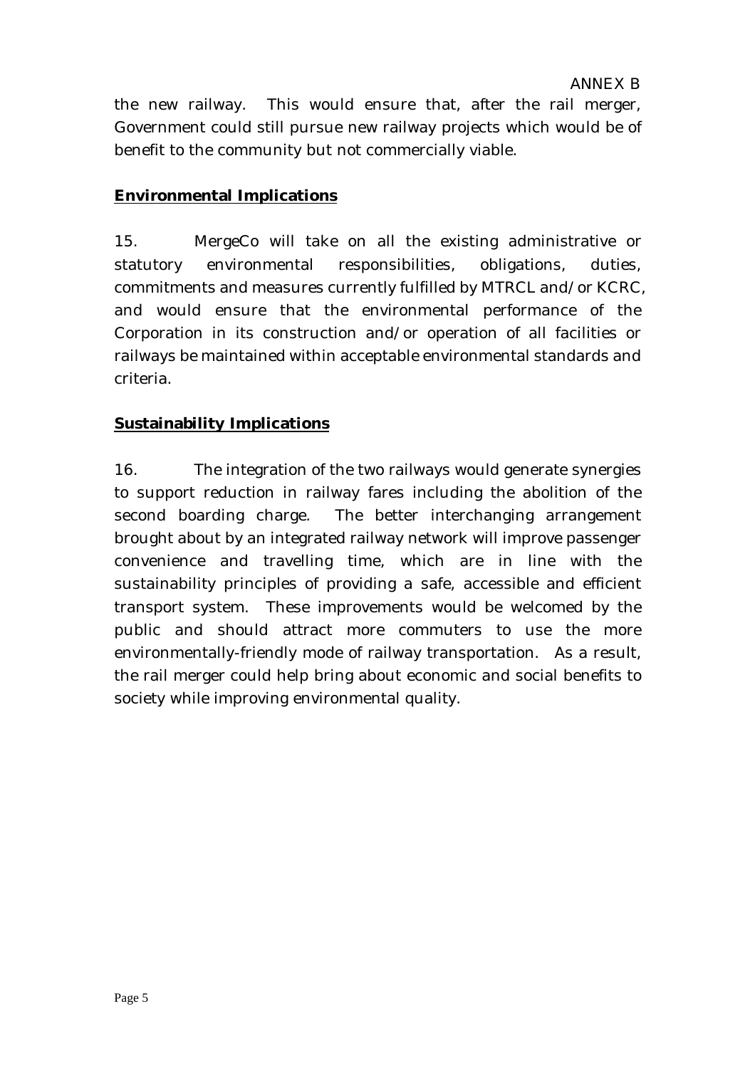the new railway. This would ensure that, after the rail merger, Government could still pursue new railway projects which would be of benefit to the community but not commercially viable.

## Environmental Implications

15. MergeCo will take on all the existing administrative or statutory environmental responsibilities, obligations, duties, commitments and measures currently fulfilled by MTRCL and/or KCRC, and would ensure that the environmental performance of the Corporation in its construction and/or operation of all facilities or railways be maintained within acceptable environmental standards and criteria.

## Sustainability Implications

16. The integration of the two railways would generate synergies to support reduction in railway fares including the abolition of the second boarding charge. The better interchanging arrangement brought about by an integrated railway network will improve passenger convenience and travelling time, which are in line with the sustainability principles of providing a safe, accessible and efficient transport system. These improvements would be welcomed by the public and should attract more commuters to use the more environmentally-friendly mode of railway transportation. As a result, the rail merger could help bring about economic and social benefits to society while improving environmental quality.